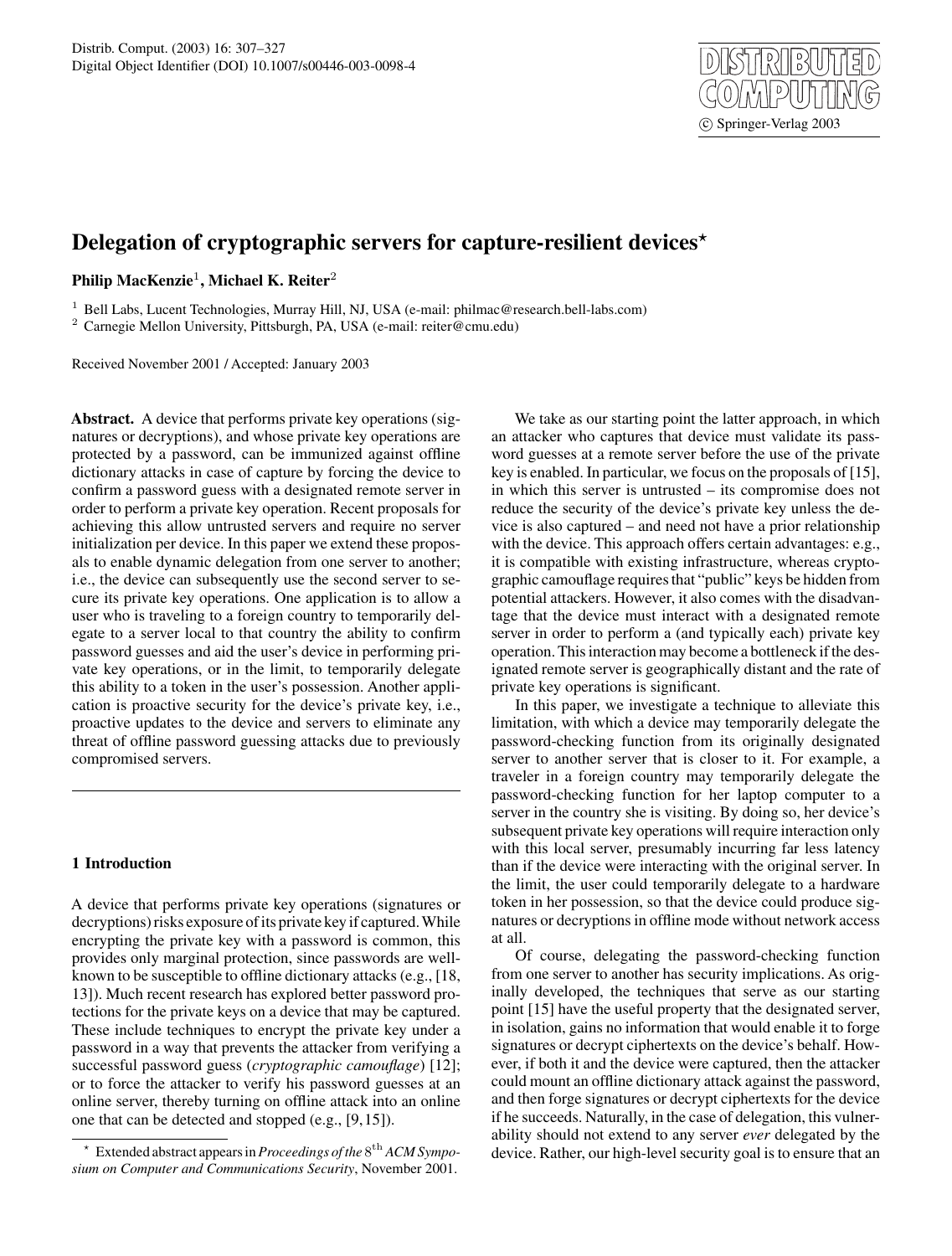# Delegation of cryptographic servers for capture-resilient devices*

**Philip MacKenzie**[1], **Michael K. Reiter**[2]

[1] Bell Labs, Lucent Technologies, Murray Hill, NJ, USA (e-mail: philmac@research.bell-labs.com)
[2] Carnegie Mellon University, Pittsburgh, PA, USA (e-mail: reiter@cmu.edu)

Received November 2001 / Accepted: January 2003

**Abstract.** A device that performs private key operations (signatures or decryptions), and whose private key operations are protected by a password, can be immunized against offline dictionary attacks in case of capture by forcing the device to confirm a password guess with a designated remote server in order to perform a private key operation. Recent proposals for achieving this allow untrusted servers and require no server initialization per device. In this paper we extend these proposals to enable dynamic delegation from one server to another; i.e., the device can subsequently use the second server to secure its private key operations. One application is to allow a user who is traveling to a foreign country to temporarily delegate to a server local to that country the ability to confirm password guesses and aid the user's device in performing private key operations, or in the limit, to temporarily delegate this ability to a token in the user's possession. Another application is proactive security for the device's private key, i.e., proactive updates to the device and servers to eliminate any threat of offline password guessing attacks due to previously compromised servers.

## 1 Introduction

A device that performs private key operations (signatures or decryptions) risks exposure of its private key if captured. While encrypting the private key with a password is common, this provides only marginal protection, since passwords are well-known to be susceptible to offline dictionary attacks (e.g., [18, 13]). Much recent research has explored better password protections for the private keys on a device that may be captured. These include techniques to encrypt the private key under a password in a way that prevents the attacker from verifying a successful password guess (*cryptographic camouflage*) [12]; or to force the attacker to verify his password guesses at an online server, thereby turning on offline attack into an online one that can be detected and stopped (e.g., [9,15]).

We take as our starting point the latter approach, in which an attacker who captures that device must validate its password guesses at a remote server before the use of the private key is enabled. In particular, we focus on the proposals of [15], in which this server is untrusted – its compromise does not reduce the security of the device's private key unless the device is also captured – and need not have a prior relationship with the device. This approach offers certain advantages: e.g., it is compatible with existing infrastructure, whereas cryptographic camouflage requires that "public" keys be hidden from potential attackers. However, it also comes with the disadvantage that the device must interact with a designated remote server in order to perform a (and typically each) private key operation. This interaction may become a bottleneck if the designated remote server is geographically distant and the rate of private key operations is significant.

In this paper, we investigate a technique to alleviate this limitation, with which a device may temporarily delegate the password-checking function from its originally designated server to another server that is closer to it. For example, a traveler in a foreign country may temporarily delegate the password-checking function for her laptop computer to a server in the country she is visiting. By doing so, her device's subsequent private key operations will require interaction only with this local server, presumably incurring far less latency than if the device were interacting with the original server. In the limit, the user could temporarily delegate to a hardware token in her possession, so that the device could produce signatures or decryptions in offline mode without network access at all.

Of course, delegating the password-checking function from one server to another has security implications. As originally developed, the techniques that serve as our starting point [15] have the useful property that the designated server, in isolation, gains no information that would enable it to forge signatures or decrypt ciphertexts on the device's behalf. However, if both it and the device were captured, then the attacker could mount an offline dictionary attack against the password, and then forge signatures or decrypt ciphertexts for the device if he succeeds. Naturally, in the case of delegation, this vulnerability should not extend to any server *ever* delegated by the device. Rather, our high-level security goal is to ensure that an

* Extended abstract appears in *Proceedings of the 8th ACM Symposium on Computer and Communications Security*, November 2001.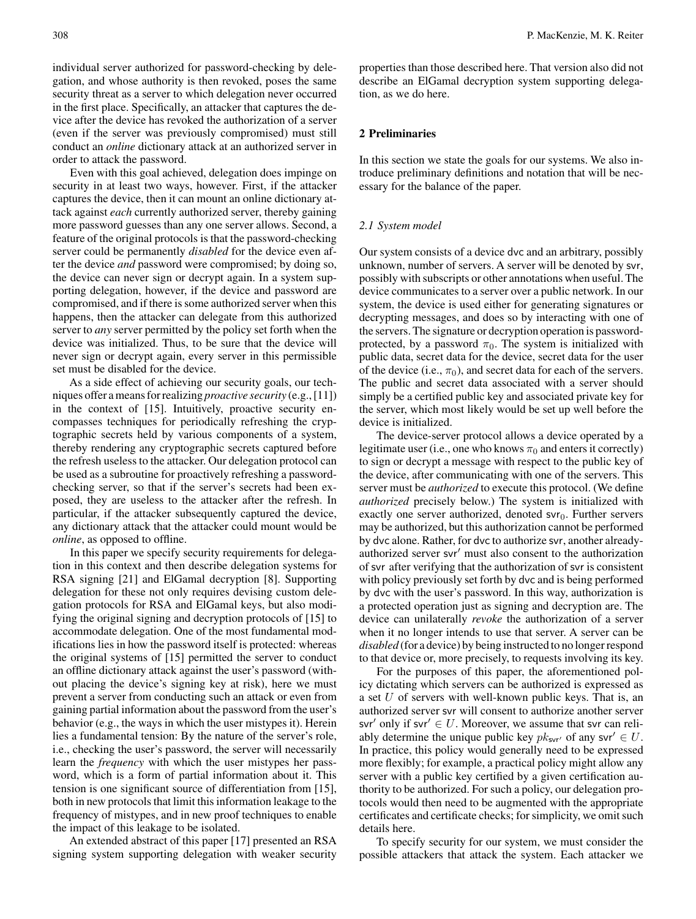individual server authorized for password-checking by delegation, and whose authority is then revoked, poses the same security threat as a server to which delegation never occurred in the first place. Specifically, an attacker that captures the device after the device has revoked the authorization of a server (even if the server was previously compromised) must still conduct an *online* dictionary attack at an authorized server in order to attack the password.

Even with this goal achieved, delegation does impinge on security in at least two ways, however. First, if the attacker captures the device, then it can mount an online dictionary attack against *each* currently authorized server, thereby gaining more password guesses than any one server allows. Second, a feature of the original protocols is that the password-checking server could be permanently *disabled* for the device even after the device *and* password were compromised; by doing so, the device can never sign or decrypt again. In a system supporting delegation, however, if the device and password are compromised, and if there is some authorized server when this happens, then the attacker can delegate from this authorized server to *any* server permitted by the policy set forth when the device was initialized. Thus, to be sure that the device will never sign or decrypt again, every server in this permissible set must be disabled for the device.

As a side effect of achieving our security goals, our techniques offer a means for realizing *proactive security* (e.g., [11]) in the context of [15]. Intuitively, proactive security encompasses techniques for periodically refreshing the cryptographic secrets held by various components of a system, thereby rendering any cryptographic secrets captured before the refresh useless to the attacker. Our delegation protocol can be used as a subroutine for proactively refreshing a password-checking server, so that if the server's secrets had been exposed, they are useless to the attacker after the refresh. In particular, if the attacker subsequently captured the device, any dictionary attack that the attacker could mount would be *online*, as opposed to offline.

In this paper we specify security requirements for delegation in this context and then describe delegation systems for RSA signing [21] and ElGamal decryption [8]. Supporting delegation for these not only requires devising custom delegation protocols for RSA and ElGamal keys, but also modifying the original signing and decryption protocols of [15] to accommodate delegation. One of the most fundamental modifications lies in how the password itself is protected: whereas the original systems of [15] permitted the server to conduct an offline dictionary attack against the user's password (without placing the device's signing key at risk), here we must prevent a server from conducting such an attack or even from gaining partial information about the password from the user's behavior (e.g., the ways in which the user mistypes it). Herein lies a fundamental tension: By the nature of the server's role, i.e., checking the user's password, the server will necessarily learn the *frequency* with which the user mistypes her password, which is a form of partial information about it. This tension is one significant source of differentiation from [15], both in new protocols that limit this information leakage to the frequency of mistypes, and in new proof techniques to enable the impact of this leakage to be isolated.

An extended abstract of this paper [17] presented an RSA signing system supporting delegation with weaker security properties than those described here. That version also did not describe an ElGamal decryption system supporting delegation, as we do here.

## 2 Preliminaries

In this section we state the goals for our systems. We also introduce preliminary definitions and notation that will be necessary for the balance of the paper.

### 2.1 System model

Our system consists of a device $\mathsf{dvc}$ and an arbitrary, possibly unknown, number of servers. A server will be denoted by $\mathsf{svr}$, possibly with subscripts or other annotations when useful. The device communicates to a server over a public network. In our system, the device is used either for generating signatures or decrypting messages, and does so by interacting with one of the servers. The signature or decryption operation is password-protected, by a password $\pi_0$. The system is initialized with public data, secret data for the device, secret data for the user of the device (i.e., $\pi_0$), and secret data for each of the servers. The public and secret data associated with a server should simply be a certified public key and associated private key for the server, which most likely would be set up well before the device is initialized.

The device-server protocol allows a device operated by a legitimate user (i.e., one who knows $\pi_0$ and enters it correctly) to sign or decrypt a message with respect to the public key of the device, after communicating with one of the servers. This server must be *authorized* to execute this protocol. (We define *authorized* precisely below.) The system is initialized with exactly one server authorized, denoted $\mathsf{svr}_0$. Further servers may be authorized, but this authorization cannot be performed by $\mathsf{dvc}$ alone. Rather, for $\mathsf{dvc}$ to authorize $\mathsf{svr}$, another already-authorized server $\mathsf{svr}'$ must also consent to the authorization of $\mathsf{svr}$ after verifying that the authorization of $\mathsf{svr}$ is consistent with policy previously set forth by $\mathsf{dvc}$ and is being performed by $\mathsf{dvc}$ with the user's password. In this way, authorization is a protected operation just as signing and decryption are. The device can unilaterally *revoke* the authorization of a server when it no longer intends to use that server. A server can be *disabled* (for a device) by being instructed to no longer respond to that device or, more precisely, to requests involving its key.

For the purposes of this paper, the aforementioned policy dictating which servers can be authorized is expressed as a set $U$ of servers with well-known public keys. That is, an authorized server $\mathsf{svr}$ will consent to authorize another server $\mathsf{svr}'$ only if $\mathsf{svr}' \in U$. Moreover, we assume that $\mathsf{svr}$ can reliably determine the unique public key $pk_{\mathsf{svr}'}$ of any $\mathsf{svr}' \in U$. In practice, this policy would generally need to be expressed more flexibly; for example, a practical policy might allow any server with a public key certified by a given certification authority to be authorized. For such a policy, our delegation protocols would then need to be augmented with the appropriate certificates and certificate checks; for simplicity, we omit such details here.

To specify security for our system, we must consider the possible attackers that attack the system. Each attacker we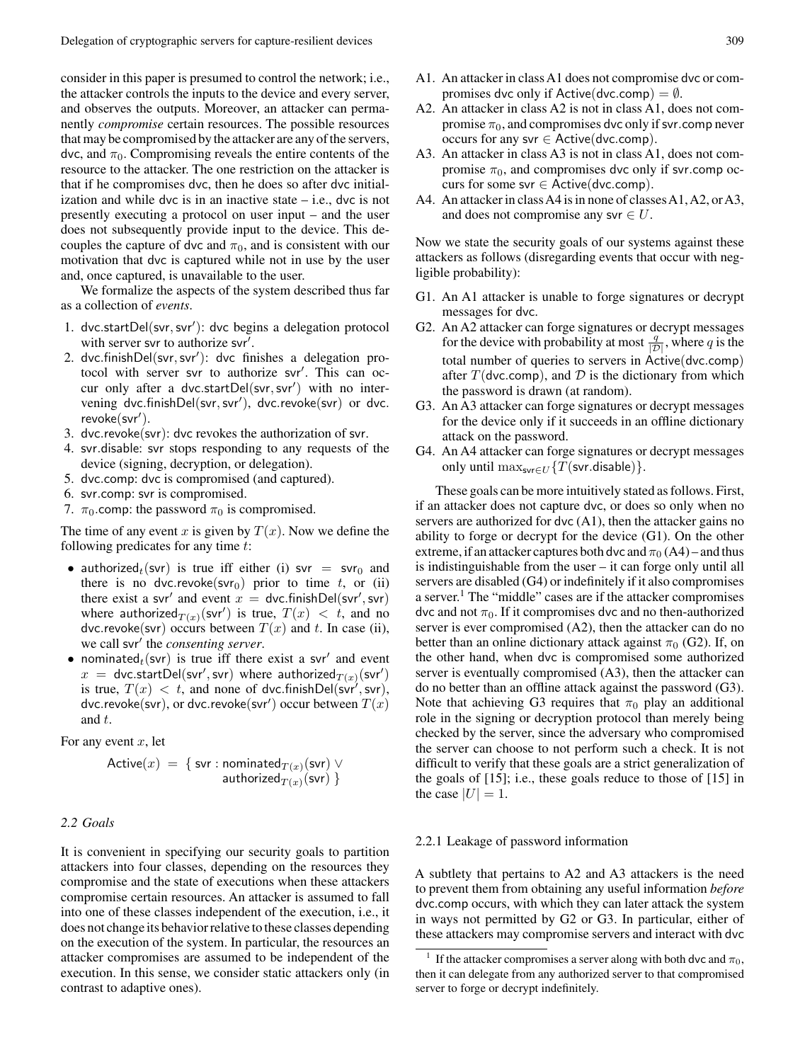consider in this paper is presumed to control the network; i.e., the attacker controls the inputs to the device and every server, and observes the outputs. Moreover, an attacker can permanently *compromise* certain resources. The possible resources that may be compromised by the attacker are any of the servers, dvc, and $\pi_0$. Compromising reveals the entire contents of the resource to the attacker. The one restriction on the attacker is that if he compromises dvc, then he does so after dvc initialization and while dvc is in an inactive state – i.e., dvc is not presently executing a protocol on user input – and the user does not subsequently provide input to the device. This decouples the capture of dvc and $\pi_0$, and is consistent with our motivation that dvc is captured while not in use by the user and, once captured, is unavailable to the user.

We formalize the aspects of the system described thus far as a collection of *events*.

1. dvc.startDel(svr, svr′): dvc begins a delegation protocol with server svr to authorize svr′.
2. dvc.finishDel(svr, svr′): dvc finishes a delegation protocol with server svr to authorize svr′. This can occur only after a dvc.startDel(svr, svr′) with no intervening dvc.finishDel(svr, svr′), dvc.revoke(svr) or dvc.revoke(svr′).
3. dvc.revoke(svr): dvc revokes the authorization of svr.
4. svr.disable: svr stops responding to any requests of the device (signing, decryption, or delegation).
5. dvc.comp: dvc is compromised (and captured).
6. svr.comp: svr is compromised.
7. $\pi_0$.comp: the password $\pi_0$ is compromised.

The time of any event $x$ is given by $T(x)$. Now we define the following predicates for any time $t$:

- authorized$_t$(svr) is true iff either (i) svr $=$ svr$_0$ and there is no dvc.revoke(svr$_0$) prior to time $t$, or (ii) there exist a svr′ and event $x =$ dvc.finishDel(svr′, svr) where authorized$_{T(x)}$(svr′) is true, $T(x) < t$, and no dvc.revoke(svr) occurs between $T(x)$ and $t$. In case (ii), we call svr′ the *consenting server*.
- nominated$_t$(svr) is true iff there exist a svr′ and event $x =$ dvc.startDel(svr′, svr) where authorized$_{T(x)}$(svr′) is true, $T(x) < t$, and none of dvc.finishDel(svr′, svr), dvc.revoke(svr), or dvc.revoke(svr′) occur between $T(x)$ and $t$.

For any event $x$, let

$$\mathsf{Active}(x) = \{ \mathsf{svr} : \mathsf{nominated}_{T(x)}(\mathsf{svr}) \vee \mathsf{authorized}_{T(x)}(\mathsf{svr}) \}$$

### 2.2 Goals

It is convenient in specifying our security goals to partition attackers into four classes, depending on the resources they compromise and the state of executions when these attackers compromise certain resources. An attacker is assumed to fall into one of these classes independent of the execution, i.e., it does not change its behavior relative to these classes depending on the execution of the system. In particular, the resources an attacker compromises are assumed to be independent of the execution. In this sense, we consider static attackers only (in contrast to adaptive ones).

A1. An attacker in class A1 does not compromise dvc or compromises dvc only if Active(dvc.comp) $= \emptyset$.

A2. An attacker in class A2 is not in class A1, does not compromise $\pi_0$, and compromises dvc only if svr.comp never occurs for any svr $\in$ Active(dvc.comp).

A3. An attacker in class A3 is not in class A1, does not compromise $\pi_0$, and compromises dvc only if svr.comp occurs for some svr $\in$ Active(dvc.comp).

A4. An attacker in class A4 is in none of classes A1, A2, or A3, and does not compromise any svr $\in U$.

Now we state the security goals of our systems against these attackers as follows (disregarding events that occur with negligible probability):

G1. An A1 attacker is unable to forge signatures or decrypt messages for dvc.

G2. An A2 attacker can forge signatures or decrypt messages for the device with probability at most $\frac{q}{|\mathcal{D}|}$, where $q$ is the total number of queries to servers in Active(dvc.comp) after $T$(dvc.comp), and $\mathcal{D}$ is the dictionary from which the password is drawn (at random).

G3. An A3 attacker can forge signatures or decrypt messages for the device only if it succeeds in an offline dictionary attack on the password.

G4. An A4 attacker can forge signatures or decrypt messages only until $\max_{\mathsf{svr} \in U}\{T(\mathsf{svr.disable})\}$.

These goals can be more intuitively stated as follows. First, if an attacker does not capture dvc, or does so only when no servers are authorized for dvc (A1), then the attacker gains no ability to forge or decrypt for the device (G1). On the other extreme, if an attacker captures both dvc and $\pi_0$ (A4) – and thus is indistinguishable from the user – it can forge only until all servers are disabled (G4) or indefinitely if it also compromises a server.[1] The "middle" cases are if the attacker compromises dvc and not $\pi_0$. If it compromises dvc and no then-authorized server is ever compromised (A2), then the attacker can do no better than an online dictionary attack against $\pi_0$ (G2). If, on the other hand, when dvc is compromised some authorized server is eventually compromised (A3), then the attacker can do no better than an offline attack against the password (G3). Note that achieving G3 requires that $\pi_0$ play an additional role in the signing or decryption protocol than merely being checked by the server, since the adversary who compromised the server can choose to not perform such a check. It is not difficult to verify that these goals are a strict generalization of the goals of [15]; i.e., these goals reduce to those of [15] in the case $|U| = 1$.

#### 2.2.1 Leakage of password information

A subtlety that pertains to A2 and A3 attackers is the need to prevent them from obtaining any useful information *before* dvc.comp occurs, with which they can later attack the system in ways not permitted by G2 or G3. In particular, either of these attackers may compromise servers and interact with dvc

[1] If the attacker compromises a server along with both dvc and $\pi_0$, then it can delegate from any authorized server to that compromised server to forge or decrypt indefinitely.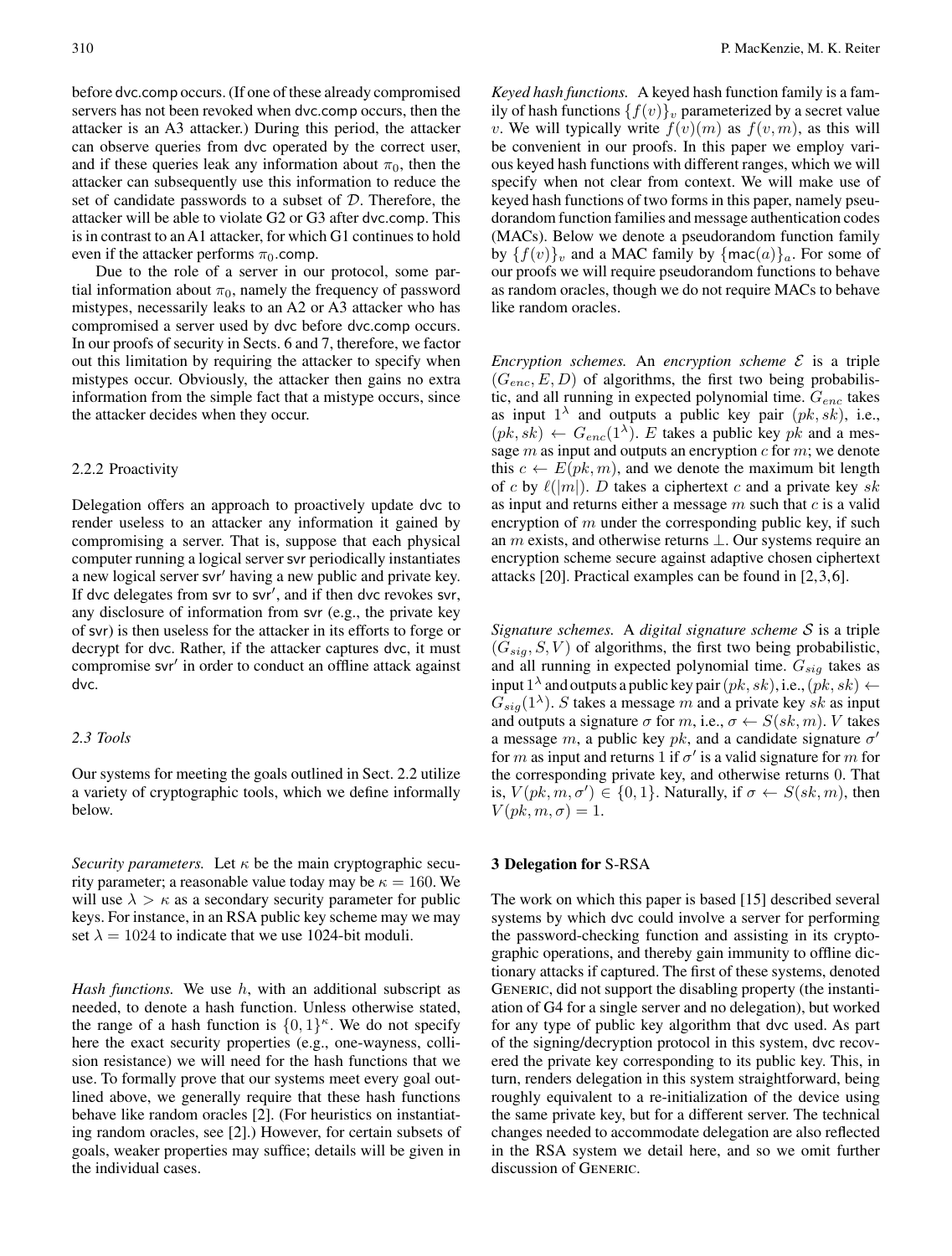before dvc.comp occurs. (If one of these already compromised servers has not been revoked when dvc.comp occurs, then the attacker is an A3 attacker.) During this period, the attacker can observe queries from dvc operated by the correct user, and if these queries leak any information about $\pi_0$, then the attacker can subsequently use this information to reduce the set of candidate passwords to a subset of $\mathcal{D}$. Therefore, the attacker will be able to violate G2 or G3 after dvc.comp. This is in contrast to an A1 attacker, for which G1 continues to hold even if the attacker performs $\pi_0$.comp.

Due to the role of a server in our protocol, some partial information about $\pi_0$, namely the frequency of password mistypes, necessarily leaks to an A2 or A3 attacker who has compromised a server used by dvc before dvc.comp occurs. In our proofs of security in Sects. 6 and 7, therefore, we factor out this limitation by requiring the attacker to specify when mistypes occur. Obviously, the attacker then gains no extra information from the simple fact that a mistype occurs, since the attacker decides when they occur.

#### 2.2.2 Proactivity

Delegation offers an approach to proactively update dvc to render useless to an attacker any information it gained by compromising a server. That is, suppose that each physical computer running a logical server svr periodically instantiates a new logical server svr′ having a new public and private key. If dvc delegates from svr to svr′, and if then dvc revokes svr, any disclosure of information from svr (e.g., the private key of svr) is then useless for the attacker in its efforts to forge or decrypt for dvc. Rather, if the attacker captures dvc, it must compromise svr′ in order to conduct an offline attack against dvc.

### 2.3 Tools

Our systems for meeting the goals outlined in Sect. 2.2 utilize a variety of cryptographic tools, which we define informally below.

*Security parameters.* Let $\kappa$ be the main cryptographic security parameter; a reasonable value today may be $\kappa = 160$. We will use $\lambda > \kappa$ as a secondary security parameter for public keys. For instance, in an RSA public key scheme may we may set $\lambda = 1024$ to indicate that we use 1024-bit moduli.

*Hash functions.* We use $h$, with an additional subscript as needed, to denote a hash function. Unless otherwise stated, the range of a hash function is $\{0,1\}^\kappa$. We do not specify here the exact security properties (e.g., one-wayness, collision resistance) we will need for the hash functions that we use. To formally prove that our systems meet every goal outlined above, we generally require that these hash functions behave like random oracles [2]. (For heuristics on instantiating random oracles, see [2].) However, for certain subsets of goals, weaker properties may suffice; details will be given in the individual cases.

*Keyed hash functions.* A keyed hash function family is a family of hash functions $\{f(v)\}_v$ parameterized by a secret value $v$. We will typically write $f(v)(m)$ as $f(v,m)$, as this will be convenient in our proofs. In this paper we employ various keyed hash functions with different ranges, which we will specify when not clear from context. We will make use of keyed hash functions of two forms in this paper, namely pseudorandom function families and message authentication codes (MACs). Below we denote a pseudorandom function family by $\{f(v)\}_v$ and a MAC family by $\{\mathsf{mac}(a)\}_a$. For some of our proofs we will require pseudorandom functions to behave as random oracles, though we do not require MACs to behave like random oracles.

*Encryption schemes.* An *encryption scheme* $\mathcal{E}$ is a triple $(G_{enc}, E, D)$ of algorithms, the first two being probabilistic, and all running in expected polynomial time. $G_{enc}$ takes as input $1^\lambda$ and outputs a public key pair $(pk, sk)$, i.e., $(pk, sk) \leftarrow G_{enc}(1^\lambda)$. $E$ takes a public key $pk$ and a message $m$ as input and outputs an encryption $c$ for $m$; we denote this $c \leftarrow E(pk, m)$, and we denote the maximum bit length of $c$ by $\ell(|m|)$. $D$ takes a ciphertext $c$ and a private key $sk$ as input and returns either a message $m$ such that $c$ is a valid encryption of $m$ under the corresponding public key, if such an $m$ exists, and otherwise returns $\perp$. Our systems require an encryption scheme secure against adaptive chosen ciphertext attacks [20]. Practical examples can be found in [2,3,6].

*Signature schemes.* A *digital signature scheme* $\mathcal{S}$ is a triple $(G_{sig}, S, V)$ of algorithms, the first two being probabilistic, and all running in expected polynomial time. $G_{sig}$ takes as input $1^\lambda$ and outputs a public key pair $(pk, sk)$, i.e., $(pk, sk) \leftarrow G_{sig}(1^\lambda)$. $S$ takes a message $m$ and a private key $sk$ as input and outputs a signature $\sigma$ for $m$, i.e., $\sigma \leftarrow S(sk, m)$. $V$ takes a message $m$, a public key $pk$, and a candidate signature $\sigma'$ for $m$ as input and returns 1 if $\sigma'$ is a valid signature for $m$ for the corresponding private key, and otherwise returns 0. That is, $V(pk, m, \sigma') \in \{0, 1\}$. Naturally, if $\sigma \leftarrow S(sk, m)$, then $V(pk, m, \sigma) = 1$.

## 3 Delegation for S-RSA

The work on which this paper is based [15] described several systems by which dvc could involve a server for performing the password-checking function and assisting in its cryptographic operations, and thereby gain immunity to offline dictionary attacks if captured. The first of these systems, denoted GENERIC, did not support the disabling property (the instantiation of G4 for a single server and no delegation), but worked for any type of public key algorithm that dvc used. As part of the signing/decryption protocol in this system, dvc recovered the private key corresponding to its public key. This, in turn, renders delegation in this system straightforward, being roughly equivalent to a re-initialization of the device using the same private key, but for a different server. The technical changes needed to accommodate delegation are also reflected in the RSA system we detail here, and so we omit further discussion of GENERIC.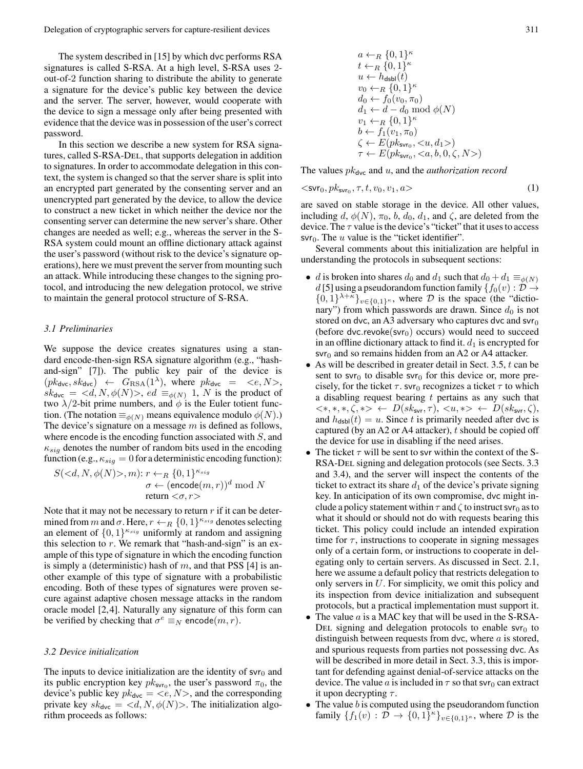The system described in [15] by which dvc performs RSA signatures is called S-RSA. At a high level, S-RSA uses 2-out-of-2 function sharing to distribute the ability to generate a signature for the device's public key between the device and the server. The server, however, would cooperate with the device to sign a message only after being presented with evidence that the device was in possession of the user's correct password.

In this section we describe a new system for RSA signatures, called S-RSA-DEL, that supports delegation in addition to signatures. In order to accommodate delegation in this context, the system is changed so that the server share is split into an encrypted part generated by the consenting server and an unencrypted part generated by the device, to allow the device to construct a new ticket in which neither the device nor the consenting server can determine the new server's share. Other changes are needed as well; e.g., whereas the server in the S-RSA system could mount an offline dictionary attack against the user's password (without risk to the device's signature operations), here we must prevent the server from mounting such an attack. While introducing these changes to the signing protocol, and introducing the new delegation protocol, we strive to maintain the general protocol structure of S-RSA.

### 3.1 Preliminaries

We suppose the device creates signatures using a standard encode-then-sign RSA signature algorithm (e.g., "hash-and-sign" [7]). The public key pair of the device is $(pk_{\mathsf{dvc}}, sk_{\mathsf{dvc}}) \leftarrow G_{\mathrm{RSA}}(1^\lambda)$, where $pk_{\mathsf{dvc}} = \langle e, N\rangle$, $sk_{\mathsf{dvc}} = \langle d, N, \phi(N)\rangle$, $ed \equiv_{\phi(N)} 1$, $N$ is the product of two $\lambda/2$-bit prime numbers, and $\phi$ is the Euler totient function. (The notation $\equiv_{\phi(N)}$ means equivalence modulo $\phi(N)$.) The device's signature on a message $m$ is defined as follows, where encode is the encoding function associated with $S$, and $\kappa_{sig}$ denotes the number of random bits used in the encoding function (e.g., $\kappa_{sig} = 0$ for a deterministic encoding function):

$$
\begin{aligned}
S(\langle d, N, \phi(N)\rangle, m)\colon\ & r \leftarrow_R \{0,1\}^{\kappa_{sig}} \\
& \sigma \leftarrow (\mathsf{encode}(m, r))^d \bmod N \\
& \text{return } \langle \sigma, r\rangle
\end{aligned}
$$

Note that it may not be necessary to return $r$ if it can be determined from $m$ and $\sigma$. Here, $r \leftarrow_R \{0,1\}^{\kappa_{sig}}$ denotes selecting an element of $\{0,1\}^{\kappa_{sig}}$ uniformly at random and assigning this selection to $r$. We remark that "hash-and-sign" is an example of this type of signature in which the encoding function is simply a (deterministic) hash of $m$, and that PSS [4] is another example of this type of signature with a probabilistic encoding. Both of these types of signatures were proven secure against adaptive chosen message attacks in the random oracle model [2,4]. Naturally any signature of this form can be verified by checking that $\sigma^e \equiv_N \mathsf{encode}(m, r)$.

### 3.2 Device initialization

The inputs to device initialization are the identity of $\mathsf{svr}_0$ and its public encryption key $pk_{\mathsf{svr}_0}$, the user's password $\pi_0$, the device's public key $pk_{\mathsf{dvc}} = \langle e, N\rangle$, and the corresponding private key $sk_{\mathsf{dvc}} = \langle d, N, \phi(N)\rangle$. The initialization algorithm proceeds as follows:

$$
\begin{aligned}
& a \leftarrow_R \{0,1\}^\kappa \\
& t \leftarrow_R \{0,1\}^\kappa \\
& u \leftarrow h_{\mathsf{dsbl}}(t) \\
& v_0 \leftarrow_R \{0,1\}^\kappa \\
& d_0 \leftarrow f_0(v_0, \pi_0) \\
& d_1 \leftarrow d - d_0 \bmod \phi(N) \\
& v_1 \leftarrow_R \{0,1\}^\kappa \\
& b \leftarrow f_1(v_1, \pi_0) \\
& \zeta \leftarrow E(pk_{\mathsf{svr}_0}, \langle u, d_1\rangle) \\
& \tau \leftarrow E(pk_{\mathsf{svr}_0}, \langle a, b, 0, \zeta, N\rangle)
\end{aligned}
$$

The values $pk_{\mathsf{dvc}}$ and $u$, and the *authorization record*

$$
\langle \mathsf{svr}_0, pk_{\mathsf{svr}_0}, \tau, t, v_0, v_1, a\rangle \tag{1}
$$

are saved on stable storage in the device. All other values, including $d$, $\phi(N)$, $\pi_0$, $b$, $d_0$, $d_1$, and $\zeta$, are deleted from the device. The $\tau$ value is the device's "ticket" that it uses to access $\mathsf{svr}_0$. The $u$ value is the "ticket identifier".

Several comments about this initialization are helpful in understanding the protocols in subsequent sections:

- $d$ is broken into shares $d_0$ and $d_1$ such that $d_0 + d_1 \equiv_{\phi(N)} d$ [5] using a pseudorandom function family $\{f_0(v) : \mathcal{D} \to \{0,1\}^{\lambda+\kappa}\}_{v \in \{0,1\}^\kappa}$, where $\mathcal{D}$ is the space (the "dictionary") from which passwords are drawn. Since $d_0$ is not stored on dvc, an A3 adversary who captures dvc and $\mathsf{svr}_0$ (before $\mathsf{dvc.revoke}(\mathsf{svr}_0)$ occurs) would need to succeed in an offline dictionary attack to find it. $d_1$ is encrypted for $\mathsf{svr}_0$ and so remains hidden from an A2 or A4 attacker.
- As will be described in greater detail in Sect. 3.5, $t$ can be sent to $\mathsf{svr}_0$ to disable $\mathsf{svr}_0$ for this device or, more precisely, for the ticket $\tau$. $\mathsf{svr}_0$ recognizes a ticket $\tau$ to which a disabling request bearing $t$ pertains as any such that $\langle *, *, *, \zeta, *\rangle \leftarrow D(sk_{\mathsf{svr}}, \tau)$, $\langle u, *\rangle \leftarrow D(sk_{\mathsf{svr}}, \zeta)$, and $h_{\mathsf{dsbl}}(t) = u$. Since $t$ is primarily needed after dvc is captured (by an A2 or A4 attacker), $t$ should be copied off the device for use in disabling if the need arises.
- The ticket $\tau$ will be sent to svr within the context of the S-RSA-DEL signing and delegation protocols (see Sects. 3.3 and 3.4), and the server will inspect the contents of the ticket to extract its share $d_1$ of the device's private signing key. In anticipation of its own compromise, dvc might include a policy statement within $\tau$ and $\zeta$ to instruct $\mathsf{svr}_0$ as to what it should or should not do with requests bearing this ticket. This policy could include an intended expiration time for $\tau$, instructions to cooperate in signing messages only of a certain form, or instructions to cooperate in delegating only to certain servers. As discussed in Sect. 2.1, here we assume a default policy that restricts delegation to only servers in $U$. For simplicity, we omit this policy and its inspection from device initialization and subsequent protocols, but a practical implementation must support it.
- The value $a$ is a MAC key that will be used in the S-RSA-DEL signing and delegation protocols to enable $\mathsf{svr}_0$ to distinguish between requests from dvc, where $a$ is stored, and spurious requests from parties not possessing dvc. As will be described in more detail in Sect. 3.3, this is important for defending against denial-of-service attacks on the device. The value $a$ is included in $\tau$ so that $\mathsf{svr}_0$ can extract it upon decrypting $\tau$.
- The value $b$ is computed using the pseudorandom function family $\{f_1(v) : \mathcal{D} \to \{0,1\}^\kappa\}_{v \in \{0,1\}^\kappa}$, where $\mathcal{D}$ is the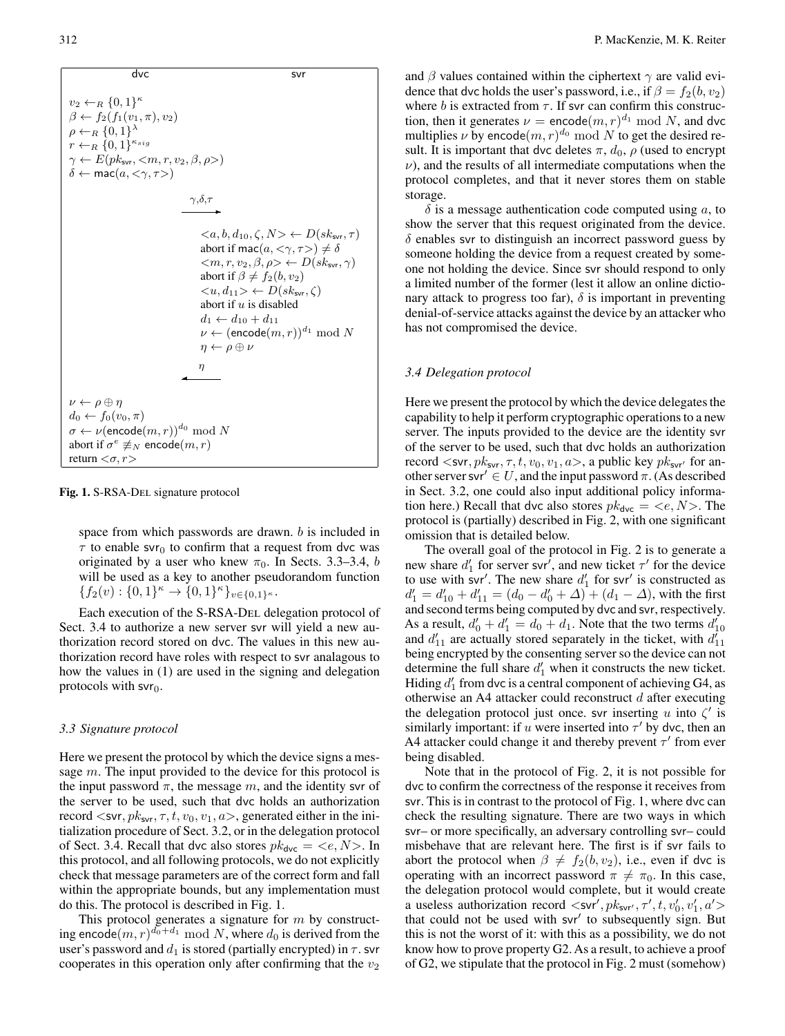```
dvc                                              svr

v_2 ←_R {0,1}^κ
β ← f_2(f_1(v_1, π), v_2)
ρ ←_R {0,1}^λ
r ←_R {0,1}^{κ_sig}
γ ← E(pk_svr, <m, r, v_2, β, ρ>)
δ ← mac(a, <γ, τ>)

                        γ,δ,τ
                    ----------->

                              <a, b, d_10, ζ, N> ← D(sk_svr, τ)
                              abort if mac(a, <γ, τ>) ≠ δ
                              <m, r, v_2, β, ρ> ← D(sk_svr, γ)
                              abort if β ≠ f_2(b, v_2)
                              <u, d_11> ← D(sk_svr, ζ)
                              abort if u is disabled
                              d_1 ← d_10 + d_11
                              ν ← (encode(m, r))^{d_1} mod N
                              η ← ρ ⊕ ν

                          η
                    <-----------

ν ← ρ ⊕ η
d_0 ← f_0(v_0, π)
σ ← ν(encode(m, r))^{d_0} mod N
abort if σ^e ≢_N encode(m, r)
return <σ, r>
```

**Fig. 1.** S-RSA-DEL signature protocol

space from which passwords are drawn. $b$ is included in $\tau$ to enable $\mathsf{svr}_0$ to confirm that a request from dvc was originated by a user who knew $\pi_0$. In Sects. 3.3–3.4, $b$ will be used as a key to another pseudorandom function $\{f_2(v) : \{0,1\}^\kappa \to \{0,1\}^\kappa\}_{v \in \{0,1\}^\kappa}$.

Each execution of the S-RSA-DEL delegation protocol of Sect. 3.4 to authorize a new server svr will yield a new authorization record stored on dvc. The values in this new authorization record have roles with respect to svr analagous to how the values in (1) are used in the signing and delegation protocols with $\mathsf{svr}_0$.

### 3.3 Signature protocol

Here we present the protocol by which the device signs a message $m$. The input provided to the device for this protocol is the input password $\pi$, the message $m$, and the identity svr of the server to be used, such that dvc holds an authorization record $<\mathsf{svr}, pk_{\mathsf{svr}}, \tau, t, v_0, v_1, a>$, generated either in the initialization procedure of Sect. 3.2, or in the delegation protocol of Sect. 3.4. Recall that dvc also stores $pk_{\mathsf{dvc}} = <e, N>$. In this protocol, and all following protocols, we do not explicitly check that message parameters are of the correct form and fall within the appropriate bounds, but any implementation must do this. The protocol is described in Fig. 1.

This protocol generates a signature for $m$ by constructing $\mathsf{encode}(m,r)^{d_0+d_1} \bmod N$, where $d_0$ is derived from the user's password and $d_1$ is stored (partially encrypted) in $\tau$. svr cooperates in this operation only after confirming that the $v_2$ and $\beta$ values contained within the ciphertext $\gamma$ are valid evidence that dvc holds the user's password, i.e., if $\beta = f_2(b, v_2)$ where $b$ is extracted from $\tau$. If svr can confirm this construction, then it generates $\nu = \mathsf{encode}(m,r)^{d_1} \bmod N$, and dvc multiplies $\nu$ by $\mathsf{encode}(m,r)^{d_0} \bmod N$ to get the desired result. It is important that dvc deletes $\pi$, $d_0$, $\rho$ (used to encrypt $\nu$), and the results of all intermediate computations when the protocol completes, and that it never stores them on stable storage.

$\delta$ is a message authentication code computed using $a$, to show the server that this request originated from the device. $\delta$ enables svr to distinguish an incorrect password guess by someone holding the device from a request created by someone not holding the device. Since svr should respond to only a limited number of the former (lest it allow an online dictionary attack to progress too far), $\delta$ is important in preventing denial-of-service attacks against the device by an attacker who has not compromised the device.

### 3.4 Delegation protocol

Here we present the protocol by which the device delegates the capability to help it perform cryptographic operations to a new server. The inputs provided to the device are the identity svr of the server to be used, such that dvc holds an authorization record $<\mathsf{svr}, pk_{\mathsf{svr}}, \tau, t, v_0, v_1, a>$, a public key $pk_{\mathsf{svr}'}$ for another server $\mathsf{svr}' \in U$, and the input password $\pi$. (As described in Sect. 3.2, one could also input additional policy information here.) Recall that dvc also stores $pk_{\mathsf{dvc}} = <e, N>$. The protocol is (partially) described in Fig. 2, with one significant omission that is detailed below.

The overall goal of the protocol in Fig. 2 is to generate a new share $d_1'$ for server $\mathsf{svr}'$, and new ticket $\tau'$ for the device to use with $\mathsf{svr}'$. The new share $d_1'$ for $\mathsf{svr}'$ is constructed as $d_1' = d_{10}' + d_{11}' = (d_0 - d_0' + \Delta) + (d_1 - \Delta)$, with the first and second terms being computed by dvc and svr, respectively. As a result, $d_0' + d_1' = d_0 + d_1$. Note that the two terms $d_{10}'$ and $d_{11}'$ are actually stored separately in the ticket, with $d_{11}'$ being encrypted by the consenting server so the device can not determine the full share $d_1'$ when it constructs the new ticket. Hiding $d_1'$ from dvc is a central component of achieving G4, as otherwise an A4 attacker could reconstruct $d$ after executing the delegation protocol just once. svr inserting $u$ into $\zeta'$ is similarly important: if $u$ were inserted into $\tau'$ by dvc, then an A4 attacker could change it and thereby prevent $\tau'$ from ever being disabled.

Note that in the protocol of Fig. 2, it is not possible for dvc to confirm the correctness of the response it receives from svr. This is in contrast to the protocol of Fig. 1, where dvc can check the resulting signature. There are two ways in which svr– or more specifically, an adversary controlling svr– could misbehave that are relevant here. The first is if svr fails to abort the protocol when $\beta \neq f_2(b, v_2)$, i.e., even if dvc is operating with an incorrect password $\pi \neq \pi_0$. In this case, the delegation protocol would complete, but it would create a useless authorization record $<\mathsf{svr}', pk_{\mathsf{svr}'}, \tau', t, v_0', v_1', a'>$ that could not be used with $\mathsf{svr}'$ to subsequently sign. But this is not the worst of it: with this as a possibility, we do not know how to prove property G2. As a result, to achieve a proof of G2, we stipulate that the protocol in Fig. 2 must (somehow)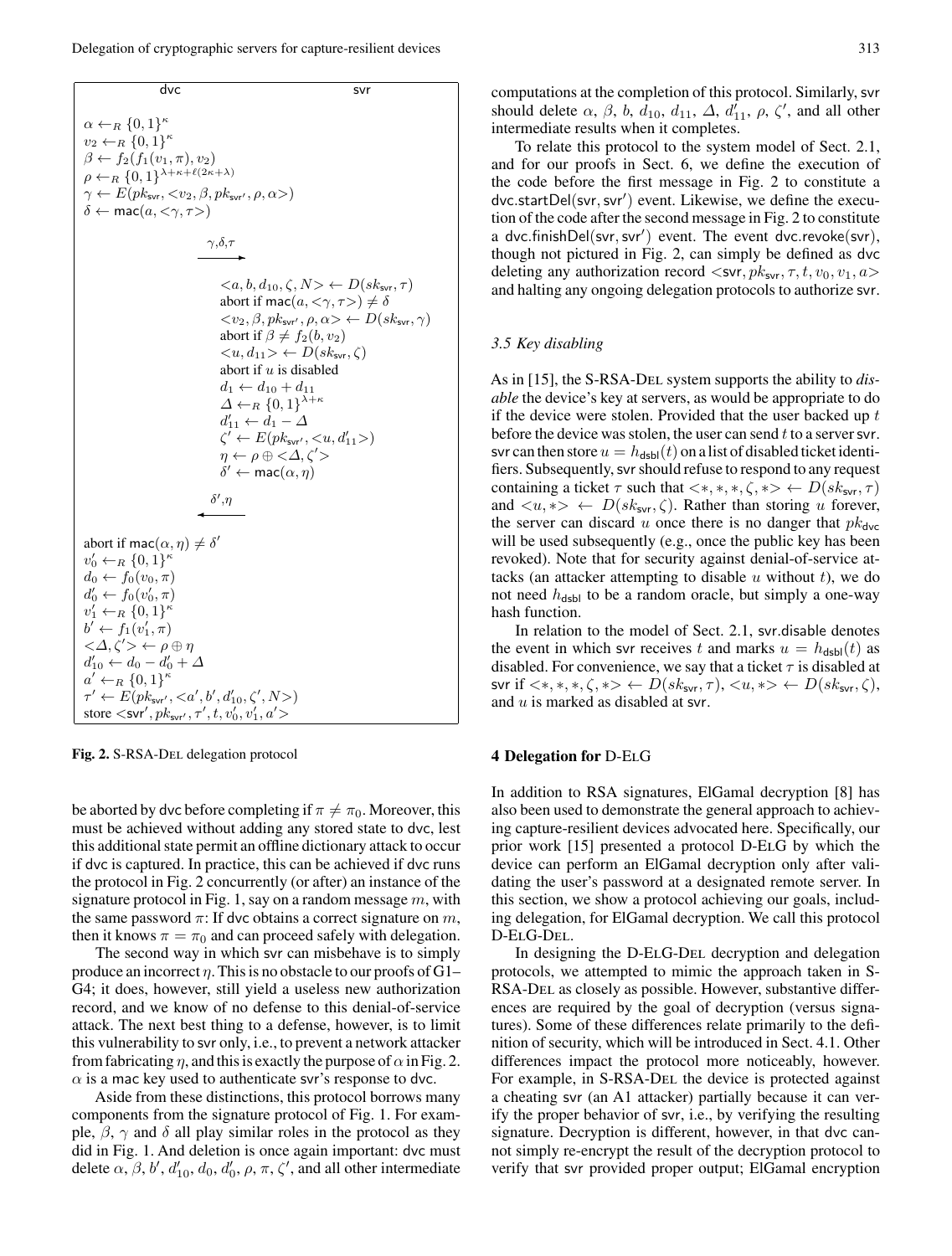| dvc | | svr |
|---|---|---|
| $\alpha \leftarrow_R \{0,1\}^\kappa$ | | |
| $v_2 \leftarrow_R \{0,1\}^\kappa$ | | |
| $\beta \leftarrow f_2(f_1(v_1, \pi), v_2)$ | | |
| $\rho \leftarrow_R \{0,1\}^{\lambda+\kappa+\ell(2\kappa+\lambda)}$ | | |
| $\gamma \leftarrow E(pk_{\mathsf{svr}}, <v_2, \beta, pk_{\mathsf{svr}'}, \rho, \alpha>)$ | | |
| $\delta \leftarrow \mathsf{mac}(a, <\gamma, \tau>)$ | | |
| | $\xrightarrow{\gamma,\delta,\tau}$ | |
| | | $<a, b, d_{10}, \zeta, N> \leftarrow D(sk_{\mathsf{svr}}, \tau)$ |
| | | abort if $\mathsf{mac}(a, <\gamma, \tau>) \neq \delta$ |
| | | $<v_2, \beta, pk_{\mathsf{svr}'}, \rho, \alpha> \leftarrow D(sk_{\mathsf{svr}}, \gamma)$ |
| | | abort if $\beta \neq f_2(b, v_2)$ |
| | | $<u, d_{11}> \leftarrow D(sk_{\mathsf{svr}}, \zeta)$ |
| | | abort if $u$ is disabled |
| | | $d_1 \leftarrow d_{10} + d_{11}$ |
| | | $\Delta \leftarrow_R \{0,1\}^{\lambda+\kappa}$ |
| | | $d'_{11} \leftarrow d_1 - \Delta$ |
| | | $\zeta' \leftarrow E(pk_{\mathsf{svr}'}, <u, d'_{11}>)$ |
| | | $\eta \leftarrow \rho \oplus <\Delta, \zeta'>$ |
| | | $\delta' \leftarrow \mathsf{mac}(\alpha, \eta)$ |
| | $\xleftarrow{\delta',\eta}$ | |
| abort if $\mathsf{mac}(\alpha, \eta) \neq \delta'$ | | |
| $v'_0 \leftarrow_R \{0,1\}^\kappa$ | | |
| $d_0 \leftarrow f_0(v_0, \pi)$ | | |
| $d'_0 \leftarrow f_0(v'_0, \pi)$ | | |
| $v'_1 \leftarrow_R \{0,1\}^\kappa$ | | |
| $b' \leftarrow f_1(v'_1, \pi)$ | | |
| $<\Delta, \zeta'> \leftarrow \rho \oplus \eta$ | | |
| $d'_{10} \leftarrow d_0 - d'_0 + \Delta$ | | |
| $a' \leftarrow_R \{0,1\}^\kappa$ | | |
| $\tau' \leftarrow E(pk_{\mathsf{svr}'}, <a', b', d'_{10}, \zeta', N>)$ | | |
| store $<\mathsf{svr}', pk_{\mathsf{svr}'}, \tau', t, v'_0, v'_1, a'>$ | | |

**Fig. 2.** S-RSA-DEL delegation protocol

be aborted by dvc before completing if $\pi \neq \pi_0$. Moreover, this must be achieved without adding any stored state to dvc, lest this additional state permit an offline dictionary attack to occur if dvc is captured. In practice, this can be achieved if dvc runs the protocol in Fig. 2 concurrently (or after) an instance of the signature protocol in Fig. 1, say on a random message $m$, with the same password $\pi$: If dvc obtains a correct signature on $m$, then it knows $\pi = \pi_0$ and can proceed safely with delegation.

The second way in which svr can misbehave is to simply produce an incorrect $\eta$. This is no obstacle to our proofs of G1–G4; it does, however, still yield a useless new authorization record, and we know of no defense to this denial-of-service attack. The next best thing to a defense, however, is to limit this vulnerability to svr only, i.e., to prevent a network attacker from fabricating $\eta$, and this is exactly the purpose of $\alpha$ in Fig. 2. $\alpha$ is a mac key used to authenticate svr's response to dvc.

Aside from these distinctions, this protocol borrows many components from the signature protocol of Fig. 1. For example, $\beta$, $\gamma$ and $\delta$ all play similar roles in the protocol as they did in Fig. 1. And deletion is once again important: dvc must delete $\alpha$, $\beta$, $b'$, $d'_{10}$, $d_0$, $d'_0$, $\rho$, $\pi$, $\zeta'$, and all other intermediate computations at the completion of this protocol. Similarly, svr should delete $\alpha$, $\beta$, $b$, $d_{10}$, $d_{11}$, $\Delta$, $d'_{11}$, $\rho$, $\zeta'$, and all other intermediate results when it completes.

To relate this protocol to the system model of Sect. 2.1, and for our proofs in Sect. 6, we define the execution of the code before the first message in Fig. 2 to constitute a $\mathsf{dvc.startDel}(\mathsf{svr}, \mathsf{svr}')$ event. Likewise, we define the execution of the code after the second message in Fig. 2 to constitute a $\mathsf{dvc.finishDel}(\mathsf{svr}, \mathsf{svr}')$ event. The event $\mathsf{dvc.revoke}(\mathsf{svr})$, though not pictured in Fig. 2, can simply be defined as dvc deleting any authorization record $<\mathsf{svr}, pk_{\mathsf{svr}}, \tau, t, v_0, v_1, a>$ and halting any ongoing delegation protocols to authorize svr.

### 3.5 Key disabling

As in [15], the S-RSA-DEL system supports the ability to *disable* the device's key at servers, as would be appropriate to do if the device were stolen. Provided that the user backed up $t$ before the device was stolen, the user can send $t$ to a server svr. svr can then store $u = h_{\mathsf{dsbl}}(t)$ on a list of disabled ticket identifiers. Subsequently, svr should refuse to respond to any request containing a ticket $\tau$ such that $<*, *, *, \zeta, *> \leftarrow D(sk_{\mathsf{svr}}, \tau)$ and $<u, *> \leftarrow D(sk_{\mathsf{svr}}, \zeta)$. Rather than storing $u$ forever, the server can discard $u$ once there is no danger that $pk_{\mathsf{dvc}}$ will be used subsequently (e.g., once the public key has been revoked). Note that for security against denial-of-service attacks (an attacker attempting to disable $u$ without $t$), we do not need $h_{\mathsf{dsbl}}$ to be a random oracle, but simply a one-way hash function.

In relation to the model of Sect. 2.1, svr.disable denotes the event in which svr receives $t$ and marks $u = h_{\mathsf{dsbl}}(t)$ as disabled. For convenience, we say that a ticket $\tau$ is disabled at svr if $<*, *, *, \zeta, *> \leftarrow D(sk_{\mathsf{svr}}, \tau)$, $<u, *> \leftarrow D(sk_{\mathsf{svr}}, \zeta)$, and $u$ is marked as disabled at svr.

## 4 Delegation for D-ELG

In addition to RSA signatures, ElGamal decryption [8] has also been used to demonstrate the general approach to achieving capture-resilient devices advocated here. Specifically, our prior work [15] presented a protocol D-ELG by which the device can perform an ElGamal decryption only after validating the user's password at a designated remote server. In this section, we show a protocol achieving our goals, including delegation, for ElGamal decryption. We call this protocol D-ELG-DEL.

In designing the D-ELG-DEL decryption and delegation protocols, we attempted to mimic the approach taken in S-RSA-DEL as closely as possible. However, substantive differences are required by the goal of decryption (versus signatures). Some of these differences relate primarily to the definition of security, which will be introduced in Sect. 4.1. Other differences impact the protocol more noticeably, however. For example, in S-RSA-DEL the device is protected against a cheating svr (an A1 attacker) partially because it can verify the proper behavior of svr, i.e., by verifying the resulting signature. Decryption is different, however, in that dvc cannot simply re-encrypt the result of the decryption protocol to verify that svr provided proper output; ElGamal encryption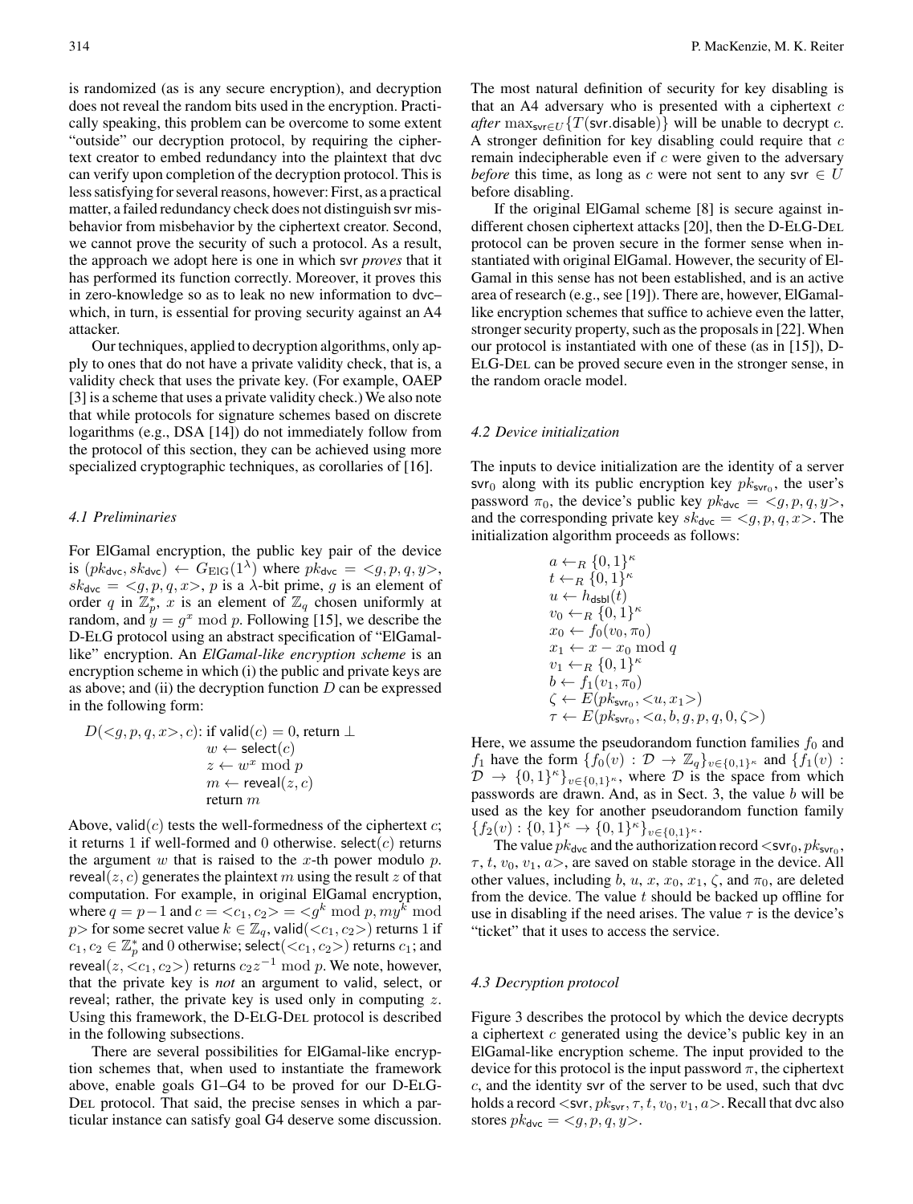is randomized (as is any secure encryption), and decryption does not reveal the random bits used in the encryption. Practically speaking, this problem can be overcome to some extent "outside" our decryption protocol, by requiring the ciphertext creator to embed redundancy into the plaintext that dvc can verify upon completion of the decryption protocol. This is less satisfying for several reasons, however: First, as a practical matter, a failed redundancy check does not distinguish svr misbehavior from misbehavior by the ciphertext creator. Second, we cannot prove the security of such a protocol. As a result, the approach we adopt here is one in which svr *proves* that it has performed its function correctly. Moreover, it proves this in zero-knowledge so as to leak no new information to dvc– which, in turn, is essential for proving security against an A4 attacker.

Our techniques, applied to decryption algorithms, only apply to ones that do not have a private validity check, that is, a validity check that uses the private key. (For example, OAEP [3] is a scheme that uses a private validity check.) We also note that while protocols for signature schemes based on discrete logarithms (e.g., DSA [14]) do not immediately follow from the protocol of this section, they can be achieved using more specialized cryptographic techniques, as corollaries of [16].

### 4.1 Preliminaries

For ElGamal encryption, the public key pair of the device is $(pk_{\mathsf{dvc}}, sk_{\mathsf{dvc}}) \leftarrow G_{\mathrm{ElG}}(1^\lambda)$ where $pk_{\mathsf{dvc}} = <g, p, q, y>$, $sk_{\mathsf{dvc}} = <g, p, q, x>$, $p$ is a $\lambda$-bit prime, $g$ is an element of order $q$ in $\mathbb{Z}_p^*$, $x$ is an element of $\mathbb{Z}_q$ chosen uniformly at random, and $y = g^x \bmod p$. Following [15], we describe the D-ELG protocol using an abstract specification of "ElGamal-like" encryption. An *ElGamal-like encryption scheme* is an encryption scheme in which (i) the public and private keys are as above; and (ii) the decryption function $D$ can be expressed in the following form:

$$
\begin{aligned}
D(<g,p,q,x>, c)\text{:}\ & \text{if } \mathsf{valid}(c) = 0, \text{ return } \perp \\
& w \leftarrow \mathsf{select}(c) \\
& z \leftarrow w^x \bmod p \\
& m \leftarrow \mathsf{reveal}(z, c) \\
& \text{return } m
\end{aligned}
$$

Above, $\mathsf{valid}(c)$ tests the well-formedness of the ciphertext $c$; it returns 1 if well-formed and 0 otherwise. $\mathsf{select}(c)$ returns the argument $w$ that is raised to the $x$-th power modulo $p$. $\mathsf{reveal}(z, c)$ generates the plaintext $m$ using the result $z$ of that computation. For example, in original ElGamal encryption, where $q = p-1$ and $c = <c_1, c_2> = <g^k \bmod p, my^k \bmod p>$ for some secret value $k \in \mathbb{Z}_q$, $\mathsf{valid}(<c_1, c_2>)$ returns 1 if $c_1, c_2 \in \mathbb{Z}_p^*$ and 0 otherwise; $\mathsf{select}(<c_1, c_2>)$ returns $c_1$; and $\mathsf{reveal}(z, <c_1, c_2>)$ returns $c_2 z^{-1} \bmod p$. We note, however, that the private key is *not* an argument to valid, select, or reveal; rather, the private key is used only in computing $z$. Using this framework, the D-ELG-DEL protocol is described in the following subsections.

There are several possibilities for ElGamal-like encryption schemes that, when used to instantiate the framework above, enable goals G1–G4 to be proved for our D-ELG-DEL protocol. That said, the precise senses in which a particular instance can satisfy goal G4 deserve some discussion. The most natural definition of security for key disabling is that an A4 adversary who is presented with a ciphertext $c$ *after* $\max_{\mathsf{svr} \in U}\{T(\mathsf{svr.disable})\}$ will be unable to decrypt $c$. A stronger definition for key disabling could require that $c$ remain indecipherable even if $c$ were given to the adversary *before* this time, as long as $c$ were not sent to any $\mathsf{svr} \in U$ before disabling.

If the original ElGamal scheme [8] is secure against indifferent chosen ciphertext attacks [20], then the D-ELG-DEL protocol can be proven secure in the former sense when instantiated with original ElGamal. However, the security of ElGamal in this sense has not been established, and is an active area of research (e.g., see [19]). There are, however, ElGamal-like encryption schemes that suffice to achieve even the latter, stronger security property, such as the proposals in [22]. When our protocol is instantiated with one of these (as in [15]), D-ELG-DEL can be proved secure even in the stronger sense, in the random oracle model.

### 4.2 Device initialization

The inputs to device initialization are the identity of a server $\mathsf{svr}_0$ along with its public encryption key $pk_{\mathsf{svr}_0}$, the user's password $\pi_0$, the device's public key $pk_{\mathsf{dvc}} = <g, p, q, y>$, and the corresponding private key $sk_{\mathsf{dvc}} = <g, p, q, x>$. The initialization algorithm proceeds as follows:

$$
\begin{aligned}
& a \leftarrow_R \{0,1\}^\kappa \\
& t \leftarrow_R \{0,1\}^\kappa \\
& u \leftarrow h_{\mathsf{dsbl}}(t) \\
& v_0 \leftarrow_R \{0,1\}^\kappa \\
& x_0 \leftarrow f_0(v_0, \pi_0) \\
& x_1 \leftarrow x - x_0 \bmod q \\
& v_1 \leftarrow_R \{0,1\}^\kappa \\
& b \leftarrow f_1(v_1, \pi_0) \\
& \zeta \leftarrow E(pk_{\mathsf{svr}_0}, <u, x_1>) \\
& \tau \leftarrow E(pk_{\mathsf{svr}_0}, <a, b, g, p, q, 0, \zeta>)
\end{aligned}
$$

Here, we assume the pseudorandom function families $f_0$ and $f_1$ have the form $\{f_0(v) : \mathcal{D} \rightarrow \mathbb{Z}_q\}_{v \in \{0,1\}^\kappa}$ and $\{f_1(v) : \mathcal{D} \rightarrow \{0,1\}^\kappa\}_{v \in \{0,1\}^\kappa}$, where $\mathcal{D}$ is the space from which passwords are drawn. And, as in Sect. 3, the value $b$ will be used as the key for another pseudorandom function family $\{f_2(v) : \{0,1\}^\kappa \rightarrow \{0,1\}^\kappa\}_{v \in \{0,1\}^\kappa}$.

The value $pk_{\mathsf{dvc}}$ and the authorization record $<\mathsf{svr}_0, pk_{\mathsf{svr}_0}, \tau, t, v_0, v_1, a>$, are saved on stable storage in the device. All other values, including $b$, $u$, $x$, $x_0$, $x_1$, $\zeta$, and $\pi_0$, are deleted from the device. The value $t$ should be backed up offline for use in disabling if the need arises. The value $\tau$ is the device's "ticket" that it uses to access the service.

### 4.3 Decryption protocol

Figure 3 describes the protocol by which the device decrypts a ciphertext $c$ generated using the device's public key in an ElGamal-like encryption scheme. The input provided to the device for this protocol is the input password $\pi$, the ciphertext $c$, and the identity svr of the server to be used, such that dvc holds a record $<\mathsf{svr}, pk_{\mathsf{svr}}, \tau, t, v_0, v_1, a>$. Recall that dvc also stores $pk_{\mathsf{dvc}} = <g, p, q, y>$.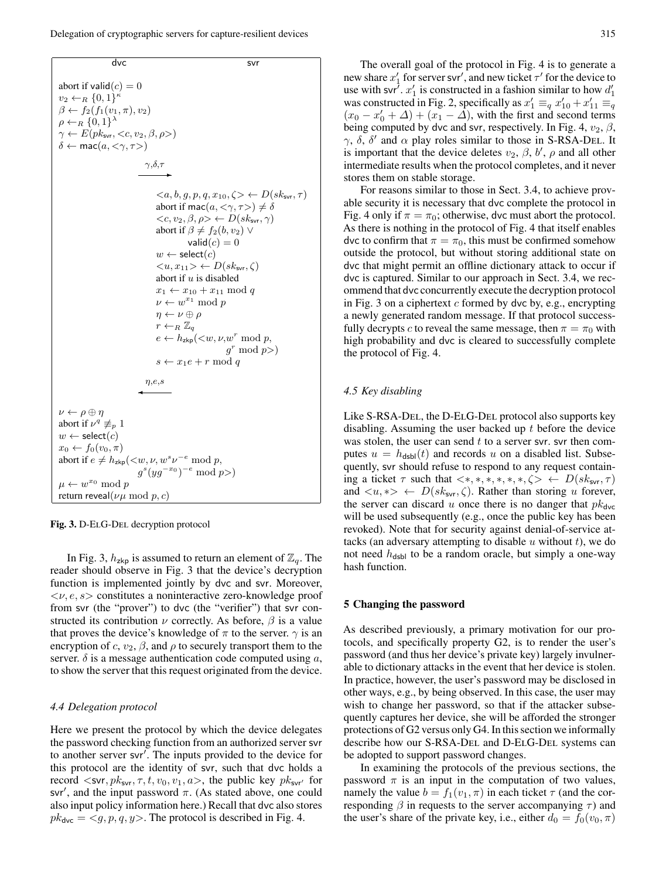```
dvc                                                    svr

abort if valid(c) = 0
v_2 ←_R {0,1}^κ
β ← f_2(f_1(v_1, π), v_2)
ρ ←_R {0,1}^λ
γ ← E(pk_svr, <c, v_2, β, ρ>)
δ ← mac(a, <γ, τ>)

                        γ,δ,τ
                      ------->

                              <a, b, g, p, q, x_10, ζ> ← D(sk_svr, τ)
                              abort if mac(a, <γ, τ>) ≠ δ
                              <c, v_2, β, ρ> ← D(sk_svr, γ)
                              abort if β ≠ f_2(b, v_2) ∨
                                       valid(c) = 0
                              w ← select(c)
                              <u, x_11> ← D(sk_svr, ζ)
                              abort if u is disabled
                              x_1 ← x_10 + x_11 mod q
                              ν ← w^{x_1} mod p
                              η ← ν ⊕ ρ
                              r ←_R Z_q
                              e ← h_zkp(<w, ν, w^r mod p,
                                                 g^r mod p>)
                              s ← x_1 e + r mod q

                        η,e,s
                      <-------

ν ← ρ ⊕ η
abort if ν^q ≢_p 1
w ← select(c)
x_0 ← f_0(v_0, π)
abort if e ≠ h_zkp(<w, ν, w^s ν^{-e} mod p,
                    g^s (y g^{-x_0})^{-e} mod p>)
μ ← w^{x_0} mod p
return reveal(νμ mod p, c)
```

**Fig. 3.** D-ElG-Del decryption protocol

In Fig. 3, $h_{\mathsf{zkp}}$ is assumed to return an element of $\mathbb{Z}_q$. The reader should observe in Fig. 3 that the device's decryption function is implemented jointly by dvc and svr. Moreover, $<\nu, e, s>$ constitutes a noninteractive zero-knowledge proof from svr (the "prover") to dvc (the "verifier") that svr constructed its contribution $\nu$ correctly. As before, $\beta$ is a value that proves the device's knowledge of $\pi$ to the server. $\gamma$ is an encryption of $c$, $v_2$, $\beta$, and $\rho$ to securely transport them to the server. $\delta$ is a message authentication code computed using $a$, to show the server that this request originated from the device.

### *4.4 Delegation protocol*

Here we present the protocol by which the device delegates the password checking function from an authorized server svr to another server svr′. The inputs provided to the device for this protocol are the identity of svr, such that dvc holds a record $<\mathsf{svr}, pk_{\mathsf{svr}}, \tau, t, v_0, v_1, a>$, the public key $pk_{\mathsf{svr}'}$ for svr′, and the input password $\pi$. (As stated above, one could also input policy information here.) Recall that dvc also stores $pk_{\mathsf{dvc}} = <g, p, q, y>$. The protocol is described in Fig. 4.

The overall goal of the protocol in Fig. 4 is to generate a new share $x'_1$ for server svr′, and new ticket $\tau'$ for the device to use with svr′. $x'_1$ is constructed in a fashion similar to how $d'_1$ was constructed in Fig. 2, specifically as $x'_1 \equiv_q x'_{10} + x'_{11} \equiv_q (x_0 - x'_0 + \Delta) + (x_1 - \Delta)$, with the first and second terms being computed by dvc and svr, respectively. In Fig. 4, $v_2$, $\beta$, $\gamma$, $\delta$, $\delta'$ and $\alpha$ play roles similar to those in S-RSA-Del. It is important that the device deletes $v_2$, $\beta$, $b'$, $\rho$ and all other intermediate results when the protocol completes, and it never stores them on stable storage.

For reasons similar to those in Sect. 3.4, to achieve provable security it is necessary that dvc complete the protocol in Fig. 4 only if $\pi = \pi_0$; otherwise, dvc must abort the protocol. As there is nothing in the protocol of Fig. 4 that itself enables dvc to confirm that $\pi = \pi_0$, this must be confirmed somehow outside the protocol, but without storing additional state on dvc that might permit an offline dictionary attack to occur if dvc is captured. Similar to our approach in Sect. 3.4, we recommend that dvc concurrently execute the decryption protocol in Fig. 3 on a ciphertext $c$ formed by dvc by, e.g., encrypting a newly generated random message. If that protocol successfully decrypts $c$ to reveal the same message, then $\pi = \pi_0$ with high probability and dvc is cleared to successfully complete the protocol of Fig. 4.

### *4.5 Key disabling*

Like S-RSA-Del, the D-ElG-Del protocol also supports key disabling. Assuming the user backed up $t$ before the device was stolen, the user can send $t$ to a server svr. svr then computes $u = h_{\mathsf{dsbl}}(t)$ and records $u$ on a disabled list. Subsequently, svr should refuse to respond to any request containing a ticket $\tau$ such that $<*, *, *, *, *, *, \zeta> \leftarrow D(sk_{\mathsf{svr}}, \tau)$ and $<u, *> \leftarrow D(sk_{\mathsf{svr}}, \zeta)$. Rather than storing $u$ forever, the server can discard $u$ once there is no danger that $pk_{\mathsf{dvc}}$ will be used subsequently (e.g., once the public key has been revoked). Note that for security against denial-of-service attacks (an adversary attempting to disable $u$ without $t$), we do not need $h_{\mathsf{dsbl}}$ to be a random oracle, but simply a one-way hash function.

## 5 Changing the password

As described previously, a primary motivation for our protocols, and specifically property G2, is to render the user's password (and thus her device's private key) largely invulnerable to dictionary attacks in the event that her device is stolen. In practice, however, the user's password may be disclosed in other ways, e.g., by being observed. In this case, the user may wish to change her password, so that if the attacker subsequently captures her device, she will be afforded the stronger protections of G2 versus only G4. In this section we informally describe how our S-RSA-Del and D-ElG-Del systems can be adopted to support password changes.

In examining the protocols of the previous sections, the password $\pi$ is an input in the computation of two values, namely the value $b = f_1(v_1, \pi)$ in each ticket $\tau$ (and the corresponding $\beta$ in requests to the server accompanying $\tau$) and the user's share of the private key, i.e., either $d_0 = f_0(v_0, \pi)$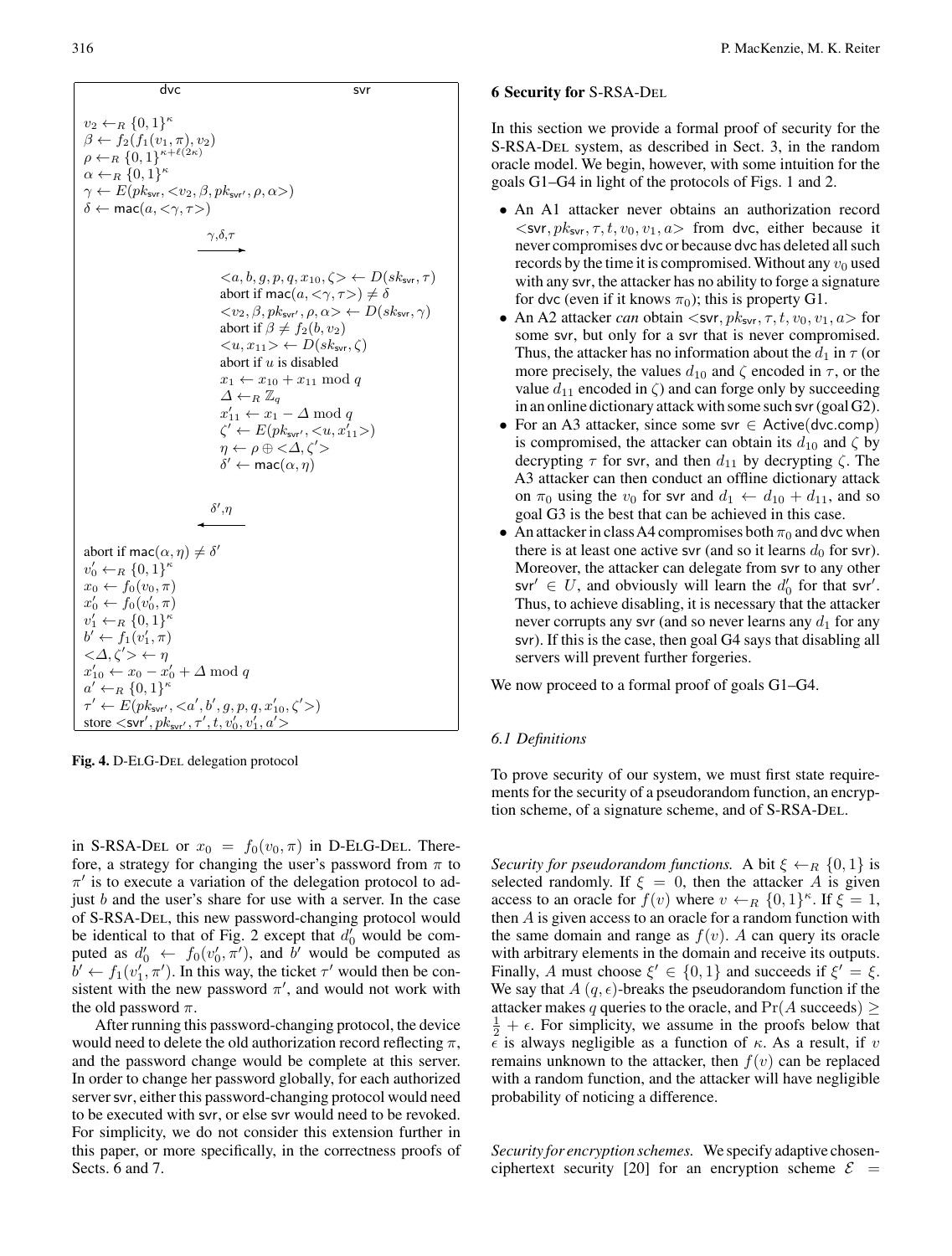**dvc** | **svr**

$v_2 \leftarrow_R \{0,1\}^{\kappa}$
$\beta \leftarrow f_2(f_1(v_1, \pi), v_2)$
$\rho \leftarrow_R \{0,1\}^{\kappa + \ell(2\kappa)}$
$\alpha \leftarrow_R \{0,1\}^{\kappa}$
$\gamma \leftarrow E(pk_{\mathsf{svr}}, <v_2, \beta, pk_{\mathsf{svr}'}, \rho, \alpha>)$
$\delta \leftarrow \mathsf{mac}(a, <\gamma, \tau>)$

$\xrightarrow{\gamma, \delta, \tau}$

$<a, b, g, p, q, x_{10}, \zeta> \leftarrow D(sk_{\mathsf{svr}}, \tau)$
abort if $\mathsf{mac}(a, <\gamma, \tau>) \neq \delta$
$<v_2, \beta, pk_{\mathsf{svr}'}, \rho, \alpha> \leftarrow D(sk_{\mathsf{svr}}, \gamma)$
abort if $\beta \neq f_2(b, v_2)$
$<u, x_{11}> \leftarrow D(sk_{\mathsf{svr}}, \zeta)$
abort if $u$ is disabled
$x_1 \leftarrow x_{10} + x_{11} \bmod q$
$\Delta \leftarrow_R \mathbb{Z}_q$
$x'_{11} \leftarrow x_1 - \Delta \bmod q$
$\zeta' \leftarrow E(pk_{\mathsf{svr}'}, <u, x'_{11}>)$
$\eta \leftarrow \rho \oplus <\Delta, \zeta'>$
$\delta' \leftarrow \mathsf{mac}(\alpha, \eta)$

$\xleftarrow{\delta', \eta}$

abort if $\mathsf{mac}(\alpha, \eta) \neq \delta'$
$v'_0 \leftarrow_R \{0,1\}^{\kappa}$
$x_0 \leftarrow f_0(v_0, \pi)$
$x'_0 \leftarrow f_0(v'_0, \pi)$
$v'_1 \leftarrow_R \{0,1\}^{\kappa}$
$b' \leftarrow f_1(v'_1, \pi)$
$<\Delta, \zeta'> \leftarrow \eta$
$x'_{10} \leftarrow x_0 - x'_0 + \Delta \bmod q$
$a' \leftarrow_R \{0,1\}^{\kappa}$
$\tau' \leftarrow E(pk_{\mathsf{svr}'}, <a', b', g, p, q, x'_{10}, \zeta'>)$
store $<\mathsf{svr}', pk_{\mathsf{svr}'}, \tau', t, v'_0, v'_1, a'>$

**Fig. 4.** D-ELG-DEL delegation protocol

in S-RSA-DEL or $x_0 = f_0(v_0, \pi)$ in D-ELG-DEL. Therefore, a strategy for changing the user's password from $\pi$ to $\pi'$ is to execute a variation of the delegation protocol to adjust $b$ and the user's share for use with a server. In the case of S-RSA-DEL, this new password-changing protocol would be identical to that of Fig. 2 except that $d'_0$ would be computed as $d'_0 \leftarrow f_0(v'_0, \pi')$, and $b'$ would be computed as $b' \leftarrow f_1(v'_1, \pi')$. In this way, the ticket $\tau'$ would then be consistent with the new password $\pi'$, and would not work with the old password $\pi$.

After running this password-changing protocol, the device would need to delete the old authorization record reflecting $\pi$, and the password change would be complete at this server. In order to change her password globally, for each authorized server svr, either this password-changing protocol would need to be executed with svr, or else svr would need to be revoked. For simplicity, we do not consider this extension further in this paper, or more specifically, in the correctness proofs of Sects. 6 and 7.

## 6 Security for S-RSA-DEL

In this section we provide a formal proof of security for the S-RSA-DEL system, as described in Sect. 3, in the random oracle model. We begin, however, with some intuition for the goals G1–G4 in light of the protocols of Figs. 1 and 2.

- An A1 attacker never obtains an authorization record $<\mathsf{svr}, pk_{\mathsf{svr}}, \tau, t, v_0, v_1, a>$ from dvc, either because it never compromises dvc or because dvc has deleted all such records by the time it is compromised. Without any $v_0$ used with any svr, the attacker has no ability to forge a signature for dvc (even if it knows $\pi_0$); this is property G1.
- An A2 attacker *can* obtain $<\mathsf{svr}, pk_{\mathsf{svr}}, \tau, t, v_0, v_1, a>$ for some svr, but only for a svr that is never compromised. Thus, the attacker has no information about the $d_1$ in $\tau$ (or more precisely, the values $d_{10}$ and $\zeta$ encoded in $\tau$, or the value $d_{11}$ encoded in $\zeta$) and can forge only by succeeding in an online dictionary attack with some such svr (goal G2).
- For an A3 attacker, since some $\mathsf{svr} \in \mathsf{Active}(\mathsf{dvc.comp})$ is compromised, the attacker can obtain its $d_{10}$ and $\zeta$ by decrypting $\tau$ for svr, and then $d_{11}$ by decrypting $\zeta$. The A3 attacker can then conduct an offline dictionary attack on $\pi_0$ using the $v_0$ for svr and $d_1 \leftarrow d_{10} + d_{11}$, and so goal G3 is the best that can be achieved in this case.
- An attacker in class A4 compromises both $\pi_0$ and dvc when there is at least one active svr (and so it learns $d_0$ for svr). Moreover, the attacker can delegate from svr to any other $\mathsf{svr}' \in U$, and obviously will learn the $d'_0$ for that $\mathsf{svr}'$. Thus, to achieve disabling, it is necessary that the attacker never corrupts any svr (and so never learns any $d_1$ for any svr). If this is the case, then goal G4 says that disabling all servers will prevent further forgeries.

We now proceed to a formal proof of goals G1–G4.

### 6.1 Definitions

To prove security of our system, we must first state requirements for the security of a pseudorandom function, an encryption scheme, of a signature scheme, and of S-RSA-DEL.

*Security for pseudorandom functions.* A bit $\xi \leftarrow_R \{0,1\}$ is selected randomly. If $\xi = 0$, then the attacker $A$ is given access to an oracle for $f(v)$ where $v \leftarrow_R \{0,1\}^{\kappa}$. If $\xi = 1$, then $A$ is given access to an oracle for a random function with the same domain and range as $f(v)$. $A$ can query its oracle with arbitrary elements in the domain and receive its outputs. Finally, $A$ must choose $\xi' \in \{0,1\}$ and succeeds if $\xi' = \xi$. We say that $A$ $(q, \epsilon)$-breaks the pseudorandom function if the attacker makes $q$ queries to the oracle, and $\Pr(A \text{ succeeds}) \geq \frac{1}{2} + \epsilon$. For simplicity, we assume in the proofs below that $\epsilon$ is always negligible as a function of $\kappa$. As a result, if $v$ remains unknown to the attacker, then $f(v)$ can be replaced with a random function, and the attacker will have negligible probability of noticing a difference.

*Security for encryption schemes.* We specify adaptive chosen-ciphertext security [20] for an encryption scheme $\mathcal{E} =$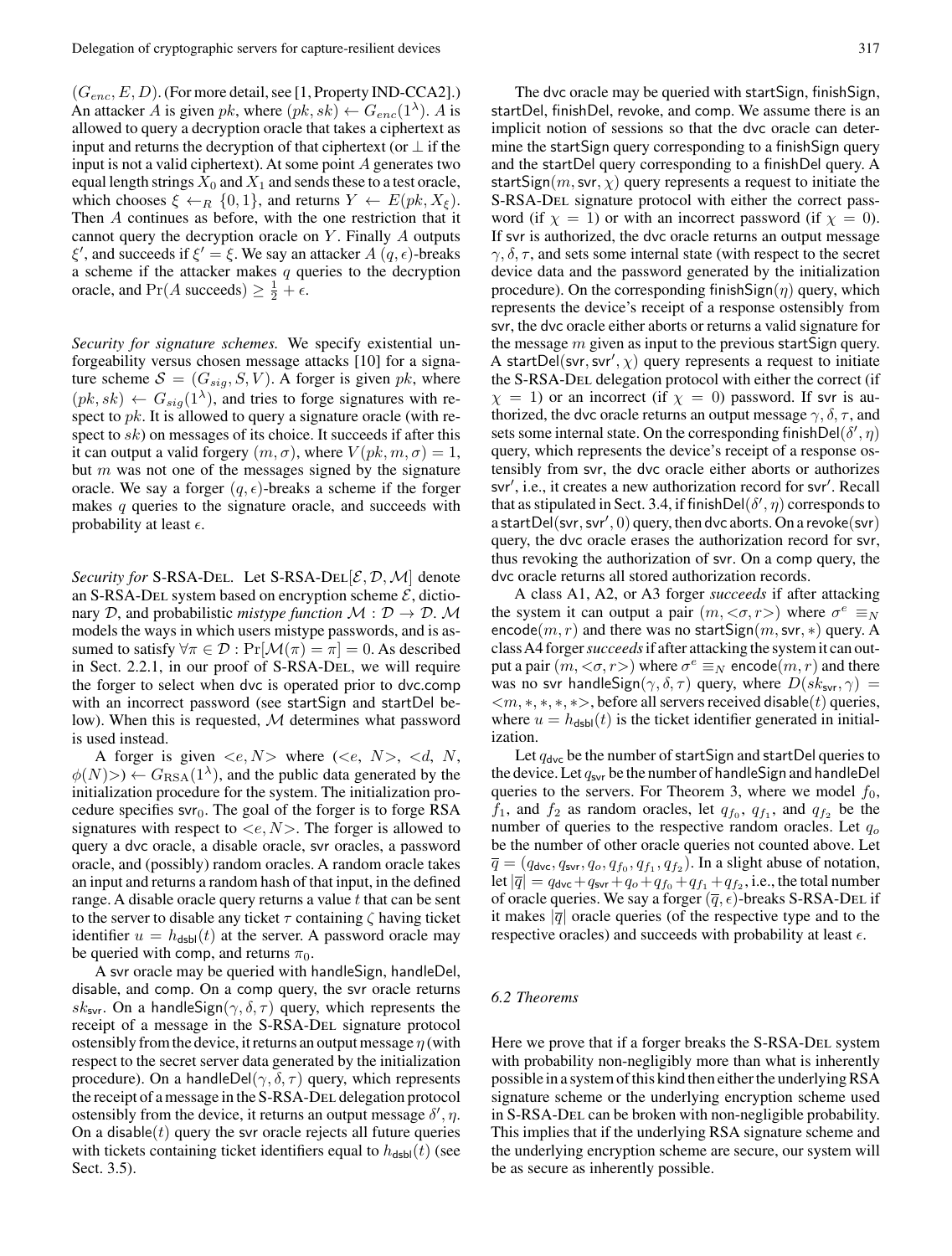$(G_{enc}, E, D)$. (For more detail, see [1, Property IND-CCA2].) An attacker $A$ is given $pk$, where $(pk, sk) \leftarrow G_{enc}(1^\lambda)$. $A$ is allowed to query a decryption oracle that takes a ciphertext as input and returns the decryption of that ciphertext (or $\perp$ if the input is not a valid ciphertext). At some point $A$ generates two equal length strings $X_0$ and $X_1$ and sends these to a test oracle, which chooses $\xi \leftarrow_R \{0,1\}$, and returns $Y \leftarrow E(pk, X_\xi)$. Then $A$ continues as before, with the one restriction that it cannot query the decryption oracle on $Y$. Finally $A$ outputs $\xi'$, and succeeds if $\xi' = \xi$. We say an attacker $A$ $(q, \epsilon)$-breaks a scheme if the attacker makes $q$ queries to the decryption oracle, and $\Pr(A \text{ succeeds}) \geq \frac{1}{2} + \epsilon$.

*Security for signature schemes.* We specify existential unforgeability versus chosen message attacks [10] for a signature scheme $\mathcal{S} = (G_{sig}, S, V)$. A forger is given $pk$, where $(pk, sk) \leftarrow G_{sig}(1^\lambda)$, and tries to forge signatures with respect to $pk$. It is allowed to query a signature oracle (with respect to $sk$) on messages of its choice. It succeeds if after this it can output a valid forgery $(m, \sigma)$, where $V(pk, m, \sigma) = 1$, but $m$ was not one of the messages signed by the signature oracle. We say a forger $(q, \epsilon)$-breaks a scheme if the forger makes $q$ queries to the signature oracle, and succeeds with probability at least $\epsilon$.

*Security for* S-RSA-Del. Let S-RSA-Del$[\mathcal{E}, \mathcal{D}, \mathcal{M}]$ denote an S-RSA-Del system based on encryption scheme $\mathcal{E}$, dictionary $\mathcal{D}$, and probabilistic *mistype function* $\mathcal{M} : \mathcal{D} \rightarrow \mathcal{D}$. $\mathcal{M}$ models the ways in which users mistype passwords, and is assumed to satisfy $\forall \pi \in \mathcal{D} : \Pr[\mathcal{M}(\pi) = \pi] = 0$. As described in Sect. 2.2.1, in our proof of S-RSA-Del, we will require the forger to select when dvc is operated prior to dvc.comp with an incorrect password (see startSign and startDel below). When this is requested, $\mathcal{M}$ determines what password is used instead.

A forger is given $<e, N>$ where $(<e, N>, <d, N, \phi(N)>) \leftarrow G_{\mathrm{RSA}}(1^\lambda)$, and the public data generated by the initialization procedure for the system. The initialization procedure specifies $\mathsf{svr}_0$. The goal of the forger is to forge RSA signatures with respect to $<e, N>$. The forger is allowed to query a dvc oracle, a disable oracle, svr oracles, a password oracle, and (possibly) random oracles. A random oracle takes an input and returns a random hash of that input, in the defined range. A disable oracle query returns a value $t$ that can be sent to the server to disable any ticket $\tau$ containing $\zeta$ having ticket identifier $u = h_{\mathsf{dsbl}}(t)$ at the server. A password oracle may be queried with comp, and returns $\pi_0$.

A svr oracle may be queried with handleSign, handleDel, disable, and comp. On a comp query, the svr oracle returns $sk_{\mathsf{svr}}$. On a handleSign$(\gamma, \delta, \tau)$ query, which represents the receipt of a message in the S-RSA-Del signature protocol ostensibly from the device, it returns an output message $\eta$ (with respect to the secret server data generated by the initialization procedure). On a handleDel$(\gamma, \delta, \tau)$ query, which represents the receipt of a message in the S-RSA-Del delegation protocol ostensibly from the device, it returns an output message $\delta', \eta$. On a disable$(t)$ query the svr oracle rejects all future queries with tickets containing ticket identifiers equal to $h_{\mathsf{dsbl}}(t)$ (see Sect. 3.5).

The dvc oracle may be queried with startSign, finishSign, startDel, finishDel, revoke, and comp. We assume there is an implicit notion of sessions so that the dvc oracle can determine the startSign query corresponding to a finishSign query and the startDel query corresponding to a finishDel query. A startSign$(m, \mathsf{svr}, \chi)$ query represents a request to initiate the S-RSA-Del signature protocol with either the correct password (if $\chi = 1$) or with an incorrect password (if $\chi = 0$). If svr is authorized, the dvc oracle returns an output message $\gamma, \delta, \tau$, and sets some internal state (with respect to the secret device data and the password generated by the initialization procedure). On the corresponding finishSign$(\eta)$ query, which represents the device's receipt of a response ostensibly from svr, the dvc oracle either aborts or returns a valid signature for the message $m$ given as input to the previous startSign query. A startDel$(\mathsf{svr}, \mathsf{svr}', \chi)$ query represents a request to initiate the S-RSA-Del delegation protocol with either the correct (if $\chi = 1$) or an incorrect (if $\chi = 0$) password. If svr is authorized, the dvc oracle returns an output message $\gamma, \delta, \tau$, and sets some internal state. On the corresponding finishDel$(\delta', \eta)$ query, which represents the device's receipt of a response ostensibly from svr, the dvc oracle either aborts or authorizes $\mathsf{svr}'$, i.e., it creates a new authorization record for $\mathsf{svr}'$. Recall that as stipulated in Sect. 3.4, if finishDel$(\delta', \eta)$ corresponds to a startDel$(\mathsf{svr}, \mathsf{svr}', 0)$ query, then dvc aborts. On a revoke(svr) query, the dvc oracle erases the authorization record for svr, thus revoking the authorization of svr. On a comp query, the dvc oracle returns all stored authorization records.

A class A1, A2, or A3 forger *succeeds* if after attacking the system it can output a pair $(m, <\sigma, r>)$ where $\sigma^e \equiv_N \mathsf{encode}(m, r)$ and there was no startSign$(m, \mathsf{svr}, *)$ query. A class A4 forger *succeeds* if after attacking the system it can output a pair $(m, <\sigma, r>)$ where $\sigma^e \equiv_N \mathsf{encode}(m, r)$ and there was no svr handleSign$(\gamma, \delta, \tau)$ query, where $D(sk_{\mathsf{svr}}, \gamma) = <m, *, *, *, *>$, before all servers received disable$(t)$ queries, where $u = h_{\mathsf{dsbl}}(t)$ is the ticket identifier generated in initialization.

Let $q_{\mathsf{dvc}}$ be the number of startSign and startDel queries to the device. Let $q_{\mathsf{svr}}$ be the number of handleSign and handleDel queries to the servers. For Theorem 3, where we model $f_0$, $f_1$, and $f_2$ as random oracles, let $q_{f_0}$, $q_{f_1}$, and $q_{f_2}$ be the number of queries to the respective random oracles. Let $q_o$ be the number of other oracle queries not counted above. Let $\overline{q} = (q_{\mathsf{dvc}}, q_{\mathsf{svr}}, q_o, q_{f_0}, q_{f_1}, q_{f_2})$. In a slight abuse of notation, let $|\overline{q}| = q_{\mathsf{dvc}} + q_{\mathsf{svr}} + q_o + q_{f_0} + q_{f_1} + q_{f_2}$, i.e., the total number of oracle queries. We say a forger $(\overline{q}, \epsilon)$-breaks S-RSA-Del if it makes $|\overline{q}|$ oracle queries (of the respective type and to the respective oracles) and succeeds with probability at least $\epsilon$.

### 6.2 Theorems

Here we prove that if a forger breaks the S-RSA-Del system with probability non-negligibly more than what is inherently possible in a system of this kind then either the underlying RSA signature scheme or the underlying encryption scheme used in S-RSA-Del can be broken with non-negligible probability. This implies that if the underlying RSA signature scheme and the underlying encryption scheme are secure, our system will be as secure as inherently possible.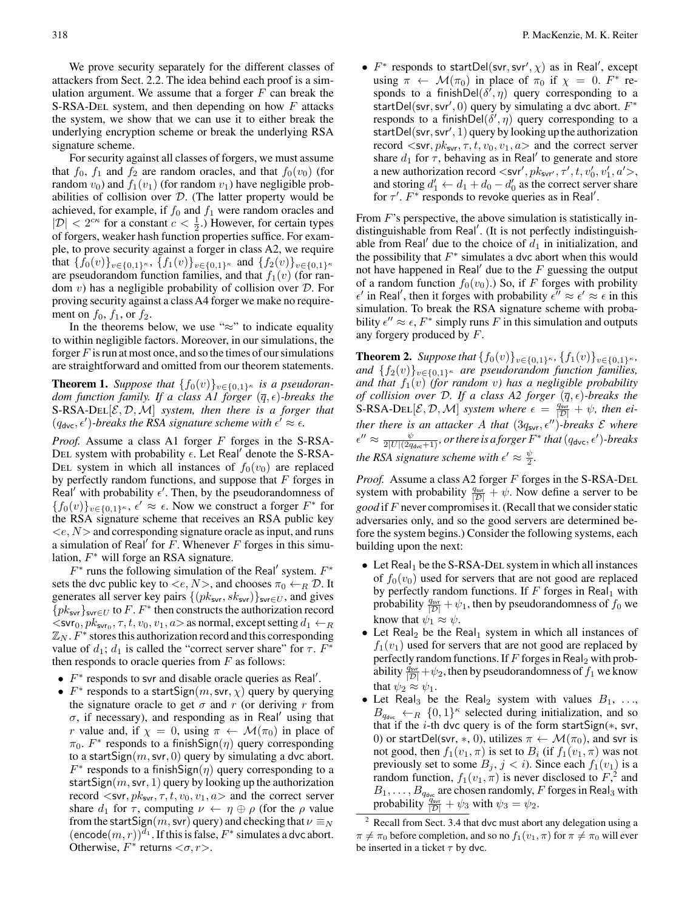We prove security separately for the different classes of attackers from Sect. 2.2. The idea behind each proof is a simulation argument. We assume that a forger $F$ can break the S-RSA-DEL system, and then depending on how $F$ attacks the system, we show that we can use it to either break the underlying encryption scheme or break the underlying RSA signature scheme.

For security against all classes of forgers, we must assume that $f_0$, $f_1$ and $f_2$ are random oracles, and that $f_0(v_0)$ (for random $v_0$) and $f_1(v_1)$ (for random $v_1$) have negligible probabilities of collision over $\mathcal{D}$. (The latter property would be achieved, for example, if $f_0$ and $f_1$ were random oracles and $|\mathcal{D}| < 2^{c\kappa}$ for a constant $c < \frac{1}{2}$.) However, for certain types of forgers, weaker hash function properties suffice. For example, to prove security against a forger in class A2, we require that $\{f_0(v)\}_{v\in\{0,1\}^\kappa}$, $\{f_1(v)\}_{v\in\{0,1\}^\kappa}$ and $\{f_2(v)\}_{v\in\{0,1\}^\kappa}$ are pseudorandom function families, and that $f_1(v)$ (for random $v$) has a negligible probability of collision over $\mathcal{D}$. For proving security against a class A4 forger we make no requirement on $f_0$, $f_1$, or $f_2$.

In the theorems below, we use "$\approx$" to indicate equality to within negligible factors. Moreover, in our simulations, the forger $F$ is run at most once, and so the times of our simulations are straightforward and omitted from our theorem statements.

**Theorem 1.** *Suppose that $\{f_0(v)\}_{v\in\{0,1\}^\kappa}$ is a pseudorandom function family. If a class A1 forger $(\overline{q}, \epsilon)$-breaks the S-RSA-DEL$[\mathcal{E}, \mathcal{D}, \mathcal{M}]$ system, then there is a forger that $(q_{\mathsf{dvc}}, \epsilon')$-breaks the RSA signature scheme with $\epsilon' \approx \epsilon$.*

*Proof.* Assume a class A1 forger $F$ forges in the S-RSA-DEL system with probability $\epsilon$. Let Real$'$ denote the S-RSA-DEL system in which all instances of $f_0(v_0)$ are replaced by perfectly random functions, and suppose that $F$ forges in Real$'$ with probability $\epsilon'$. Then, by the pseudorandomness of $\{f_0(v)\}_{v\in\{0,1\}^\kappa}$, $\epsilon' \approx \epsilon$. Now we construct a forger $F^*$ for the RSA signature scheme that receives an RSA public key $<e, N>$ and corresponding signature oracle as input, and runs a simulation of Real$'$ for $F$. Whenever $F$ forges in this simulation, $F^*$ will forge an RSA signature.

$F^*$ runs the following simulation of the Real$'$ system. $F^*$ sets the dvc public key to $<e, N>$, and chooses $\pi_0 \leftarrow_R \mathcal{D}$. It generates all server key pairs $\{(pk_{\mathsf{svr}}, sk_{\mathsf{svr}})\}_{\mathsf{svr}\in U}$, and gives $\{pk_{\mathsf{svr}}\}_{\mathsf{svr}\in U}$ to $F$. $F^*$ then constructs the authorization record $<\mathsf{svr}_0, pk_{\mathsf{svr}_0}, \tau, t, v_0, v_1, a>$ as normal, except setting $d_1 \leftarrow_R \mathbb{Z}_N$. $F^*$ stores this authorization record and this corresponding value of $d_1$; $d_1$ is called the "correct server share" for $\tau$. $F^*$ then responds to oracle queries from $F$ as follows:

- $F^*$ responds to svr and disable oracle queries as Real$'$.
- $F^*$ responds to a startSign$(m, \mathsf{svr}, \chi)$ query by querying the signature oracle to get $\sigma$ and $r$ (or deriving $r$ from $\sigma$, if necessary), and responding as in Real$'$ using that $r$ value and, if $\chi = 0$, using $\pi \leftarrow \mathcal{M}(\pi_0)$ in place of $\pi_0$. $F^*$ responds to a finishSign$(\eta)$ query corresponding to a startSign$(m, \mathsf{svr}, 0)$ query by simulating a dvc abort. $F^*$ responds to a finishSign$(\eta)$ query corresponding to a startSign$(m, \mathsf{svr}, 1)$ query by looking up the authorization record $<\mathsf{svr}, pk_{\mathsf{svr}}, \tau, t, v_0, v_1, a>$ and the correct server share $d_1$ for $\tau$, computing $\nu \leftarrow \eta \oplus \rho$ (for the $\rho$ value from the startSign$(m, \mathsf{svr})$ query) and checking that $\nu \equiv_N (\mathsf{encode}(m, r))^{d_1}$. If this is false, $F^*$ simulates a dvc abort. Otherwise, $F^*$ returns $<\sigma, r>$.
- $F^*$ responds to startDel$(\mathsf{svr}, \mathsf{svr}', \chi)$ as in Real$'$, except using $\pi \leftarrow \mathcal{M}(\pi_0)$ in place of $\pi_0$ if $\chi = 0$. $F^*$ responds to a finishDel$(\delta', \eta)$ query corresponding to a startDel$(\mathsf{svr}, \mathsf{svr}', 0)$ query by simulating a dvc abort. $F^*$ responds to a finishDel$(\delta', \eta)$ query corresponding to a startDel$(\mathsf{svr}, \mathsf{svr}', 1)$ query by looking up the authorization record $<\mathsf{svr}, pk_{\mathsf{svr}}, \tau, t, v_0, v_1, a>$ and the correct server share $d_1$ for $\tau$, behaving as in Real$'$ to generate and store a new authorization record $<\mathsf{svr}', pk_{\mathsf{svr}'}, \tau', t, v_0', v_1', a'>$, and storing $d_1' \leftarrow d_1 + d_0 - d_0'$ as the correct server share for $\tau'$. $F^*$ responds to revoke queries as in Real$'$.

From $F$'s perspective, the above simulation is statistically indistinguishable from Real$'$. (It is not perfectly indistinguishable from Real$'$ due to the choice of $d_1$ in initialization, and the possibility that $F^*$ simulates a dvc abort when this would not have happened in Real$'$ due to the $F$ guessing the output of a random function $f_0(v_0)$.) So, if $F$ forges with probility $\epsilon'$ in Real$'$, then it forges with probability $\epsilon'' \approx \epsilon' \approx \epsilon$ in this simulation. To break the RSA signature scheme with probability $\epsilon'' \approx \epsilon$, $F^*$ simply runs $F$ in this simulation and outputs any forgery produced by $F$.

**Theorem 2.** *Suppose that $\{f_0(v)\}_{v\in\{0,1\}^\kappa}$, $\{f_1(v)\}_{v\in\{0,1\}^\kappa}$, and $\{f_2(v)\}_{v\in\{0,1\}^\kappa}$ are pseudorandom function families, and that $f_1(v)$ (for random $v$) has a negligible probability of collision over $\mathcal{D}$. If a class A2 forger $(\overline{q}, \epsilon)$-breaks the S-RSA-DEL$[\mathcal{E}, \mathcal{D}, \mathcal{M}]$ system where $\epsilon = \frac{q_{\mathsf{svr}}}{|\mathcal{D}|} + \psi$, then either there is an attacker $A$ that $(3q_{\mathsf{svr}}, \epsilon'')$-breaks $\mathcal{E}$ where $\epsilon'' \approx \frac{\psi}{2|U|(2q_{\mathsf{dvc}}+1)}$, or there is a forger $F^*$ that $(q_{\mathsf{dvc}}, \epsilon')$-breaks the RSA signature scheme with $\epsilon' \approx \frac{\psi}{2}$.*

*Proof.* Assume a class A2 forger $F$ forges in the S-RSA-DEL system with probability $\frac{q_{\mathsf{svr}}}{|\mathcal{D}|} + \psi$. Now define a server to be *good* if $F$ never compromises it. (Recall that we consider static adversaries only, and so the good servers are determined before the system begins.) Consider the following systems, each building upon the next:

- Let Real$_1$ be the S-RSA-DEL system in which all instances of $f_0(v_0)$ used for servers that are not good are replaced by perfectly random functions. If $F$ forges in Real$_1$ with probability $\frac{q_{\mathsf{svr}}}{|\mathcal{D}|} + \psi_1$, then by pseudorandomness of $f_0$ we know that $\psi_1 \approx \psi$.
- Let Real$_2$ be the Real$_1$ system in which all instances of $f_1(v_1)$ used for servers that are not good are replaced by perfectly random functions. If $F$ forges in Real$_2$ with probability $\frac{q_{\mathsf{svr}}}{|\mathcal{D}|} + \psi_2$, then by pseudorandomness of $f_1$ we know that $\psi_2 \approx \psi_1$.
- Let Real$_3$ be the Real$_2$ system with values $B_1, \ldots, B_{q_{\mathsf{dvc}}} \leftarrow_R \{0,1\}^\kappa$ selected during initialization, and so that if the $i$-th dvc query is of the form startSign$(*, \mathsf{svr}, 0)$ or startDel$(\mathsf{svr}, *, 0)$, utilizes $\pi \leftarrow \mathcal{M}(\pi_0)$, and svr is not good, then $f_1(v_1, \pi)$ is set to $B_i$ (if $f_1(v_1, \pi)$ was not previously set to some $B_j$, $j < i$). Since each $f_1(v_1)$ is a random function, $f_1(v_1, \pi)$ is never disclosed to $F$,[2] and $B_1, \ldots, B_{q_{\mathsf{dvc}}}$ are chosen randomly, $F$ forges in Real$_3$ with probability $\frac{q_{\mathsf{svr}}}{|\mathcal{D}|} + \psi_3$ with $\psi_3 = \psi_2$.

[2] Recall from Sect. 3.4 that dvc must abort any delegation using a $\pi \neq \pi_0$ before completion, and so no $f_1(v_1, \pi)$ for $\pi \neq \pi_0$ will ever be inserted in a ticket $\tau$ by dvc.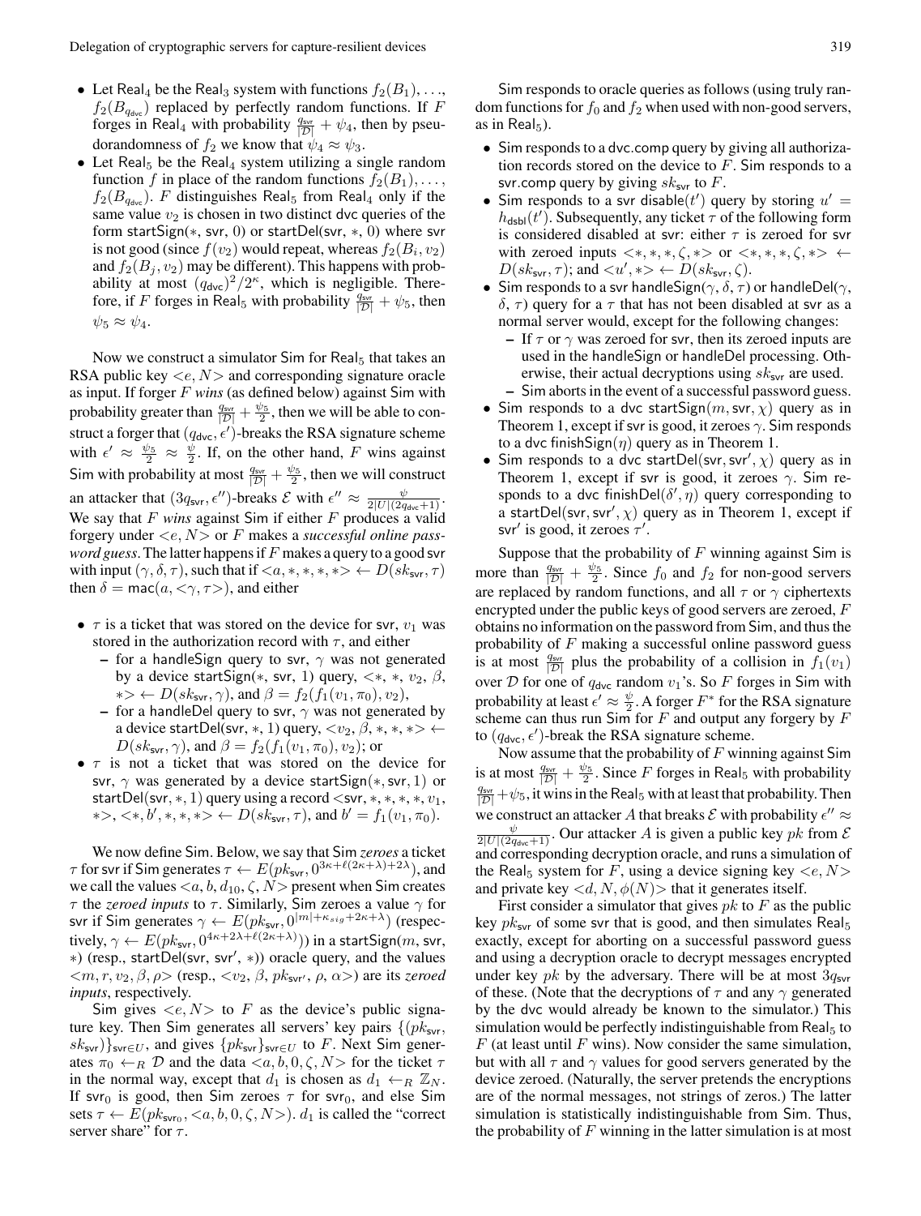- Let $\mathsf{Real}_4$ be the $\mathsf{Real}_3$ system with functions $f_2(B_1), \ldots, f_2(B_{q_{\mathsf{dvc}}})$ replaced by perfectly random functions. If $F$ forges in $\mathsf{Real}_4$ with probability $\frac{q_{\mathsf{svr}}}{|\mathcal{D}|} + \psi_4$, then by pseudorandomness of $f_2$ we know that $\psi_4 \approx \psi_3$.
- Let $\mathsf{Real}_5$ be the $\mathsf{Real}_4$ system utilizing a single random function $f$ in place of the random functions $f_2(B_1), \ldots, f_2(B_{q_{\mathsf{dvc}}})$. $F$ distinguishes $\mathsf{Real}_5$ from $\mathsf{Real}_4$ only if the same value $v_2$ is chosen in two distinct dvc queries of the form $\mathsf{startSign}(*, \mathsf{svr}, 0)$ or $\mathsf{startDel}(\mathsf{svr}, *, 0)$ where svr is not good (since $f(v_2)$ would repeat, whereas $f_2(B_i, v_2)$ and $f_2(B_j, v_2)$ may be different). This happens with probability at most $(q_{\mathsf{dvc}})^2/2^{\kappa}$, which is negligible. Therefore, if $F$ forges in $\mathsf{Real}_5$ with probability $\frac{q_{\mathsf{svr}}}{|\mathcal{D}|} + \psi_5$, then $\psi_5 \approx \psi_4$.

Now we construct a simulator Sim for $\mathsf{Real}_5$ that takes an RSA public key $<e, N>$ and corresponding signature oracle as input. If forger $F$ *wins* (as defined below) against Sim with probability greater than $\frac{q_{\mathsf{svr}}}{|\mathcal{D}|} + \frac{\psi_5}{2}$, then we will be able to construct a forger that $(q_{\mathsf{dvc}}, \epsilon')$-breaks the RSA signature scheme with $\epsilon' \approx \frac{\psi_5}{2} \approx \frac{\psi}{2}$. If, on the other hand, $F$ wins against Sim with probability at most $\frac{q_{\mathsf{svr}}}{|\mathcal{D}|} + \frac{\psi_5}{2}$, then we will construct an attacker that $(3q_{\mathsf{svr}}, \epsilon'')$-breaks $\mathcal{E}$ with $\epsilon'' \approx \frac{\psi}{2|U|(2q_{\mathsf{dvc}}+1)}$. We say that $F$ *wins* against Sim if either $F$ produces a valid forgery under $<e, N>$ or $F$ makes a *successful online password guess*. The latter happens if $F$ makes a query to a good svr with input $(\gamma, \delta, \tau)$, such that if $<a, *, *, *, *> \leftarrow D(sk_{\mathsf{svr}}, \tau)$ then $\delta = \mathsf{mac}(a, <\gamma, \tau>)$, and either

- $\tau$ is a ticket that was stored on the device for svr, $v_1$ was stored in the authorization record with $\tau$, and either
  - for a handleSign query to svr, $\gamma$ was not generated by a device $\mathsf{startSign}(*, \mathsf{svr}, 1)$ query, $<*, *, v_2, \beta, *> \leftarrow D(sk_{\mathsf{svr}}, \gamma)$, and $\beta = f_2(f_1(v_1, \pi_0), v_2)$,
  - for a handleDel query to svr, $\gamma$ was not generated by a device $\mathsf{startDel}(\mathsf{svr}, *, 1)$ query, $<v_2, \beta, *, *, *> \leftarrow D(sk_{\mathsf{svr}}, \gamma)$, and $\beta = f_2(f_1(v_1, \pi_0), v_2)$; or
- $\tau$ is not a ticket that was stored on the device for svr, $\gamma$ was generated by a device $\mathsf{startSign}(*, \mathsf{svr}, 1)$ or $\mathsf{startDel}(\mathsf{svr}, *, 1)$ query using a record $<\mathsf{svr}, *, *, *, *, v_1, *>$, $<*, b', *, *, *> \leftarrow D(sk_{\mathsf{svr}}, \tau)$, and $b' = f_1(v_1, \pi_0)$.

We now define Sim. Below, we say that Sim *zeroes* a ticket $\tau$ for svr if Sim generates $\tau \leftarrow E(pk_{\mathsf{svr}}, 0^{3\kappa + \ell(2\kappa+\lambda)+2\lambda})$, and we call the values $<a, b, d_{10}, \zeta, N>$ present when Sim creates $\tau$ the *zeroed inputs* to $\tau$. Similarly, Sim zeroes a value $\gamma$ for svr if Sim generates $\gamma \leftarrow E(pk_{\mathsf{svr}}, 0^{|m|+\kappa_{sig}+2\kappa+\lambda})$ (respectively, $\gamma \leftarrow E(pk_{\mathsf{svr}}, 0^{4\kappa+2\lambda+\ell(2\kappa+\lambda)})$) in a $\mathsf{startSign}(m, \mathsf{svr}, *)$ (resp., $\mathsf{startDel}(\mathsf{svr}, \mathsf{svr}', *)$) oracle query, and the values $<m, r, v_2, \beta, \rho>$ (resp., $<v_2, \beta, pk_{\mathsf{svr}'}, \rho, \alpha>$) are its *zeroed inputs*, respectively.

Sim gives $<e, N>$ to $F$ as the device's public signature key. Then Sim generates all servers' key pairs $\{(pk_{\mathsf{svr}}, sk_{\mathsf{svr}})\}_{\mathsf{svr} \in U}$, and gives $\{pk_{\mathsf{svr}}\}_{\mathsf{svr} \in U}$ to $F$. Next Sim generates $\pi_0 \leftarrow_R \mathcal{D}$ and the data $<a, b, 0, \zeta, N>$ for the ticket $\tau$ in the normal way, except that $d_1$ is chosen as $d_1 \leftarrow_R \mathbb{Z}_N$. If $\mathsf{svr}_0$ is good, then Sim zeroes $\tau$ for $\mathsf{svr}_0$, and else Sim sets $\tau \leftarrow E(pk_{\mathsf{svr}_0}, <a, b, 0, \zeta, N>)$. $d_1$ is called the "correct server share" for $\tau$.

Sim responds to oracle queries as follows (using truly random functions for $f_0$ and $f_2$ when used with non-good servers, as in $\mathsf{Real}_5$).

- Sim responds to a dvc.comp query by giving all authorization records stored on the device to $F$. Sim responds to a svr.comp query by giving $sk_{\mathsf{svr}}$ to $F$.
- Sim responds to a svr $\mathsf{disable}(t')$ query by storing $u' = h_{\mathsf{dsbl}}(t')$. Subsequently, any ticket $\tau$ of the following form is considered disabled at svr: either $\tau$ is zeroed for svr with zeroed inputs $<*, *, *, \zeta, *>$ or $<*, *, *, \zeta, *> \leftarrow D(sk_{\mathsf{svr}}, \tau)$; and $<u', *> \leftarrow D(sk_{\mathsf{svr}}, \zeta)$.
- Sim responds to a svr $\mathsf{handleSign}(\gamma, \delta, \tau)$ or $\mathsf{handleDel}(\gamma, \delta, \tau)$ query for a $\tau$ that has not been disabled at svr as a normal server would, except for the following changes:
  - If $\tau$ or $\gamma$ was zeroed for svr, then its zeroed inputs are used in the handleSign or handleDel processing. Otherwise, their actual decryptions using $sk_{\mathsf{svr}}$ are used.
  - Sim aborts in the event of a successful password guess.
- Sim responds to a dvc $\mathsf{startSign}(m, \mathsf{svr}, \chi)$ query as in Theorem 1, except if svr is good, it zeroes $\gamma$. Sim responds to a dvc $\mathsf{finishSign}(\eta)$ query as in Theorem 1.
- Sim responds to a dvc $\mathsf{startDel}(\mathsf{svr}, \mathsf{svr}', \chi)$ query as in Theorem 1, except if svr is good, it zeroes $\gamma$. Sim responds to a dvc $\mathsf{finishDel}(\delta', \eta)$ query corresponding to a $\mathsf{startDel}(\mathsf{svr}, \mathsf{svr}', \chi)$ query as in Theorem 1, except if $\mathsf{svr}'$ is good, it zeroes $\tau'$.

Suppose that the probability of $F$ winning against Sim is more than $\frac{q_{\mathsf{svr}}}{|\mathcal{D}|} + \frac{\psi_5}{2}$. Since $f_0$ and $f_2$ for non-good servers are replaced by random functions, and all $\tau$ or $\gamma$ ciphertexts encrypted under the public keys of good servers are zeroed, $F$ obtains no information on the password from Sim, and thus the probability of $F$ making a successful online password guess is at most $\frac{q_{\mathsf{svr}}}{|\mathcal{D}|}$ plus the probability of a collision in $f_1(v_1)$ over $\mathcal{D}$ for one of $q_{\mathsf{dvc}}$ random $v_1$'s. So $F$ forges in Sim with probability at least $\epsilon' \approx \frac{\psi}{2}$. A forger $F^*$ for the RSA signature scheme can thus run Sim for $F$ and output any forgery by $F$ to $(q_{\mathsf{dvc}}, \epsilon')$-break the RSA signature scheme.

Now assume that the probability of $F$ winning against Sim is at most $\frac{q_{\mathsf{svr}}}{|\mathcal{D}|} + \frac{\psi_5}{2}$. Since $F$ forges in $\mathsf{Real}_5$ with probability $\frac{q_{\mathsf{svr}}}{|\mathcal{D}|} + \psi_5$, it wins in the $\mathsf{Real}_5$ with at least that probability. Then we construct an attacker $A$ that breaks $\mathcal{E}$ with probability $\epsilon'' \approx \frac{\psi}{2|U|(2q_{\mathsf{dvc}}+1)}$. Our attacker $A$ is given a public key $pk$ from $\mathcal{E}$ and corresponding decryption oracle, and runs a simulation of the $\mathsf{Real}_5$ system for $F$, using a device signing key $<e, N>$ and private key $<d, N, \phi(N)>$ that it generates itself.

First consider a simulator that gives $pk$ to $F$ as the public key $pk_{\mathsf{svr}}$ of some svr that is good, and then simulates $\mathsf{Real}_5$ exactly, except for aborting on a successful password guess and using a decryption oracle to decrypt messages encrypted under key $pk$ by the adversary. There will be at most $3q_{\mathsf{svr}}$ of these. (Note that the decryptions of $\tau$ and any $\gamma$ generated by the dvc would already be known to the simulator.) This simulation would be perfectly indistinguishable from $\mathsf{Real}_5$ to $F$ (at least until $F$ wins). Now consider the same simulation, but with all $\tau$ and $\gamma$ values for good servers generated by the device zeroed. (Naturally, the server pretends the encryptions are of the normal messages, not strings of zeros.) The latter simulation is statistically indistinguishable from Sim. Thus, the probability of $F$ winning in the latter simulation is at most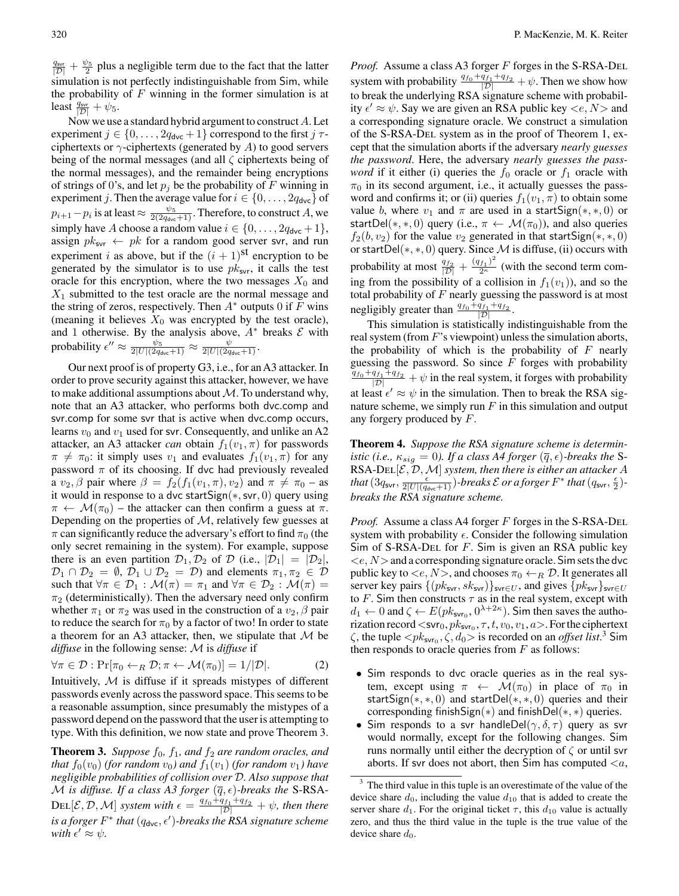$\frac{q_{\mathsf{svr}}}{|\mathcal{D}|} + \frac{\psi_5}{2}$ plus a negligible term due to the fact that the latter simulation is not perfectly indistinguishable from $\mathsf{Sim}$, while the probability of $F$ winning in the former simulation is at least $\frac{q_{\mathsf{svr}}}{|\mathcal{D}|} + \psi_5$.

Now we use a standard hybrid argument to construct $A$. Let experiment $j \in \{0, \ldots, 2q_{\mathsf{dvc}} + 1\}$ correspond to the first $j$ $\tau$-ciphertexts or $\gamma$-ciphertexts (generated by $A$) to good servers being of the normal messages (and all $\zeta$ ciphertexts being of the normal messages), and the remainder being encryptions of strings of 0's, and let $p_j$ be the probability of $F$ winning in experiment $j$. Then the average value for $i \in \{0, \ldots, 2q_{\mathsf{dvc}}\}$ of $p_{i+1} - p_i$ is at least $\approx \frac{\psi_5}{2(2q_{\mathsf{dvc}}+1)}$. Therefore, to construct $A$, we simply have $A$ choose a random value $i \in \{0, \ldots, 2q_{\mathsf{dvc}} + 1\}$, assign $pk_{\mathsf{svr}} \leftarrow pk$ for a random good server $\mathsf{svr}$, and run experiment $i$ as above, but if the $(i+1)^{\mathrm{st}}$ encryption to be generated by the simulator is to use $pk_{\mathsf{svr}}$, it calls the test oracle for this encryption, where the two messages $X_0$ and $X_1$ submitted to the test oracle are the normal message and the string of zeros, respectively. Then $A^*$ outputs 0 if $F$ wins (meaning it believes $X_0$ was encrypted by the test oracle), and 1 otherwise. By the analysis above, $A^*$ breaks $\mathcal{E}$ with probability $\epsilon'' \approx \frac{\psi_5}{2|U|(2q_{\mathsf{dvc}}+1)} \approx \frac{\psi}{2|U|(2q_{\mathsf{dvc}}+1)}$.

Our next proof is of property G3, i.e., for an A3 attacker. In order to prove security against this attacker, however, we have to make additional assumptions about $\mathcal{M}$. To understand why, note that an A3 attacker, who performs both $\mathsf{dvc.comp}$ and $\mathsf{svr.comp}$ for some $\mathsf{svr}$ that is active when $\mathsf{dvc.comp}$ occurs, learns $v_0$ and $v_1$ used for $\mathsf{svr}$. Consequently, and unlike an A2 attacker, an A3 attacker *can* obtain $f_1(v_1, \pi)$ for passwords $\pi \neq \pi_0$: it simply uses $v_1$ and evaluates $f_1(v_1, \pi)$ for any password $\pi$ of its choosing. If $\mathsf{dvc}$ had previously revealed a $v_2, \beta$ pair where $\beta = f_2(f_1(v_1, \pi), v_2)$ and $\pi \neq \pi_0$ – as it would in response to a $\mathsf{dvc}$ $\mathsf{startSign}(*, \mathsf{svr}, 0)$ query using $\pi \leftarrow \mathcal{M}(\pi_0)$ – the attacker can then confirm a guess at $\pi$. Depending on the properties of $\mathcal{M}$, relatively few guesses at $\pi$ can significantly reduce the adversary's effort to find $\pi_0$ (the only secret remaining in the system). For example, suppose there is an even partition $\mathcal{D}_1, \mathcal{D}_2$ of $\mathcal{D}$ (i.e., $|\mathcal{D}_1| = |\mathcal{D}_2|$, $\mathcal{D}_1 \cap \mathcal{D}_2 = \emptyset$, $\mathcal{D}_1 \cup \mathcal{D}_2 = \mathcal{D}$) and elements $\pi_1, \pi_2 \in \mathcal{D}$ such that $\forall \pi \in \mathcal{D}_1 : \mathcal{M}(\pi) = \pi_1$ and $\forall \pi \in \mathcal{D}_2 : \mathcal{M}(\pi) = \pi_2$ (deterministically). Then the adversary need only confirm whether $\pi_1$ or $\pi_2$ was used in the construction of a $v_2, \beta$ pair to reduce the search for $\pi_0$ by a factor of two! In order to state a theorem for an A3 attacker, then, we stipulate that $\mathcal{M}$ be *diffuse* in the following sense: $\mathcal{M}$ is *diffuse* if

$$\forall \pi \in \mathcal{D} : \Pr[\pi_0 \leftarrow_R \mathcal{D}; \pi \leftarrow \mathcal{M}(\pi_0)] = 1/|\mathcal{D}|. \tag{2}$$

Intuitively, $\mathcal{M}$ is diffuse if it spreads mistypes of different passwords evenly across the password space. This seems to be a reasonable assumption, since presumably the mistypes of a password depend on the password that the user is attempting to type. With this definition, we now state and prove Theorem 3.

**Theorem 3.** *Suppose $f_0$, $f_1$, and $f_2$ are random oracles, and that $f_0(v_0)$ (for random $v_0$) and $f_1(v_1)$ (for random $v_1$) have negligible probabilities of collision over $\mathcal{D}$. Also suppose that $\mathcal{M}$ is diffuse. If a class A3 forger $(\overline{q}, \epsilon)$-breaks the* S-RSA-DEL$[\mathcal{E}, \mathcal{D}, \mathcal{M}]$ *system with $\epsilon = \frac{q_{f_0}+q_{f_1}+q_{f_2}}{|\mathcal{D}|} + \psi$, then there is a forger $F^*$ that $(q_{\mathsf{dvc}}, \epsilon')$-breaks the RSA signature scheme with $\epsilon' \approx \psi$.*

*Proof.* Assume a class A3 forger $F$ forges in the S-RSA-DEL system with probability $\frac{q_{f_0}+q_{f_1}+q_{f_2}}{|\mathcal{D}|} + \psi$. Then we show how to break the underlying RSA signature scheme with probability $\epsilon' \approx \psi$. Say we are given an RSA public key $<e, N>$ and a corresponding signature oracle. We construct a simulation of the S-RSA-DEL system as in the proof of Theorem 1, except that the simulation aborts if the adversary *nearly guesses the password*. Here, the adversary *nearly guesses the password* if it either (i) queries the $f_0$ oracle or $f_1$ oracle with $\pi_0$ in its second argument, i.e., it actually guesses the password and confirms it; or (ii) queries $f_1(v_1, \pi)$ to obtain some value $b$, where $v_1$ and $\pi$ are used in a $\mathsf{startSign}(*, *, 0)$ or $\mathsf{startDel}(*, *, 0)$ query (i.e., $\pi \leftarrow \mathcal{M}(\pi_0)$), and also queries $f_2(b, v_2)$ for the value $v_2$ generated in that $\mathsf{startSign}(*, *, 0)$ or $\mathsf{startDel}(*, *, 0)$ query. Since $\mathcal{M}$ is diffuse, (ii) occurs with probability at most $\frac{q_{f_2}}{|\mathcal{D}|} + \frac{(q_{f_1})^2}{2^\kappa}$ (with the second term coming from the possibility of a collision in $f_1(v_1)$), and so the total probability of $F$ nearly guessing the password is at most negligibly greater than $\frac{q_{f_0}+q_{f_1}+q_{f_2}}{|\mathcal{D}|}$.

This simulation is statistically indistinguishable from the real system (from $F$'s viewpoint) unless the simulation aborts, the probability of which is the probability of $F$ nearly guessing the password. So since $F$ forges with probability $\frac{q_{f_0}+q_{f_1}+q_{f_2}}{|\mathcal{D}|} + \psi$ in the real system, it forges with probability at least $\epsilon' \approx \psi$ in the simulation. Then to break the RSA signature scheme, we simply run $F$ in this simulation and output any forgery produced by $F$.

**Theorem 4.** *Suppose the RSA signature scheme is deterministic (i.e., $\kappa_{sig} = 0$). If a class A4 forger $(\overline{q}, \epsilon)$-breaks the* S-RSA-DEL$[\mathcal{E}, \mathcal{D}, \mathcal{M}]$ *system, then there is either an attacker $A$ that $(3q_{\mathsf{svr}}, \frac{\epsilon}{2|U|(q_{\mathsf{dvc}}+1)})$-breaks $\mathcal{E}$ or a forger $F^*$ that $(q_{\mathsf{svr}}, \frac{\epsilon}{2})$-breaks the RSA signature scheme.*

*Proof.* Assume a class A4 forger $F$ forges in the S-RSA-DEL system with probability $\epsilon$. Consider the following simulation $\mathsf{Sim}$ of S-RSA-DEL for $F$. $\mathsf{Sim}$ is given an RSA public key $<e, N>$ and a corresponding signature oracle. $\mathsf{Sim}$ sets the $\mathsf{dvc}$ public key to $<e, N>$, and chooses $\pi_0 \leftarrow_R \mathcal{D}$. It generates all server key pairs $\{(pk_{\mathsf{svr}}, sk_{\mathsf{svr}})\}_{\mathsf{svr} \in U}$, and gives $\{pk_{\mathsf{svr}}\}_{\mathsf{svr} \in U}$ to $F$. $\mathsf{Sim}$ then constructs $\tau$ as in the real system, except with $d_1 \leftarrow 0$ and $\zeta \leftarrow E(pk_{\mathsf{svr}_0}, 0^{\lambda+2\kappa})$. $\mathsf{Sim}$ then saves the authorization record $<\mathsf{svr}_0, pk_{\mathsf{svr}_0}, \tau, t, v_0, v_1, a>$. For the ciphertext $\zeta$, the tuple $<pk_{\mathsf{svr}_0}, \zeta, d_0>$ is recorded on an *offset list*.[3] $\mathsf{Sim}$ then responds to oracle queries from $F$ as follows:

- $\mathsf{Sim}$ responds to $\mathsf{dvc}$ oracle queries as in the real system, except using $\pi \leftarrow \mathcal{M}(\pi_0)$ in place of $\pi_0$ in $\mathsf{startSign}(*, *, 0)$ and $\mathsf{startDel}(*, *, 0)$ queries and their corresponding $\mathsf{finishSign}(*)$ and $\mathsf{finishDel}(*, *)$ queries.
- $\mathsf{Sim}$ responds to a $\mathsf{svr}$ $\mathsf{handleDel}(\gamma, \delta, \tau)$ query as $\mathsf{svr}$ would normally, except for the following changes. $\mathsf{Sim}$ runs normally until either the decryption of $\zeta$ or until $\mathsf{svr}$ aborts. If $\mathsf{svr}$ does not abort, then $\mathsf{Sim}$ has computed $<a,$

[3] The third value in this tuple is an overestimate of the value of the device share $d_0$, including the value $d_{10}$ that is added to create the server share $d_1$. For the original ticket $\tau$, this $d_{10}$ value is actually zero, and thus the third value in the tuple is the true value of the device share $d_0$.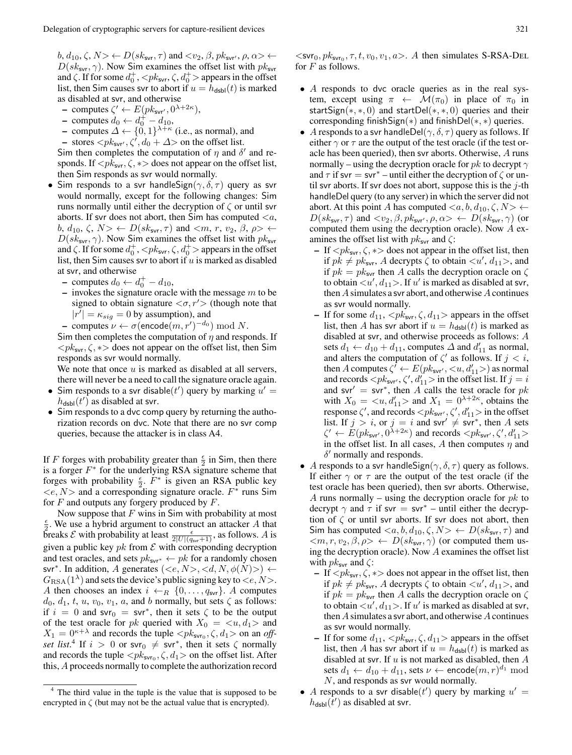$b, d_{10}, \zeta, N\!> \leftarrow D(sk_{\mathsf{svr}}, \tau)$ and $<\!v_2, \beta, pk_{\mathsf{svr}'}, \rho, \alpha\!> \leftarrow D(sk_{\mathsf{svr}}, \gamma)$. Now Sim examines the offset list with $pk_{\mathsf{svr}}$ and $\zeta$. If for some $d_0^+$, $<\!pk_{\mathsf{svr}}, \zeta, d_0^+\!>$ appears in the offset list, then Sim causes svr to abort if $u = h_{\mathsf{dsbl}}(t)$ is marked as disabled at svr, and otherwise
  - computes $\zeta' \leftarrow E(pk_{\mathsf{svr}'}, 0^{\lambda+2\kappa})$,
  - computes $d_0 \leftarrow d_0^+ - d_{10}$,
  - computes $\Delta \leftarrow \{0,1\}^{\lambda+\kappa}$ (i.e., as normal), and
  - stores $<\!pk_{\mathsf{svr}'}, \zeta', d_0 + \Delta\!>$ on the offset list.

  Sim then completes the computation of $\eta$ and $\delta'$ and responds. If $<\!pk_{\mathsf{svr}}, \zeta, *\!>$ does not appear on the offset list, then Sim responds as svr would normally.
- Sim responds to a svr handleSign$(\gamma, \delta, \tau)$ query as svr would normally, except for the following changes: Sim runs normally until either the decryption of $\zeta$ or until svr aborts. If svr does not abort, then Sim has computed $<\!a, b, d_{10}, \zeta, N\!> \leftarrow D(sk_{\mathsf{svr}}, \tau)$ and $<\!m, r, v_2, \beta, \rho\!> \leftarrow D(sk_{\mathsf{svr}}, \gamma)$. Now Sim examines the offset list with $pk_{\mathsf{svr}}$ and $\zeta$. If for some $d_0^+$, $<\!pk_{\mathsf{svr}}, \zeta, d_0^+\!>$ appears in the offset list, then Sim causes svr to abort if $u$ is marked as disabled at svr, and otherwise
  - computes $d_0 \leftarrow d_0^+ - d_{10}$,
  - invokes the signature oracle with the message $m$ to be signed to obtain signature $<\!\sigma, r'\!>$ (though note that $|r'| = \kappa_{sig} = 0$ by assumption), and
  - computes $\nu \leftarrow \sigma(\mathsf{encode}(m, r')^{-d_0}) \bmod N$.

  Sim then completes the computation of $\eta$ and responds. If $<\!pk_{\mathsf{svr}}, \zeta, *\!>$ does not appear on the offset list, then Sim responds as svr would normally.

  We note that once $u$ is marked as disabled at all servers, there will never be a need to call the signature oracle again.
- Sim responds to a svr disable$(t')$ query by marking $u' = h_{\mathsf{dsbl}}(t')$ as disabled at svr.
- Sim responds to a dvc comp query by returning the authorization records on dvc. Note that there are no svr comp queries, because the attacker is in class A4.

If $F$ forges with probability greater than $\frac{\epsilon}{2}$ in Sim, then there is a forger $F^*$ for the underlying RSA signature scheme that forges with probability $\frac{\epsilon}{2}$. $F^*$ is given an RSA public key $<\!e, N\!>$ and a corresponding signature oracle. $F^*$ runs Sim for $F$ and outputs any forgery produced by $F$.

Now suppose that $F$ wins in Sim with probability at most $\frac{\epsilon}{2}$. We use a hybrid argument to construct an attacker $A$ that breaks $\mathcal{E}$ with probability at least $\frac{\epsilon}{2|U|(q_{\mathsf{svr}}+1)}$, as follows. $A$ is given a public key $pk$ from $\mathcal{E}$ with corresponding decryption and test oracles, and sets $pk_{\mathsf{svr}^*} \leftarrow pk$ for a randomly chosen $\mathsf{svr}^*$. In addition, $A$ generates $(<\!e, N\!>, <\!d, N, \phi(N)\!>) \leftarrow G_{\mathrm{RSA}}(1^\lambda)$ and sets the device's public signing key to $<\!e, N\!>$. $A$ then chooses an index $i \leftarrow_R \{0, \ldots, q_{\mathsf{svr}}\}$. $A$ computes $d_0$, $d_1$, $t$, $u$, $v_0$, $v_1$, $a$, and $b$ normally, but sets $\zeta$ as follows: if $i = 0$ and $\mathsf{svr}_0 = \mathsf{svr}^*$, then it sets $\zeta$ to be the output of the test oracle for $pk$ queried with $X_0 = <\!u, d_1\!>$ and $X_1 = 0^{\kappa+\lambda}$ and records the tuple $<\!pk_{\mathsf{svr}_0}, \zeta, d_1\!>$ on an *offset list*.[4] If $i > 0$ or $\mathsf{svr}_0 \neq \mathsf{svr}^*$, then it sets $\zeta$ normally and records the tuple $<\!pk_{\mathsf{svr}_0}, \zeta, d_1\!>$ on the offset list. After this, $A$ proceeds normally to complete the authorization record $<\!\mathsf{svr}_0, pk_{\mathsf{svr}_0}, \tau, t, v_0, v_1, a\!>$. $A$ then simulates S-RSA-DEL for $F$ as follows.

- $A$ responds to dvc oracle queries as in the real system, except using $\pi \leftarrow \mathcal{M}(\pi_0)$ in place of $\pi_0$ in startSign$(*, *, 0)$ and startDel$(*, *, 0)$ queries and their corresponding finishSign$(*)$ and finishDel$(*, *)$ queries.
- $A$ responds to a svr handleDel$(\gamma, \delta, \tau)$ query as follows. If either $\gamma$ or $\tau$ are the output of the test oracle (if the test oracle has been queried), then svr aborts. Otherwise, $A$ runs normally – using the decryption oracle for $pk$ to decrypt $\gamma$ and $\tau$ if $\mathsf{svr} = \mathsf{svr}^*$ – until either the decryption of $\zeta$ or until svr aborts. If svr does not abort, suppose this is the $j$-th handleDel query (to any server) in which the server did not abort. At this point $A$ has computed $<\!a, b, d_{10}, \zeta, N\!> \leftarrow D(sk_{\mathsf{svr}}, \tau)$ and $<\!v_2, \beta, pk_{\mathsf{svr}'}, \rho, \alpha\!> \leftarrow D(sk_{\mathsf{svr}}, \gamma)$ (or computed them using the decryption oracle). Now $A$ examines the offset list with $pk_{\mathsf{svr}}$ and $\zeta$:
  - If $<\!pk_{\mathsf{svr}}, \zeta, *\!>$ does not appear in the offset list, then if $pk \neq pk_{\mathsf{svr}}$, $A$ decrypts $\zeta$ to obtain $<\!u', d_{11}\!>$, and if $pk = pk_{\mathsf{svr}}$ then $A$ calls the decryption oracle on $\zeta$ to obtain $<\!u', d_{11}\!>$. If $u'$ is marked as disabled at svr, then $A$ simulates a svr abort, and otherwise $A$ continues as svr would normally.
  - If for some $d_{11}$, $<\!pk_{\mathsf{svr}}, \zeta, d_{11}\!>$ appears in the offset list, then $A$ has svr abort if $u = h_{\mathsf{dsbl}}(t)$ is marked as disabled at svr, and otherwise proceeds as follows: $A$ sets $d_1 \leftarrow d_{10} + d_{11}$, computes $\Delta$ and $d'_{11}$ as normal, and alters the computation of $\zeta'$ as follows. If $j < i$, then $A$ computes $\zeta' \leftarrow E(pk_{\mathsf{svr}'}, <\!u, d'_{11}\!>)$ as normal and records $<\!pk_{\mathsf{svr}'}, \zeta', d'_{11}\!>$ in the offset list. If $j = i$ and $\mathsf{svr}' = \mathsf{svr}^*$, then $A$ calls the test oracle for $pk$ with $X_0 = <\!u, d'_{11}\!>$ and $X_1 = 0^{\lambda+2\kappa}$, obtains the response $\zeta'$, and records $<\!pk_{\mathsf{svr}'}, \zeta', d'_{11}\!>$ in the offset list. If $j > i$, or $j = i$ and $\mathsf{svr}' \neq \mathsf{svr}^*$, then $A$ sets $\zeta' \leftarrow E(pk_{\mathsf{svr}'}, 0^{\lambda+2\kappa})$ and records $<\!pk_{\mathsf{svr}'}, \zeta', d'_{11}\!>$ in the offset list. In all cases, $A$ then computes $\eta$ and $\delta'$ normally and responds.
- $A$ responds to a svr handleSign$(\gamma, \delta, \tau)$ query as follows. If either $\gamma$ or $\tau$ are the output of the test oracle (if the test oracle has been queried), then svr aborts. Otherwise, $A$ runs normally – using the decryption oracle for $pk$ to decrypt $\gamma$ and $\tau$ if $\mathsf{svr} = \mathsf{svr}^*$ – until either the decryption of $\zeta$ or until svr aborts. If svr does not abort, then Sim has computed $<\!a, b, d_{10}, \zeta, N\!> \leftarrow D(sk_{\mathsf{svr}}, \tau)$ and $<\!m, r, v_2, \beta, \rho\!> \leftarrow D(sk_{\mathsf{svr}}, \gamma)$ (or computed them using the decryption oracle). Now $A$ examines the offset list with $pk_{\mathsf{svr}}$ and $\zeta$:
  - If $<\!pk_{\mathsf{svr}}, \zeta, *\!>$ does not appear in the offset list, then if $pk \neq pk_{\mathsf{svr}}$, $A$ decrypts $\zeta$ to obtain $<\!u', d_{11}\!>$, and if $pk = pk_{\mathsf{svr}}$ then $A$ calls the decryption oracle on $\zeta$ to obtain $<\!u', d_{11}\!>$. If $u'$ is marked as disabled at svr, then $A$ simulates a svr abort, and otherwise $A$ continues as svr would normally.
  - If for some $d_{11}$, $<\!pk_{\mathsf{svr}}, \zeta, d_{11}\!>$ appears in the offset list, then $A$ has svr abort if $u = h_{\mathsf{dsbl}}(t)$ is marked as disabled at svr. If $u$ is not marked as disabled, then $A$ sets $d_1 \leftarrow d_{10} + d_{11}$, sets $\nu \leftarrow \mathsf{encode}(m, r)^{d_1} \bmod N$, and responds as svr would normally.
- $A$ responds to a svr disable$(t')$ query by marking $u' = h_{\mathsf{dsbl}}(t')$ as disabled at svr.

[4] The third value in the tuple is the value that is supposed to be encrypted in $\zeta$ (but may not be the actual value that is encrypted).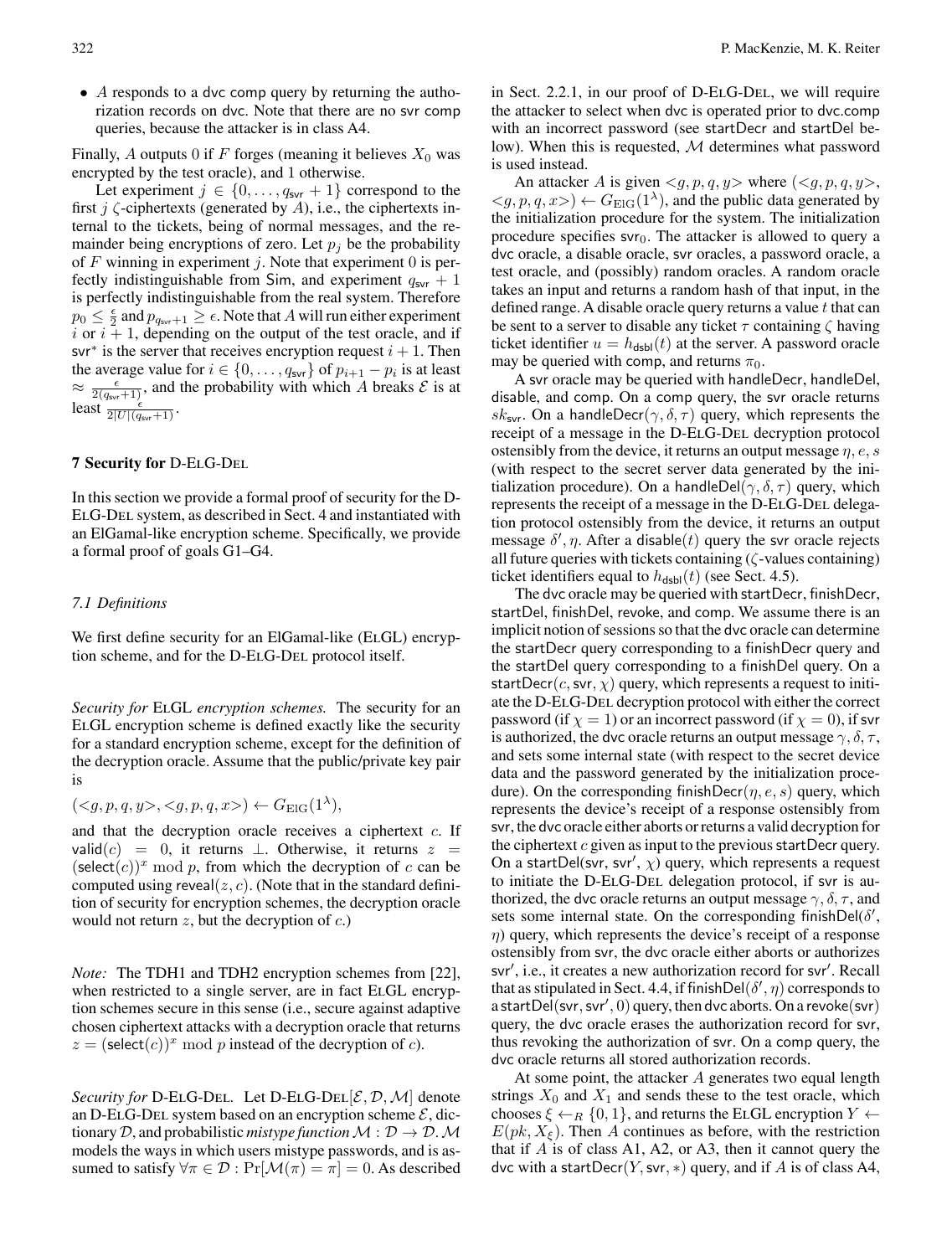- $A$ responds to a dvc comp query by returning the authorization records on dvc. Note that there are no svr comp queries, because the attacker is in class A4.

Finally, $A$ outputs 0 if $F$ forges (meaning it believes $X_0$ was encrypted by the test oracle), and 1 otherwise.

Let experiment $j \in \{0, \ldots, q_{\mathsf{svr}} + 1\}$ correspond to the first $j$ $\zeta$-ciphertexts (generated by $A$), i.e., the ciphertexts internal to the tickets, being of normal messages, and the remainder being encryptions of zero. Let $p_j$ be the probability of $F$ winning in experiment $j$. Note that experiment 0 is perfectly indistinguishable from Sim, and experiment $q_{\mathsf{svr}} + 1$ is perfectly indistinguishable from the real system. Therefore $p_0 \leq \frac{\epsilon}{2}$ and $p_{q_{\mathsf{svr}}+1} \geq \epsilon$. Note that $A$ will run either experiment $i$ or $i + 1$, depending on the output of the test oracle, and if $\mathsf{svr}^*$ is the server that receives encryption request $i + 1$. Then the average value for $i \in \{0, \ldots, q_{\mathsf{svr}}\}$ of $p_{i+1} - p_i$ is at least $\approx \frac{\epsilon}{2(q_{\mathsf{svr}}+1)}$, and the probability with which $A$ breaks $\mathcal{E}$ is at least $\frac{\epsilon}{2|U|(q_{\mathsf{svr}}+1)}$.

## 7 Security for D-ElG-Del

In this section we provide a formal proof of security for the D-ElG-Del system, as described in Sect. 4 and instantiated with an ElGamal-like encryption scheme. Specifically, we provide a formal proof of goals G1–G4.

### 7.1 Definitions

We first define security for an ElGamal-like (ElGL) encryption scheme, and for the D-ElG-Del protocol itself.

*Security for* ElGL *encryption schemes.* The security for an ElGL encryption scheme is defined exactly like the security for a standard encryption scheme, except for the definition of the decryption oracle. Assume that the public/private key pair is

$(<g, p, q, y>, <g, p, q, x>) \leftarrow G_{\mathrm{ElG}}(1^\lambda)$,

and that the decryption oracle receives a ciphertext $c$. If $\mathsf{valid}(c) = 0$, it returns $\perp$. Otherwise, it returns $z = (\mathsf{select}(c))^x \bmod p$, from which the decryption of $c$ can be computed using $\mathsf{reveal}(z, c)$. (Note that in the standard definition of security for encryption schemes, the decryption oracle would not return $z$, but the decryption of $c$.)

*Note:* The TDH1 and TDH2 encryption schemes from [22], when restricted to a single server, are in fact ElGL encryption schemes secure in this sense (i.e., secure against adaptive chosen ciphertext attacks with a decryption oracle that returns $z = (\mathsf{select}(c))^x \bmod p$ instead of the decryption of $c$).

*Security for* D-ElG-Del. Let D-ElG-Del$[\mathcal{E}, \mathcal{D}, \mathcal{M}]$ denote an D-ElG-Del system based on an encryption scheme $\mathcal{E}$, dictionary $\mathcal{D}$, and probabilistic *mistype function* $\mathcal{M} : \mathcal{D} \rightarrow \mathcal{D}$. $\mathcal{M}$ models the ways in which users mistype passwords, and is assumed to satisfy $\forall \pi \in \mathcal{D} : \Pr[\mathcal{M}(\pi) = \pi] = 0$. As described in Sect. 2.2.1, in our proof of D-ElG-Del, we will require the attacker to select when dvc is operated prior to dvc.comp with an incorrect password (see startDecr and startDel below). When this is requested, $\mathcal{M}$ determines what password is used instead.

An attacker $A$ is given $<g, p, q, y>$ where $(<g, p, q, y>, <g, p, q, x>) \leftarrow G_{\mathrm{ElG}}(1^\lambda)$, and the public data generated by the initialization procedure for the system. The initialization procedure specifies $\mathsf{svr}_0$. The attacker is allowed to query a dvc oracle, a disable oracle, svr oracles, a password oracle, a test oracle, and (possibly) random oracles. A random oracle takes an input and returns a random hash of that input, in the defined range. A disable oracle query returns a value $t$ that can be sent to a server to disable any ticket $\tau$ containing $\zeta$ having ticket identifier $u = h_{\mathsf{dsbl}}(t)$ at the server. A password oracle may be queried with comp, and returns $\pi_0$.

A svr oracle may be queried with handleDecr, handleDel, disable, and comp. On a comp query, the svr oracle returns $sk_{\mathsf{svr}}$. On a handleDecr$(\gamma, \delta, \tau)$ query, which represents the receipt of a message in the D-ElG-Del decryption protocol ostensibly from the device, it returns an output message $\eta, e, s$ (with respect to the secret server data generated by the initialization procedure). On a handleDel$(\gamma, \delta, \tau)$ query, which represents the receipt of a message in the D-ElG-Del delegation protocol ostensibly from the device, it returns an output message $\delta', \eta$. After a disable$(t)$ query the svr oracle rejects all future queries with tickets containing ($\zeta$-values containing) ticket identifiers equal to $h_{\mathsf{dsbl}}(t)$ (see Sect. 4.5).

The dvc oracle may be queried with startDecr, finishDecr, startDel, finishDel, revoke, and comp. We assume there is an implicit notion of sessions so that the dvc oracle can determine the startDecr query corresponding to a finishDecr query and the startDel query corresponding to a finishDel query. On a startDecr$(c, \mathsf{svr}, \chi)$ query, which represents a request to initiate the D-ElG-Del decryption protocol with either the correct password (if $\chi = 1$) or an incorrect password (if $\chi = 0$), if svr is authorized, the dvc oracle returns an output message $\gamma, \delta, \tau$, and sets some internal state (with respect to the secret device data and the password generated by the initialization procedure). On the corresponding finishDecr$(\eta, e, s)$ query, which represents the device's receipt of a response ostensibly from svr, the dvc oracle either aborts or returns a valid decryption for the ciphertext $c$ given as input to the previous startDecr query. On a startDel$(\mathsf{svr}, \mathsf{svr}', \chi)$ query, which represents a request to initiate the D-ElG-Del delegation protocol, if svr is authorized, the dvc oracle returns an output message $\gamma, \delta, \tau$, and sets some internal state. On the corresponding finishDel$(\delta', \eta)$ query, which represents the device's receipt of a response ostensibly from svr, the dvc oracle either aborts or authorizes $\mathsf{svr}'$, i.e., it creates a new authorization record for $\mathsf{svr}'$. Recall that as stipulated in Sect. 4.4, if finishDel$(\delta', \eta)$ corresponds to a startDel$(\mathsf{svr}, \mathsf{svr}', 0)$ query, then dvc aborts. On a revoke(svr) query, the dvc oracle erases the authorization record for svr, thus revoking the authorization of svr. On a comp query, the dvc oracle returns all stored authorization records.

At some point, the attacker $A$ generates two equal length strings $X_0$ and $X_1$ and sends these to the test oracle, which chooses $\xi \leftarrow_R \{0, 1\}$, and returns the ElGL encryption $Y \leftarrow E(pk, X_\xi)$. Then $A$ continues as before, with the restriction that if $A$ is of class A1, A2, or A3, then it cannot query the dvc with a startDecr$(Y, \mathsf{svr}, *)$ query, and if $A$ is of class A4,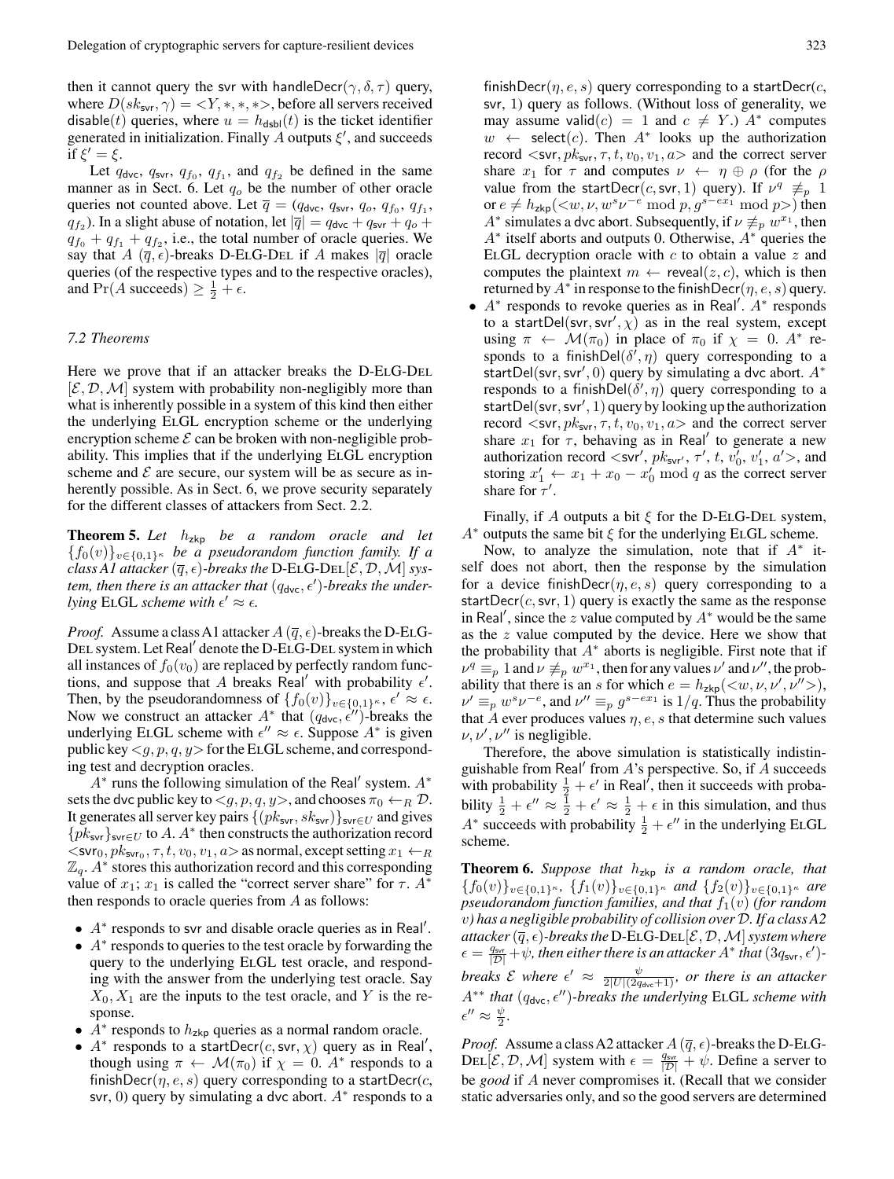then it cannot query the svr with $\mathsf{handleDecr}(\gamma, \delta, \tau)$ query, where $D(sk_{\mathsf{svr}}, \gamma) = <Y, *, *, *>$, before all servers received $\mathsf{disable}(t)$ queries, where $u = h_{\mathsf{dsbl}}(t)$ is the ticket identifier generated in initialization. Finally $A$ outputs $\xi'$, and succeeds if $\xi' = \xi$.

Let $q_{\mathsf{dvc}}$, $q_{\mathsf{svr}}$, $q_{f_0}$, $q_{f_1}$, and $q_{f_2}$ be defined in the same manner as in Sect. 6. Let $q_o$ be the number of other oracle queries not counted above. Let $\overline{q} = (q_{\mathsf{dvc}}, q_{\mathsf{svr}}, q_o, q_{f_0}, q_{f_1}, q_{f_2})$. In a slight abuse of notation, let $|\overline{q}| = q_{\mathsf{dvc}} + q_{\mathsf{svr}} + q_o + q_{f_0} + q_{f_1} + q_{f_2}$, i.e., the total number of oracle queries. We say that $A$ $(\overline{q}, \epsilon)$-breaks D-ElG-Del if $A$ makes $|\overline{q}|$ oracle queries (of the respective types and to the respective oracles), and $\Pr(A \text{ succeeds}) \geq \frac{1}{2} + \epsilon$.

### 7.2 Theorems

Here we prove that if an attacker breaks the D-ElG-Del $[\mathcal{E}, \mathcal{D}, \mathcal{M}]$ system with probability non-negligibly more than what is inherently possible in a system of this kind then either the underlying ElGL encryption scheme or the underlying encryption scheme $\mathcal{E}$ can be broken with non-negligible probability. This implies that if the underlying ElGL encryption scheme and $\mathcal{E}$ are secure, our system will be as secure as inherently possible. As in Sect. 6, we prove security separately for the different classes of attackers from Sect. 2.2.

**Theorem 5.** *Let $h_{\mathsf{zkp}}$ be a random oracle and let $\{f_0(v)\}_{v \in \{0,1\}^\kappa}$ be a pseudorandom function family. If a class A1 attacker $(\overline{q}, \epsilon)$-breaks the D-ElG-Del$[\mathcal{E}, \mathcal{D}, \mathcal{M}]$ system, then there is an attacker that $(q_{\mathsf{dvc}}, \epsilon')$-breaks the underlying ElGL scheme with $\epsilon' \approx \epsilon$.*

*Proof.* Assume a class A1 attacker $A$ $(\overline{q}, \epsilon)$-breaks the D-ElG-Del system. Let Real$'$ denote the D-ElG-Del system in which all instances of $f_0(v_0)$ are replaced by perfectly random functions, and suppose that $A$ breaks Real$'$ with probability $\epsilon'$. Then, by the pseudorandomness of $\{f_0(v)\}_{v \in \{0,1\}^\kappa}$, $\epsilon' \approx \epsilon$. Now we construct an attacker $A^*$ that $(q_{\mathsf{dvc}}, \epsilon'')$-breaks the underlying ElGL scheme with $\epsilon'' \approx \epsilon$. Suppose $A^*$ is given public key $<g, p, q, y>$ for the ElGL scheme, and corresponding test and decryption oracles.

$A^*$ runs the following simulation of the Real$'$ system. $A^*$ sets the dvc public key to $<g, p, q, y>$, and chooses $\pi_0 \leftarrow_R \mathcal{D}$. It generates all server key pairs $\{(pk_{\mathsf{svr}}, sk_{\mathsf{svr}})\}_{\mathsf{svr} \in U}$ and gives $\{pk_{\mathsf{svr}}\}_{\mathsf{svr} \in U}$ to $A$. $A^*$ then constructs the authorization record $<\mathsf{svr}_0, pk_{\mathsf{svr}_0}, \tau, t, v_0, v_1, a>$ as normal, except setting $x_1 \leftarrow_R \mathbb{Z}_q$. $A^*$ stores this authorization record and this corresponding value of $x_1$; $x_1$ is called the "correct server share" for $\tau$. $A^*$ then responds to oracle queries from $A$ as follows:

- $A^*$ responds to svr and disable oracle queries as in Real$'$.
- $A^*$ responds to queries to the test oracle by forwarding the query to the underlying ElGL test oracle, and responding with the answer from the underlying test oracle. Say $X_0, X_1$ are the inputs to the test oracle, and $Y$ is the response.
- $A^*$ responds to $h_{\mathsf{zkp}}$ queries as a normal random oracle.
- $A^*$ responds to a $\mathsf{startDecr}(c, \mathsf{svr}, \chi)$ query as in Real$'$, though using $\pi \leftarrow \mathcal{M}(\pi_0)$ if $\chi = 0$. $A^*$ responds to a $\mathsf{finishDecr}(\eta, e, s)$ query corresponding to a $\mathsf{startDecr}(c, \mathsf{svr}, 0)$ query by simulating a dvc abort. $A^*$ responds to a $\mathsf{finishDecr}(\eta, e, s)$ query corresponding to a $\mathsf{startDecr}(c, \mathsf{svr}, 1)$ query as follows. (Without loss of generality, we may assume $\mathsf{valid}(c) = 1$ and $c \neq Y$.) $A^*$ computes $w \leftarrow \mathsf{select}(c)$. Then $A^*$ looks up the authorization record $<\mathsf{svr}, pk_{\mathsf{svr}}, \tau, t, v_0, v_1, a>$ and the correct server share $x_1$ for $\tau$ and computes $\nu \leftarrow \eta \oplus \rho$ (for the $\rho$ value from the $\mathsf{startDecr}(c, \mathsf{svr}, 1)$ query). If $\nu^q \not\equiv_p 1$ or $e \neq h_{\mathsf{zkp}}(<w, \nu, w^s \nu^{-e} \bmod p, g^{s-ex_1} \bmod p>)$ then $A^*$ simulates a dvc abort. Subsequently, if $\nu \not\equiv_p w^{x_1}$, then $A^*$ itself aborts and outputs 0. Otherwise, $A^*$ queries the ElGL decryption oracle with $c$ to obtain a value $z$ and computes the plaintext $m \leftarrow \mathsf{reveal}(z, c)$, which is then returned by $A^*$ in response to the $\mathsf{finishDecr}(\eta, e, s)$ query.
- $A^*$ responds to revoke queries as in Real$'$. $A^*$ responds to a $\mathsf{startDel}(\mathsf{svr}, \mathsf{svr}', \chi)$ as in the real system, except using $\pi \leftarrow \mathcal{M}(\pi_0)$ in place of $\pi_0$ if $\chi = 0$. $A^*$ responds to a $\mathsf{finishDel}(\delta', \eta)$ query corresponding to a $\mathsf{startDel}(\mathsf{svr}, \mathsf{svr}', 0)$ query by simulating a dvc abort. $A^*$ responds to a $\mathsf{finishDel}(\delta', \eta)$ query corresponding to a $\mathsf{startDel}(\mathsf{svr}, \mathsf{svr}', 1)$ query by looking up the authorization record $<\mathsf{svr}, pk_{\mathsf{svr}}, \tau, t, v_0, v_1, a>$ and the correct server share $x_1$ for $\tau$, behaving as in Real$'$ to generate a new authorization record $<\mathsf{svr}', pk_{\mathsf{svr}'}, \tau', t, v_0', v_1', a'>$, and storing $x_1' \leftarrow x_1 + x_0 - x_0' \bmod q$ as the correct server share for $\tau'$.

Finally, if $A$ outputs a bit $\xi$ for the D-ElG-Del system, $A^*$ outputs the same bit $\xi$ for the underlying ElGL scheme.

Now, to analyze the simulation, note that if $A^*$ itself does not abort, then the response by the simulation for a device $\mathsf{finishDecr}(\eta, e, s)$ query corresponding to a $\mathsf{startDecr}(c, \mathsf{svr}, 1)$ query is exactly the same as the response in Real$'$, since the $z$ value computed by $A^*$ would be the same as the $z$ value computed by the device. Here we show that the probability that $A^*$ aborts is negligible. First note that if $\nu^q \equiv_p 1$ and $\nu \not\equiv_p w^{x_1}$, then for any values $\nu'$ and $\nu''$, the probability that there is an $s$ for which $e = h_{\mathsf{zkp}}(<w, \nu, \nu', \nu''>)$, $\nu' \equiv_p w^s \nu^{-e}$, and $\nu'' \equiv_p g^{s-ex_1}$ is $1/q$. Thus the probability that $A$ ever produces values $\eta, e, s$ that determine such values $\nu, \nu', \nu''$ is negligible.

Therefore, the above simulation is statistically indistinguishable from Real$'$ from $A$'s perspective. So, if $A$ succeeds with probability $\frac{1}{2} + \epsilon'$ in Real$'$, then it succeeds with probability $\frac{1}{2} + \epsilon'' \approx \frac{1}{2} + \epsilon' \approx \frac{1}{2} + \epsilon$ in this simulation, and thus $A^*$ succeeds with probability $\frac{1}{2} + \epsilon''$ in the underlying ElGL scheme.

**Theorem 6.** *Suppose that $h_{\mathsf{zkp}}$ is a random oracle, that $\{f_0(v)\}_{v \in \{0,1\}^\kappa}$, $\{f_1(v)\}_{v \in \{0,1\}^\kappa}$ and $\{f_2(v)\}_{v \in \{0,1\}^\kappa}$ are pseudorandom function families, and that $f_1(v)$ (for random $v$) has a negligible probability of collision over $\mathcal{D}$. If a class A2 attacker $(\overline{q}, \epsilon)$-breaks the D-ElG-Del$[\mathcal{E}, \mathcal{D}, \mathcal{M}]$ system where $\epsilon = \frac{q_{\mathsf{svr}}}{|\mathcal{D}|} + \psi$, then either there is an attacker $A^*$ that $(3q_{\mathsf{svr}}, \epsilon')$-breaks $\mathcal{E}$ where $\epsilon' \approx \frac{\psi}{2|U|(2q_{\mathsf{dvc}}+1)}$, or there is an attacker $A^{**}$ that $(q_{\mathsf{dvc}}, \epsilon'')$-breaks the underlying ElGL scheme with $\epsilon'' \approx \frac{\psi}{2}$.*

*Proof.* Assume a class A2 attacker $A$ $(\overline{q}, \epsilon)$-breaks the D-ElG-Del$[\mathcal{E}, \mathcal{D}, \mathcal{M}]$ system with $\epsilon = \frac{q_{\mathsf{svr}}}{|\mathcal{D}|} + \psi$. Define a server to be *good* if $A$ never compromises it. (Recall that we consider static adversaries only, and so the good servers are determined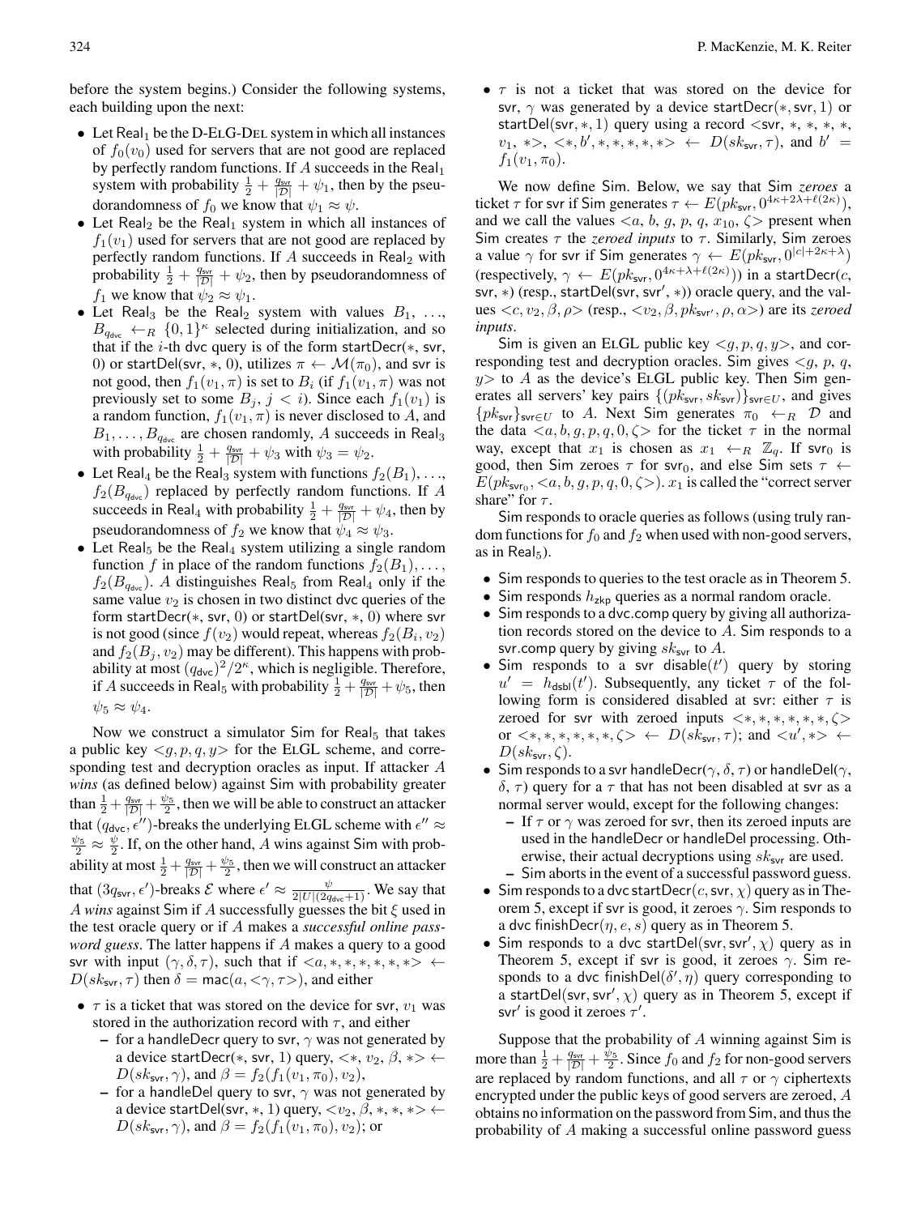before the system begins.) Consider the following systems, each building upon the next:

- Let $\mathrm{Real}_1$ be the D-ELG-DEL system in which all instances of $f_0(v_0)$ used for servers that are not good are replaced by perfectly random functions. If $A$ succeeds in the $\mathrm{Real}_1$ system with probability $\frac{1}{2} + \frac{q_{\mathsf{svr}}}{|\mathcal{D}|} + \psi_1$, then by the pseudorandomness of $f_0$ we know that $\psi_1 \approx \psi$.
- Let $\mathrm{Real}_2$ be the $\mathrm{Real}_1$ system in which all instances of $f_1(v_1)$ used for servers that are not good are replaced by perfectly random functions. If $A$ succeeds in $\mathrm{Real}_2$ with probability $\frac{1}{2} + \frac{q_{\mathsf{svr}}}{|\mathcal{D}|} + \psi_2$, then by pseudorandomness of $f_1$ we know that $\psi_2 \approx \psi_1$.
- Let $\mathrm{Real}_3$ be the $\mathrm{Real}_2$ system with values $B_1, \ldots, B_{q_{\mathsf{dvc}}} \leftarrow_R \{0,1\}^\kappa$ selected during initialization, and so that if the $i$-th dvc query is of the form $\mathsf{startDecr}(*, \mathsf{svr}, 0)$ or $\mathsf{startDel}(\mathsf{svr}, *, 0)$, utilizes $\pi \leftarrow \mathcal{M}(\pi_0)$, and svr is not good, then $f_1(v_1, \pi)$ is set to $B_i$ (if $f_1(v_1, \pi)$ was not previously set to some $B_j$, $j < i$). Since each $f_1(v_1)$ is a random function, $f_1(v_1, \pi)$ is never disclosed to $A$, and $B_1, \ldots, B_{q_{\mathsf{dvc}}}$ are chosen randomly, $A$ succeeds in $\mathrm{Real}_3$ with probability $\frac{1}{2} + \frac{q_{\mathsf{svr}}}{|\mathcal{D}|} + \psi_3$ with $\psi_3 = \psi_2$.
- Let $\mathrm{Real}_4$ be the $\mathrm{Real}_3$ system with functions $f_2(B_1), \ldots, f_2(B_{q_{\mathsf{dvc}}})$ replaced by perfectly random functions. If $A$ succeeds in $\mathrm{Real}_4$ with probability $\frac{1}{2} + \frac{q_{\mathsf{svr}}}{|\mathcal{D}|} + \psi_4$, then by pseudorandomness of $f_2$ we know that $\psi_4 \approx \psi_3$.
- Let $\mathrm{Real}_5$ be the $\mathrm{Real}_4$ system utilizing a single random function $f$ in place of the random functions $f_2(B_1), \ldots, f_2(B_{q_{\mathsf{dvc}}})$. $A$ distinguishes $\mathrm{Real}_5$ from $\mathrm{Real}_4$ only if the same value $v_2$ is chosen in two distinct dvc queries of the form $\mathsf{startDecr}(*, \mathsf{svr}, 0)$ or $\mathsf{startDel}(\mathsf{svr}, *, 0)$ where svr is not good (since $f(v_2)$ would repeat, whereas $f_2(B_i, v_2)$ and $f_2(B_j, v_2)$ may be different). This happens with probability at most $(q_{\mathsf{dvc}})^2/2^\kappa$, which is negligible. Therefore, if $A$ succeeds in $\mathrm{Real}_5$ with probability $\frac{1}{2} + \frac{q_{\mathsf{svr}}}{|\mathcal{D}|} + \psi_5$, then $\psi_5 \approx \psi_4$.

Now we construct a simulator Sim for $\mathrm{Real}_5$ that takes a public key $<g, p, q, y>$ for the ELGL scheme, and corresponding test and decryption oracles as input. If attacker $A$ *wins* (as defined below) against Sim with probability greater than $\frac{1}{2} + \frac{q_{\mathsf{svr}}}{|\mathcal{D}|} + \frac{\psi_5}{2}$, then we will be able to construct an attacker that $(q_{\mathsf{dvc}}, \epsilon'')$-breaks the underlying ELGL scheme with $\epsilon'' \approx \frac{\psi_5}{2} \approx \frac{\psi}{2}$. If, on the other hand, $A$ wins against Sim with probability at most $\frac{1}{2} + \frac{q_{\mathsf{svr}}}{|\mathcal{D}|} + \frac{\psi_5}{2}$, then we will construct an attacker that $(3q_{\mathsf{svr}}, \epsilon')$-breaks $\mathcal{E}$ where $\epsilon' \approx \frac{\psi}{2|U|(2q_{\mathsf{dvc}}+1)}$. We say that $A$ *wins* against Sim if $A$ successfully guesses the bit $\xi$ used in the test oracle query or if $A$ makes a *successful online password guess*. The latter happens if $A$ makes a query to a good svr with input $(\gamma, \delta, \tau)$, such that if $<a, *, *, *, *, *, *> \leftarrow D(sk_{\mathsf{svr}}, \tau)$ then $\delta = \mathsf{mac}(a, <\gamma, \tau>)$, and either

- $\tau$ is a ticket that was stored on the device for svr, $v_1$ was stored in the authorization record with $\tau$, and either
  - for a handleDecr query to svr, $\gamma$ was not generated by a device $\mathsf{startDecr}(*, \mathsf{svr}, 1)$ query, $<*, v_2, \beta, *> \leftarrow D(sk_{\mathsf{svr}}, \gamma)$, and $\beta = f_2(f_1(v_1, \pi_0), v_2)$,
  - for a handleDel query to svr, $\gamma$ was not generated by a device $\mathsf{startDel}(\mathsf{svr}, *, 1)$ query, $<v_2, \beta, *, *, *> \leftarrow D(sk_{\mathsf{svr}}, \gamma)$, and $\beta = f_2(f_1(v_1, \pi_0), v_2)$; or
- $\tau$ is not a ticket that was stored on the device for svr, $\gamma$ was generated by a device $\mathsf{startDecr}(*, \mathsf{svr}, 1)$ or $\mathsf{startDel}(\mathsf{svr}, *, 1)$ query using a record $<\mathsf{svr}, *, *, *, *, v_1, *>$, $<*, b', *, *, *, *, *> \leftarrow D(sk_{\mathsf{svr}}, \tau)$, and $b' = f_1(v_1, \pi_0)$.

We now define Sim. Below, we say that Sim *zeroes* a ticket $\tau$ for svr if Sim generates $\tau \leftarrow E(pk_{\mathsf{svr}}, 0^{4\kappa + 2\lambda + \ell(2\kappa)})$, and we call the values $<a, b, g, p, q, x_{10}, \zeta>$ present when Sim creates $\tau$ the *zeroed inputs* to $\tau$. Similarly, Sim zeroes a value $\gamma$ for svr if Sim generates $\gamma \leftarrow E(pk_{\mathsf{svr}}, 0^{|c| + 2\kappa + \lambda})$ (respectively, $\gamma \leftarrow E(pk_{\mathsf{svr}}, 0^{4\kappa + \lambda + \ell(2\kappa)})$) in a $\mathsf{startDecr}(c, \mathsf{svr}, *)$ (resp., $\mathsf{startDel}(\mathsf{svr}, \mathsf{svr}', *)$) oracle query, and the values $<c, v_2, \beta, \rho>$ (resp., $<v_2, \beta, pk_{\mathsf{svr}'}, \rho, \alpha>$) are its *zeroed inputs*.

Sim is given an ELGL public key $<g, p, q, y>$, and corresponding test and decryption oracles. Sim gives $<g, p, q, y>$ to $A$ as the device's ELGL public key. Then Sim generates all servers' key pairs $\{(pk_{\mathsf{svr}}, sk_{\mathsf{svr}})\}_{\mathsf{svr} \in U}$, and gives $\{pk_{\mathsf{svr}}\}_{\mathsf{svr} \in U}$ to $A$. Next Sim generates $\pi_0 \leftarrow_R \mathcal{D}$ and the data $<a, b, g, p, q, 0, \zeta>$ for the ticket $\tau$ in the normal way, except that $x_1$ is chosen as $x_1 \leftarrow_R \mathbb{Z}_q$. If $\mathsf{svr}_0$ is good, then Sim zeroes $\tau$ for $\mathsf{svr}_0$, and else Sim sets $\tau \leftarrow E(pk_{\mathsf{svr}_0}, <a, b, g, p, q, 0, \zeta>)$. $x_1$ is called the "correct server share" for $\tau$.

Sim responds to oracle queries as follows (using truly random functions for $f_0$ and $f_2$ when used with non-good servers, as in $\mathrm{Real}_5$).

- Sim responds to queries to the test oracle as in Theorem 5.
- Sim responds $h_{\mathsf{zkp}}$ queries as a normal random oracle.
- Sim responds to a dvc.comp query by giving all authorization records stored on the device to $A$. Sim responds to a svr.comp query by giving $sk_{\mathsf{svr}}$ to $A$.
- Sim responds to a svr $\mathsf{disable}(t')$ query by storing $u' = h_{\mathsf{dsbl}}(t')$. Subsequently, any ticket $\tau$ of the following form is considered disabled at svr: either $\tau$ is zeroed for svr with zeroed inputs $<*, *, *, *, *, *, \zeta>$ or $<*, *, *, *, *, *, \zeta> \leftarrow D(sk_{\mathsf{svr}}, \tau)$; and $<u', *> \leftarrow D(sk_{\mathsf{svr}}, \zeta)$.
- Sim responds to a svr $\mathsf{handleDecr}(\gamma, \delta, \tau)$ or $\mathsf{handleDel}(\gamma, \delta, \tau)$ query for a $\tau$ that has not been disabled at svr as a normal server would, except for the following changes:
  - If $\tau$ or $\gamma$ was zeroed for svr, then its zeroed inputs are used in the handleDecr or handleDel processing. Otherwise, their actual decryptions using $sk_{\mathsf{svr}}$ are used.
  - Sim aborts in the event of a successful password guess.
- Sim responds to a dvc $\mathsf{startDecr}(c, \mathsf{svr}, \chi)$ query as in Theorem 5, except if svr is good, it zeroes $\gamma$. Sim responds to a dvc $\mathsf{finishDecr}(\eta, e, s)$ query as in Theorem 5.
- Sim responds to a dvc $\mathsf{startDel}(\mathsf{svr}, \mathsf{svr}', \chi)$ query as in Theorem 5, except if svr is good, it zeroes $\gamma$. Sim responds to a dvc $\mathsf{finishDel}(\delta', \eta)$ query corresponding to a $\mathsf{startDel}(\mathsf{svr}, \mathsf{svr}', \chi)$ query as in Theorem 5, except if $\mathsf{svr}'$ is good it zeroes $\tau'$.

Suppose that the probability of $A$ winning against Sim is more than $\frac{1}{2} + \frac{q_{\mathsf{svr}}}{|\mathcal{D}|} + \frac{\psi_5}{2}$. Since $f_0$ and $f_2$ for non-good servers are replaced by random functions, and all $\tau$ or $\gamma$ ciphertexts encrypted under the public keys of good servers are zeroed, $A$ obtains no information on the password from Sim, and thus the probability of $A$ making a successful online password guess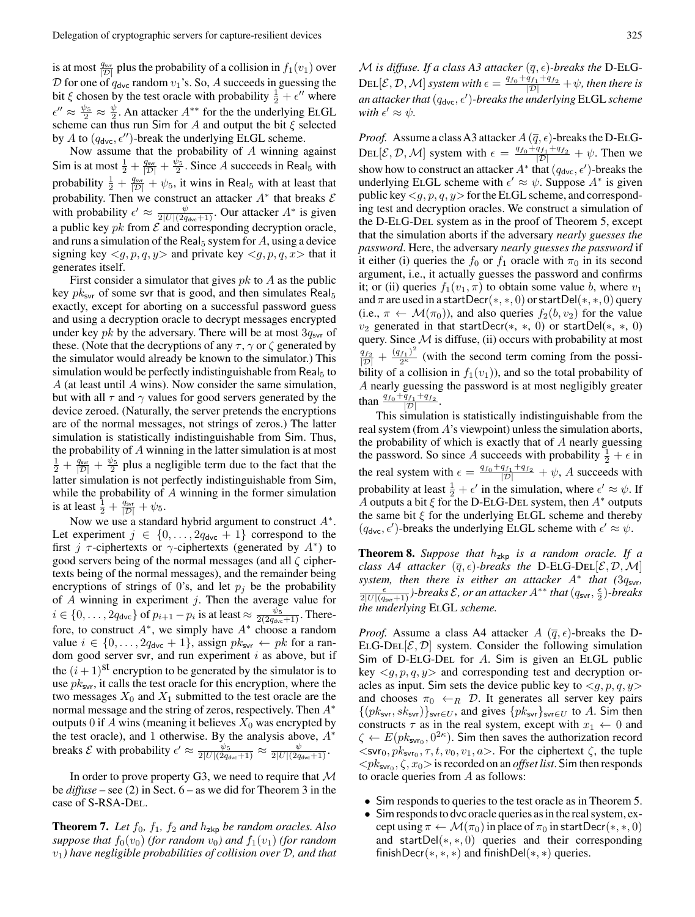is at most $\frac{q_{\mathsf{svr}}}{|\mathcal{D}|}$ plus the probability of a collision in $f_1(v_1)$ over $\mathcal{D}$ for one of $q_{\mathsf{dvc}}$ random $v_1$'s. So, $A$ succeeds in guessing the bit $\xi$ chosen by the test oracle with probability $\frac{1}{2}+\epsilon''$ where $\epsilon'' \approx \frac{\psi_5}{2} \approx \frac{\psi}{2}$. An attacker $A^{**}$ for the the underlying ElGL scheme can thus run $\mathsf{Sim}$ for $A$ and output the bit $\xi$ selected by $A$ to $(q_{\mathsf{dvc}}, \epsilon'')$-break the underlying ElGL scheme.

Now assume that the probability of $A$ winning against $\mathsf{Sim}$ is at most $\frac{1}{2}+\frac{q_{\mathsf{svr}}}{|\mathcal{D}|}+\frac{\psi_5}{2}$. Since $A$ succeeds in $\mathsf{Real}_5$ with probability $\frac{1}{2}+\frac{q_{\mathsf{svr}}}{|\mathcal{D}|}+\psi_5$, it wins in $\mathsf{Real}_5$ with at least that probability. Then we construct an attacker $A^*$ that breaks $\mathcal{E}$ with probability $\epsilon' \approx \frac{\psi}{2|U|(2q_{\mathsf{dvc}}+1)}$. Our attacker $A^*$ is given a public key $pk$ from $\mathcal{E}$ and corresponding decryption oracle, and runs a simulation of the $\mathsf{Real}_5$ system for $A$, using a device signing key $<g,p,q,y>$ and private key $<g,p,q,x>$ that it generates itself.

First consider a simulator that gives $pk$ to $A$ as the public key $pk_{\mathsf{svr}}$ of some $\mathsf{svr}$ that is good, and then simulates $\mathsf{Real}_5$ exactly, except for aborting on a successful password guess and using a decryption oracle to decrypt messages encrypted under key $pk$ by the adversary. There will be at most $3q_{\mathsf{svr}}$ of these. (Note that the decryptions of any $\tau$, $\gamma$ or $\zeta$ generated by the simulator would already be known to the simulator.) This simulation would be perfectly indistinguishable from $\mathsf{Real}_5$ to $A$ (at least until $A$ wins). Now consider the same simulation, but with all $\tau$ and $\gamma$ values for good servers generated by the device zeroed. (Naturally, the server pretends the encryptions are of the normal messages, not strings of zeros.) The latter simulation is statistically indistinguishable from $\mathsf{Sim}$. Thus, the probability of $A$ winning in the latter simulation is at most $\frac{1}{2}+\frac{q_{\mathsf{svr}}}{|\mathcal{D}|}+\frac{\psi_5}{2}$ plus a negligible term due to the fact that the latter simulation is not perfectly indistinguishable from $\mathsf{Sim}$, while the probability of $A$ winning in the former simulation is at least $\frac{1}{2}+\frac{q_{\mathsf{svr}}}{|\mathcal{D}|}+\psi_5$.

Now we use a standard hybrid argument to construct $A^*$. Let experiment $j \in \{0,\ldots,2q_{\mathsf{dvc}}+1\}$ correspond to the first $j$ $\tau$-ciphertexts or $\gamma$-ciphertexts (generated by $A^*$) to good servers being of the normal messages (and all $\zeta$ ciphertexts being of the normal messages), and the remainder being encryptions of strings of 0's, and let $p_j$ be the probability of $A$ winning in experiment $j$. Then the average value for $i \in \{0,\ldots,2q_{\mathsf{dvc}}\}$ of $p_{i+1}-p_i$ is at least $\approx \frac{\psi_5}{2(2q_{\mathsf{dvc}}+1)}$. Therefore, to construct $A^*$, we simply have $A^*$ choose a random value $i \in \{0,\ldots,2q_{\mathsf{dvc}}+1\}$, assign $pk_{\mathsf{svr}} \leftarrow pk$ for a random good server $\mathsf{svr}$, and run experiment $i$ as above, but if the $(i+1)^{\text{st}}$ encryption to be generated by the simulator is to use $pk_{\mathsf{svr}}$, it calls the test oracle for this encryption, where the two messages $X_0$ and $X_1$ submitted to the test oracle are the normal message and the string of zeros, respectively. Then $A^*$ outputs 0 if $A$ wins (meaning it believes $X_0$ was encrypted by the test oracle), and 1 otherwise. By the analysis above, $A^*$ breaks $\mathcal{E}$ with probability $\epsilon' \approx \frac{\psi_5}{2|U|(2q_{\mathsf{dvc}}+1)} \approx \frac{\psi}{2|U|(2q_{\mathsf{dvc}}+1)}$.

In order to prove property G3, we need to require that $\mathcal{M}$ be *diffuse* – see (2) in Sect. 6 – as we did for Theorem 3 in the case of S-RSA-Del.

**Theorem 7.** *Let $f_0$, $f_1$, $f_2$ and $h_{\mathsf{zkp}}$ be random oracles. Also suppose that $f_0(v_0)$ (for random $v_0$) and $f_1(v_1)$ (for random $v_1$) have negligible probabilities of collision over $\mathcal{D}$, and that $\mathcal{M}$ is diffuse. If a class A3 attacker $(\overline{q},\epsilon)$-breaks the* D-ElG-Del$[\mathcal{E},\mathcal{D},\mathcal{M}]$ *system with $\epsilon = \frac{q_{f_0}+q_{f_1}+q_{f_2}}{|\mathcal{D}|}+\psi$, then there is an attacker that $(q_{\mathsf{dvc}},\epsilon')$-breaks the underlying* ElGL *scheme with $\epsilon' \approx \psi$.*

*Proof.* Assume a class A3 attacker $A$ $(\overline{q},\epsilon)$-breaks the D-ElG-Del$[\mathcal{E},\mathcal{D},\mathcal{M}]$ system with $\epsilon = \frac{q_{f_0}+q_{f_1}+q_{f_2}}{|\mathcal{D}|}+\psi$. Then we show how to construct an attacker $A^*$ that $(q_{\mathsf{dvc}},\epsilon')$-breaks the underlying ElGL scheme with $\epsilon' \approx \psi$. Suppose $A^*$ is given public key $<g,p,q,y>$ for the ElGL scheme, and corresponding test and decryption oracles. We construct a simulation of the D-ElG-Del system as in the proof of Theorem 5, except that the simulation aborts if the adversary *nearly guesses the password*. Here, the adversary *nearly guesses the password* if it either (i) queries the $f_0$ or $f_1$ oracle with $\pi_0$ in its second argument, i.e., it actually guesses the password and confirms it; or (ii) queries $f_1(v_1,\pi)$ to obtain some value $b$, where $v_1$ and $\pi$ are used in a $\mathsf{startDecr}(*,*,0)$ or $\mathsf{startDel}(*,*,0)$ query (i.e., $\pi \leftarrow \mathcal{M}(\pi_0)$), and also queries $f_2(b,v_2)$ for the value $v_2$ generated in that $\mathsf{startDecr}(*,*,0)$ or $\mathsf{startDel}(*,*,0)$ query. Since $\mathcal{M}$ is diffuse, (ii) occurs with probability at most $\frac{q_{f_2}}{|\mathcal{D}|}+\frac{(q_{f_1})^2}{2^\kappa}$ (with the second term coming from the possibility of a collision in $f_1(v_1)$), and so the total probability of $A$ nearly guessing the password is at most negligibly greater than $\frac{q_{f_0}+q_{f_1}+q_{f_2}}{|\mathcal{D}|}$.

This simulation is statistically indistinguishable from the real system (from $A$'s viewpoint) unless the simulation aborts, the probability of which is exactly that of $A$ nearly guessing the password. So since $A$ succeeds with probability $\frac{1}{2}+\epsilon$ in the real system with $\epsilon = \frac{q_{f_0}+q_{f_1}+q_{f_2}}{|\mathcal{D}|}+\psi$, $A$ succeeds with probability at least $\frac{1}{2}+\epsilon'$ in the simulation, where $\epsilon' \approx \psi$. If $A$ outputs a bit $\xi$ for the D-ElG-Del system, then $A^*$ outputs the same bit $\xi$ for the underlying ElGL scheme and thereby $(q_{\mathsf{dvc}},\epsilon')$-breaks the underlying ElGL scheme with $\epsilon' \approx \psi$.

**Theorem 8.** *Suppose that $h_{\mathsf{zkp}}$ is a random oracle. If a class A4 attacker $(\overline{q},\epsilon)$-breaks the* D-ElG-Del$[\mathcal{E},\mathcal{D},\mathcal{M}]$ *system, then there is either an attacker $A^*$ that $(3q_{\mathsf{svr}}, \frac{\epsilon}{2|U|(q_{\mathsf{svr}}+1)})$-breaks $\mathcal{E}$, or an attacker $A^{**}$ that $(q_{\mathsf{svr}}, \frac{\epsilon}{2})$-breaks the underlying* ElGL *scheme.*

*Proof.* Assume a class A4 attacker $A$ $(\overline{q},\epsilon)$-breaks the D-ElG-Del$[\mathcal{E},\mathcal{D}]$ system. Consider the following simulation $\mathsf{Sim}$ of D-ElG-Del for $A$. $\mathsf{Sim}$ is given an ElGL public key $<g,p,q,y>$ and corresponding test and decryption oracles as input. $\mathsf{Sim}$ sets the device public key to $<g,p,q,y>$ and chooses $\pi_0 \leftarrow_R \mathcal{D}$. It generates all server key pairs $\{(pk_{\mathsf{svr}},sk_{\mathsf{svr}})\}_{\mathsf{svr}\in U}$, and gives $\{pk_{\mathsf{svr}}\}_{\mathsf{svr}\in U}$ to $A$. $\mathsf{Sim}$ then constructs $\tau$ as in the real system, except with $x_1 \leftarrow 0$ and $\zeta \leftarrow E(pk_{\mathsf{svr}_0}, 0^{2\kappa})$. $\mathsf{Sim}$ then saves the authorization record $<\mathsf{svr}_0, pk_{\mathsf{svr}_0}, \tau, t, v_0, v_1, a>$. For the ciphertext $\zeta$, the tuple $<pk_{\mathsf{svr}_0}, \zeta, x_0>$ is recorded on an *offset list*. $\mathsf{Sim}$ then responds to oracle queries from $A$ as follows:

- $\mathsf{Sim}$ responds to queries to the test oracle as in Theorem 5.
- $\mathsf{Sim}$ responds to dvc oracle queries as in the real system, except using $\pi \leftarrow \mathcal{M}(\pi_0)$ in place of $\pi_0$ in $\mathsf{startDecr}(*,*,0)$ and $\mathsf{startDel}(*,*,0)$ queries and their corresponding $\mathsf{finishDecr}(*,*,*)$ and $\mathsf{finishDel}(*,*)$ queries.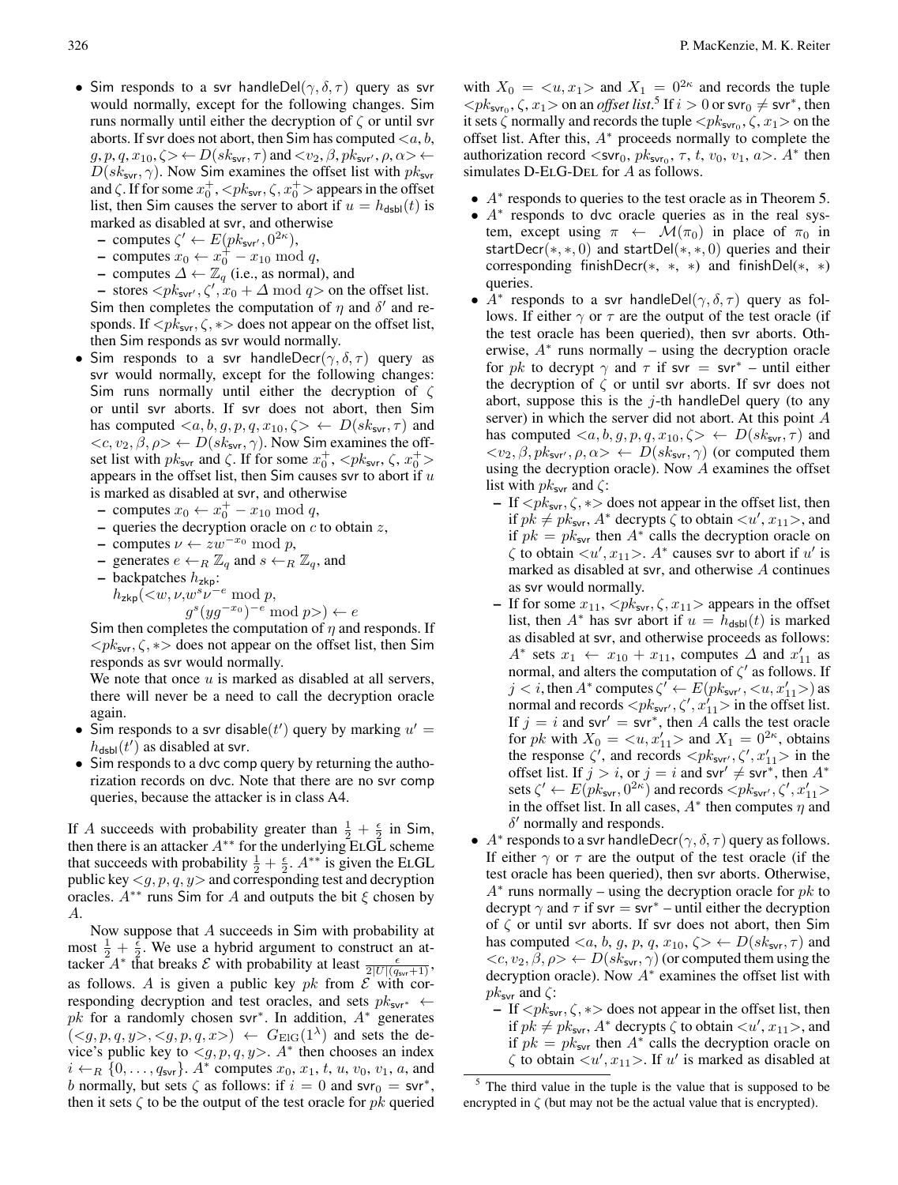- Sim responds to a svr handleDel$(\gamma, \delta, \tau)$ query as svr would normally, except for the following changes. Sim runs normally until either the decryption of $\zeta$ or until svr aborts. If svr does not abort, then Sim has computed $<a, b, g, p, q, x_{10}, \zeta> \leftarrow D(sk_{\mathsf{svr}}, \tau)$ and $<v_2, \beta, pk_{\mathsf{svr}'}, \rho, \alpha> \leftarrow D(sk_{\mathsf{svr}}, \gamma)$. Now Sim examines the offset list with $pk_{\mathsf{svr}}$ and $\zeta$. If for some $x_0^+$, $<pk_{\mathsf{svr}}, \zeta, x_0^+>$ appears in the offset list, then Sim causes the server to abort if $u = h_{\mathsf{dsbl}}(t)$ is marked as disabled at svr, and otherwise
  - computes $\zeta' \leftarrow E(pk_{\mathsf{svr}'}, 0^{2\kappa})$,
  - computes $x_0 \leftarrow x_0^+ - x_{10} \bmod q$,
  - computes $\Delta \leftarrow \mathbb{Z}_q$ (i.e., as normal), and
  - stores $<pk_{\mathsf{svr}'}, \zeta', x_0 + \Delta \bmod q>$ on the offset list.

  Sim then completes the computation of $\eta$ and $\delta'$ and responds. If $<pk_{\mathsf{svr}}, \zeta, *>$ does not appear on the offset list, then Sim responds as svr would normally.
- Sim responds to a svr handleDecr$(\gamma, \delta, \tau)$ query as svr would normally, except for the following changes: Sim runs normally until either the decryption of $\zeta$ or until svr aborts. If svr does not abort, then Sim has computed $<a, b, g, p, q, x_{10}, \zeta> \leftarrow D(sk_{\mathsf{svr}}, \tau)$ and $<c, v_2, \beta, \rho> \leftarrow D(sk_{\mathsf{svr}}, \gamma)$. Now Sim examines the offset list with $pk_{\mathsf{svr}}$ and $\zeta$. If for some $x_0^+$, $<pk_{\mathsf{svr}}, \zeta, x_0^+>$ appears in the offset list, then Sim causes svr to abort if $u$ is marked as disabled at svr, and otherwise
  - computes $x_0 \leftarrow x_0^+ - x_{10} \bmod q$,
  - queries the decryption oracle on $c$ to obtain $z$,
  - computes $\nu \leftarrow z w^{-x_0} \bmod p$,
  - generates $e \leftarrow_R \mathbb{Z}_q$ and $s \leftarrow_R \mathbb{Z}_q$, and
  - backpatches $h_{\mathsf{zkp}}$:
    $h_{\mathsf{zkp}}(<w, \nu, w^s \nu^{-e} \bmod p,$
    $g^s (y g^{-x_0})^{-e} \bmod p>) \leftarrow e$

  Sim then completes the computation of $\eta$ and responds. If $<pk_{\mathsf{svr}}, \zeta, *>$ does not appear on the offset list, then Sim responds as svr would normally.

  We note that once $u$ is marked as disabled at all servers, there will never be a need to call the decryption oracle again.
- Sim responds to a svr disable$(t')$ query by marking $u' = h_{\mathsf{dsbl}}(t')$ as disabled at svr.
- Sim responds to a dvc comp query by returning the authorization records on dvc. Note that there are no svr comp queries, because the attacker is in class A4.

If $A$ succeeds with probability greater than $\frac{1}{2} + \frac{\epsilon}{2}$ in Sim, then there is an attacker $A^{**}$ for the underlying ElGl scheme that succeeds with probability $\frac{1}{2} + \frac{\epsilon}{2}$. $A^{**}$ is given the ElGl public key $<g, p, q, y>$ and corresponding test and decryption oracles. $A^{**}$ runs Sim for $A$ and outputs the bit $\xi$ chosen by $A$.

Now suppose that $A$ succeeds in Sim with probability at most $\frac{1}{2} + \frac{\epsilon}{2}$. We use a hybrid argument to construct an attacker $A^*$ that breaks $\mathcal{E}$ with probability at least $\frac{\epsilon}{2|U|(q_{\mathsf{svr}}+1)}$, as follows. $A$ is given a public key $pk$ from $\mathcal{E}$ with corresponding decryption and test oracles, and sets $pk_{\mathsf{svr}^*} \leftarrow pk$ for a randomly chosen $\mathsf{svr}^*$. In addition, $A^*$ generates $(<g, p, q, y>, <g, p, q, x>) \leftarrow G_{\mathrm{ElG}}(1^\lambda)$ and sets the device's public key to $<g, p, q, y>$. $A^*$ then chooses an index $i \leftarrow_R \{0, \ldots, q_{\mathsf{svr}}\}$. $A^*$ computes $x_0$, $x_1$, $t$, $u$, $v_0$, $v_1$, $a$, and $b$ normally, but sets $\zeta$ as follows: if $i = 0$ and $\mathsf{svr}_0 = \mathsf{svr}^*$, then it sets $\zeta$ to be the output of the test oracle for $pk$ queried with $X_0 = <u, x_1>$ and $X_1 = 0^{2\kappa}$ and records the tuple $<pk_{\mathsf{svr}_0}, \zeta, x_1>$ on an *offset list*.[5] If $i > 0$ or $\mathsf{svr}_0 \neq \mathsf{svr}^*$, then it sets $\zeta$ normally and records the tuple $<pk_{\mathsf{svr}_0}, \zeta, x_1>$ on the offset list. After this, $A^*$ proceeds normally to complete the authorization record $<\mathsf{svr}_0, pk_{\mathsf{svr}_0}, \tau, t, v_0, v_1, a>$. $A^*$ then simulates D-ElG-Del for $A$ as follows.

- $A^*$ responds to queries to the test oracle as in Theorem 5.
- $A^*$ responds to dvc oracle queries as in the real system, except using $\pi \leftarrow \mathcal{M}(\pi_0)$ in place of $\pi_0$ in startDecr$(*, *, 0)$ and startDel$(*, *, 0)$ queries and their corresponding finishDecr$(*, *, *)$ and finishDel$(*, *)$ queries.
- $A^*$ responds to a svr handleDel$(\gamma, \delta, \tau)$ query as follows. If either $\gamma$ or $\tau$ are the output of the test oracle (if the test oracle has been queried), then svr aborts. Otherwise, $A^*$ runs normally – using the decryption oracle for $pk$ to decrypt $\gamma$ and $\tau$ if $\mathsf{svr} = \mathsf{svr}^*$ – until either the decryption of $\zeta$ or until svr aborts. If svr does not abort, suppose this is the $j$-th handleDel query (to any server) in which the server did not abort. At this point $A$ has computed $<a, b, g, p, q, x_{10}, \zeta> \leftarrow D(sk_{\mathsf{svr}}, \tau)$ and $<v_2, \beta, pk_{\mathsf{svr}'}, \rho, \alpha> \leftarrow D(sk_{\mathsf{svr}}, \gamma)$ (or computed them using the decryption oracle). Now $A$ examines the offset list with $pk_{\mathsf{svr}}$ and $\zeta$:
  - If $<pk_{\mathsf{svr}}, \zeta, *>$ does not appear in the offset list, then if $pk \neq pk_{\mathsf{svr}}$, $A^*$ decrypts $\zeta$ to obtain $<u', x_{11}>$, and if $pk = pk_{\mathsf{svr}}$ then $A^*$ calls the decryption oracle on $\zeta$ to obtain $<u', x_{11}>$. $A^*$ causes svr to abort if $u'$ is marked as disabled at svr, and otherwise $A$ continues as svr would normally.
  - If for some $x_{11}$, $<pk_{\mathsf{svr}}, \zeta, x_{11}>$ appears in the offset list, then $A^*$ has svr abort if $u = h_{\mathsf{dsbl}}(t)$ is marked as disabled at svr, and otherwise proceeds as follows: $A^*$ sets $x_1 \leftarrow x_{10} + x_{11}$, computes $\Delta$ and $x'_{11}$ as normal, and alters the computation of $\zeta'$ as follows. If $j < i$, then $A^*$ computes $\zeta' \leftarrow E(pk_{\mathsf{svr}'}, <u, x'_{11}>)$ as normal and records $<pk_{\mathsf{svr}'}, \zeta', x'_{11}>$ in the offset list. If $j = i$ and $\mathsf{svr}' = \mathsf{svr}^*$, then $A$ calls the test oracle for $pk$ with $X_0 = <u, x'_{11}>$ and $X_1 = 0^{2\kappa}$, obtains the response $\zeta'$, and records $<pk_{\mathsf{svr}'}, \zeta', x'_{11}>$ in the offset list. If $j > i$, or $j = i$ and $\mathsf{svr}' \neq \mathsf{svr}^*$, then $A^*$ sets $\zeta' \leftarrow E(pk_{\mathsf{svr}}, 0^{2\kappa})$ and records $<pk_{\mathsf{svr}'}, \zeta', x'_{11}>$ in the offset list. In all cases, $A^*$ then computes $\eta$ and $\delta'$ normally and responds.
- $A^*$ responds to a svr handleDecr$(\gamma, \delta, \tau)$ query as follows. If either $\gamma$ or $\tau$ are the output of the test oracle (if the test oracle has been queried), then svr aborts. Otherwise, $A^*$ runs normally – using the decryption oracle for $pk$ to decrypt $\gamma$ and $\tau$ if $\mathsf{svr} = \mathsf{svr}^*$ – until either the decryption of $\zeta$ or until svr aborts. If svr does not abort, then Sim has computed $<a, b, g, p, q, x_{10}, \zeta> \leftarrow D(sk_{\mathsf{svr}}, \tau)$ and $<c, v_2, \beta, \rho> \leftarrow D(sk_{\mathsf{svr}}, \gamma)$ (or computed them using the decryption oracle). Now $A^*$ examines the offset list with $pk_{\mathsf{svr}}$ and $\zeta$:
  - If $<pk_{\mathsf{svr}}, \zeta, *>$ does not appear in the offset list, then if $pk \neq pk_{\mathsf{svr}}$, $A^*$ decrypts $\zeta$ to obtain $<u', x_{11}>$, and if $pk = pk_{\mathsf{svr}}$ then $A^*$ calls the decryption oracle on $\zeta$ to obtain $<u', x_{11}>$. If $u'$ is marked as disabled at

[5] The third value in the tuple is the value that is supposed to be encrypted in $\zeta$ (but may not be the actual value that is encrypted).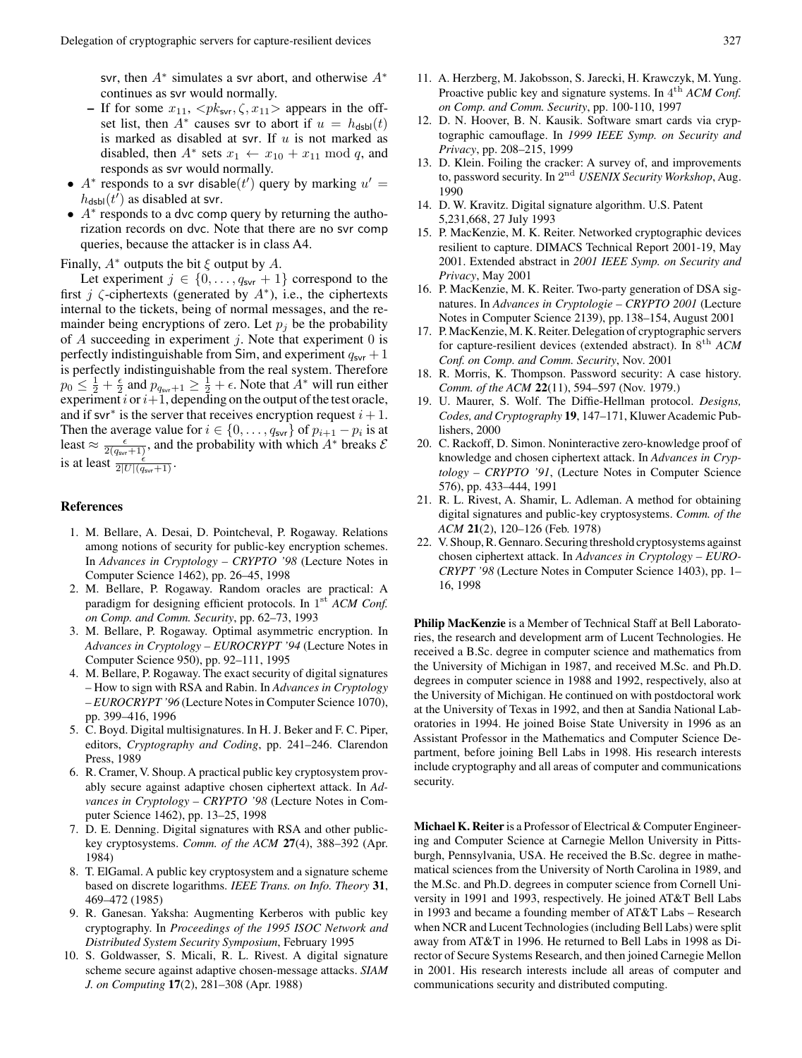svr, then $A^*$ simulates a svr abort, and otherwise $A^*$ continues as svr would normally.

 – If for some $x_{11}$, $<pk_{\mathsf{svr}}, \zeta, x_{11}>$ appears in the offset list, then $A^*$ causes svr to abort if $u = h_{\mathsf{dsbl}}(t)$ is marked as disabled at svr. If $u$ is not marked as disabled, then $A^*$ sets $x_1 \leftarrow x_{10} + x_{11} \bmod q$, and responds as svr would normally.

- $A^*$ responds to a svr disable$(t')$ query by marking $u' = h_{\mathsf{dsbl}}(t')$ as disabled at svr.
- $A^*$ responds to a dvc comp query by returning the authorization records on dvc. Note that there are no svr comp queries, because the attacker is in class A4.

Finally, $A^*$ outputs the bit $\xi$ output by $A$.

Let experiment $j \in \{0, \ldots, q_{\mathsf{svr}} + 1\}$ correspond to the first $j$ $\zeta$-ciphertexts (generated by $A^*$), i.e., the ciphertexts internal to the tickets, being of normal messages, and the remainder being encryptions of zero. Let $p_j$ be the probability of $A$ succeeding in experiment $j$. Note that experiment 0 is perfectly indistinguishable from Sim, and experiment $q_{\mathsf{svr}} + 1$ is perfectly indistinguishable from the real system. Therefore $p_0 \leq \frac{1}{2} + \frac{\epsilon}{2}$ and $p_{q_{\mathsf{svr}}+1} \geq \frac{1}{2} + \epsilon$. Note that $A^*$ will run either experiment $i$ or $i+1$, depending on the output of the test oracle, and if svr* is the server that receives encryption request $i+1$. Then the average value for $i \in \{0, \ldots, q_{\mathsf{svr}}\}$ of $p_{i+1} - p_i$ is at least $\approx \frac{\epsilon}{2(q_{\mathsf{svr}}+1)}$, and the probability with which $A^*$ breaks $\mathcal{E}$ is at least $\frac{\epsilon}{2|U|(q_{\mathsf{svr}}+1)}$.

## References

1. M. Bellare, A. Desai, D. Pointcheval, P. Rogaway. Relations among notions of security for public-key encryption schemes. In *Advances in Cryptology – CRYPTO '98* (Lecture Notes in Computer Science 1462), pp. 26–45, 1998
2. M. Bellare, P. Rogaway. Random oracles are practical: A paradigm for designing efficient protocols. In 1st *ACM Conf. on Comp. and Comm. Security*, pp. 62–73, 1993
3. M. Bellare, P. Rogaway. Optimal asymmetric encryption. In *Advances in Cryptology – EUROCRYPT '94* (Lecture Notes in Computer Science 950), pp. 92–111, 1995
4. M. Bellare, P. Rogaway. The exact security of digital signatures – How to sign with RSA and Rabin. In *Advances in Cryptology – EUROCRYPT '96* (Lecture Notes in Computer Science 1070), pp. 399–416, 1996
5. C. Boyd. Digital multisignatures. In H. J. Beker and F. C. Piper, editors, *Cryptography and Coding*, pp. 241–246. Clarendon Press, 1989
6. R. Cramer, V. Shoup. A practical public key cryptosystem provably secure against adaptive chosen ciphertext attack. In *Advances in Cryptology – CRYPTO '98* (Lecture Notes in Computer Science 1462), pp. 13–25, 1998
7. D. E. Denning. Digital signatures with RSA and other public-key cryptosystems. *Comm. of the ACM* **27**(4), 388–392 (Apr. 1984)
8. T. ElGamal. A public key cryptosystem and a signature scheme based on discrete logarithms. *IEEE Trans. on Info. Theory* **31**, 469–472 (1985)
9. R. Ganesan. Yaksha: Augmenting Kerberos with public key cryptography. In *Proceedings of the 1995 ISOC Network and Distributed System Security Symposium*, February 1995
10. S. Goldwasser, S. Micali, R. L. Rivest. A digital signature scheme secure against adaptive chosen-message attacks. *SIAM J. on Computing* **17**(2), 281–308 (Apr. 1988)
11. A. Herzberg, M. Jakobsson, S. Jarecki, H. Krawczyk, M. Yung. Proactive public key and signature systems. In 4th *ACM Conf. on Comp. and Comm. Security*, pp. 100-110, 1997
12. D. N. Hoover, B. N. Kausik. Software smart cards via cryptographic camouflage. In *1999 IEEE Symp. on Security and Privacy*, pp. 208–215, 1999
13. D. Klein. Foiling the cracker: A survey of, and improvements to, password security. In 2nd *USENIX Security Workshop*, Aug. 1990
14. D. W. Kravitz. Digital signature algorithm. U.S. Patent 5,231,668, 27 July 1993
15. P. MacKenzie, M. K. Reiter. Networked cryptographic devices resilient to capture. DIMACS Technical Report 2001-19, May 2001. Extended abstract in *2001 IEEE Symp. on Security and Privacy*, May 2001
16. P. MacKenzie, M. K. Reiter. Two-party generation of DSA signatures. In *Advances in Cryptologie – CRYPTO 2001* (Lecture Notes in Computer Science 2139), pp. 138–154, August 2001
17. P. MacKenzie, M. K. Reiter. Delegation of cryptographic servers for capture-resilient devices (extended abstract). In 8th *ACM Conf. on Comp. and Comm. Security*, Nov. 2001
18. R. Morris, K. Thompson. Password security: A case history. *Comm. of the ACM* **22**(11), 594–597 (Nov. 1979.)
19. U. Maurer, S. Wolf. The Diffie-Hellman protocol. *Designs, Codes, and Cryptography* **19**, 147–171, Kluwer Academic Publishers, 2000
20. C. Rackoff, D. Simon. Noninteractive zero-knowledge proof of knowledge and chosen ciphertext attack. In *Advances in Cryptology – CRYPTO '91*, (Lecture Notes in Computer Science 576), pp. 433–444, 1991
21. R. L. Rivest, A. Shamir, L. Adleman. A method for obtaining digital signatures and public-key cryptosystems. *Comm. of the ACM* **21**(2), 120–126 (Feb. 1978)
22. V. Shoup, R. Gennaro. Securing threshold cryptosystems against chosen ciphertext attack. In *Advances in Cryptology – EUROCRYPT '98* (Lecture Notes in Computer Science 1403), pp. 1–16, 1998

**Philip MacKenzie** is a Member of Technical Staff at Bell Laboratories, the research and development arm of Lucent Technologies. He received a B.Sc. degree in computer science and mathematics from the University of Michigan in 1987, and received M.Sc. and Ph.D. degrees in computer science in 1988 and 1992, respectively, also at the University of Michigan. He continued on with postdoctoral work at the University of Texas in 1992, and then at Sandia National Laboratories in 1994. He joined Boise State University in 1996 as an Assistant Professor in the Mathematics and Computer Science Department, before joining Bell Labs in 1998. His research interests include cryptography and all areas of computer and communications security.

**Michael K. Reiter** is a Professor of Electrical & Computer Engineering and Computer Science at Carnegie Mellon University in Pittsburgh, Pennsylvania, USA. He received the B.Sc. degree in mathematical sciences from the University of North Carolina in 1989, and the M.Sc. and Ph.D. degrees in computer science from Cornell University in 1991 and 1993, respectively. He joined AT&T Bell Labs in 1993 and became a founding member of AT&T Labs – Research when NCR and Lucent Technologies (including Bell Labs) were split away from AT&T in 1996. He returned to Bell Labs in 1998 as Director of Secure Systems Research, and then joined Carnegie Mellon in 2001. His research interests include all areas of computer and communications security and distributed computing.